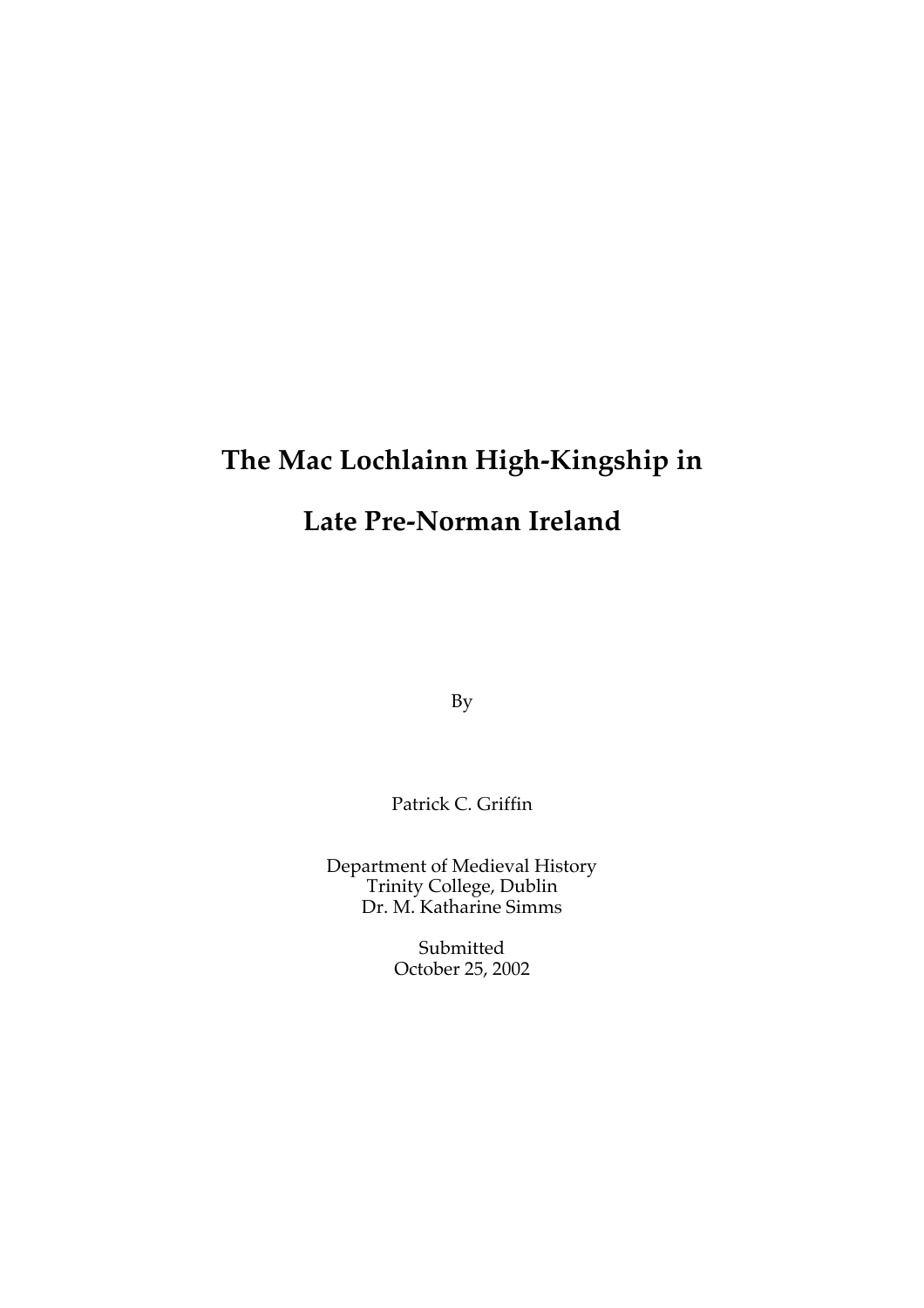# The Mac Lochlainn High-Kingship in Late Pre-Norman Ireland

By

Patrick C. Griffin

Department of Medieval History
Trinity College, Dublin
Dr. M. Katharine Simms

Submitted
October 25, 2002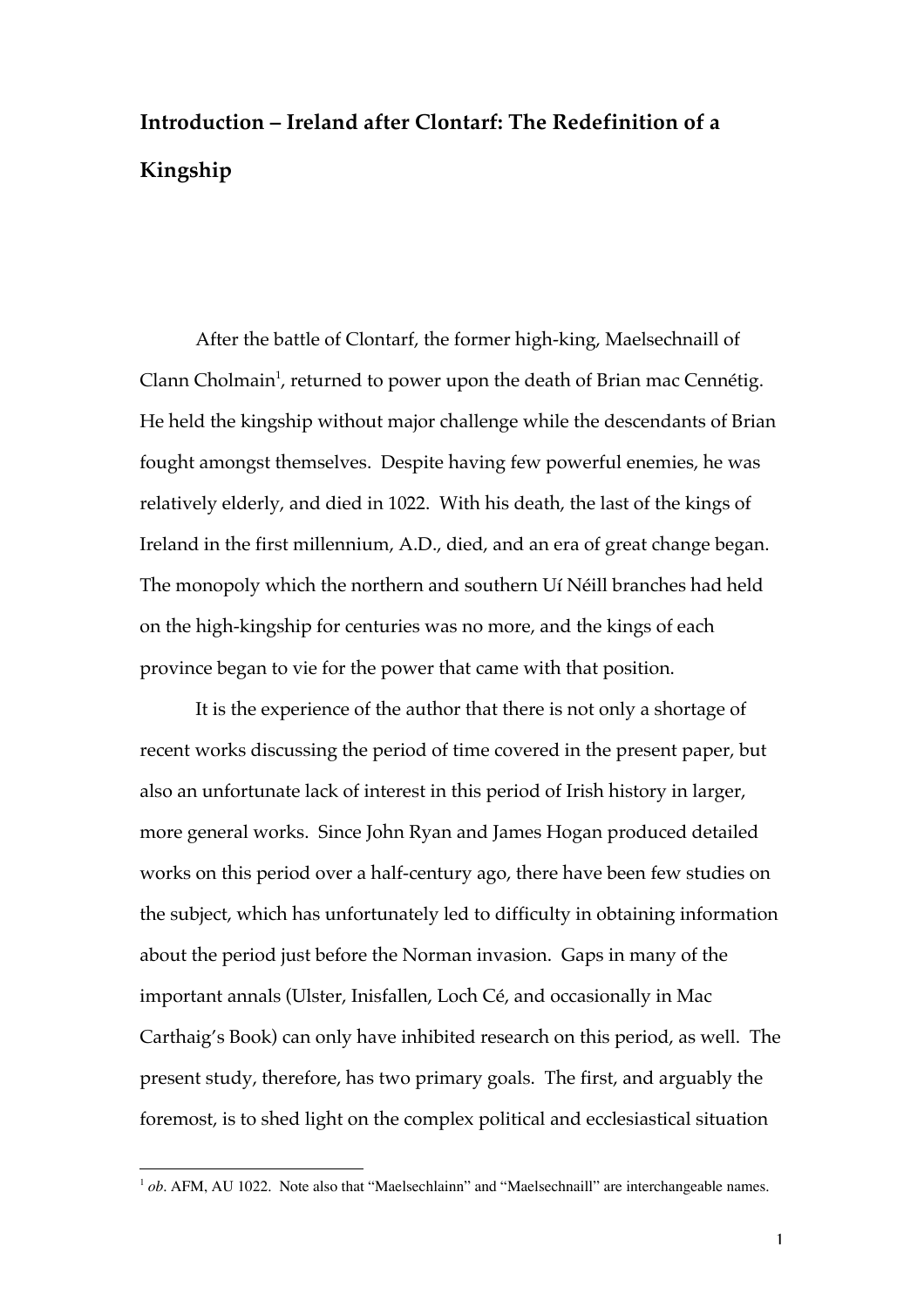# Introduction – Ireland after Clontarf: The Redefinition of a Kingship

After the battle of Clontarf, the former high-king, Maelsechnaill of Clann Cholmain[1], returned to power upon the death of Brian mac Cennétig. He held the kingship without major challenge while the descendants of Brian fought amongst themselves. Despite having few powerful enemies, he was relatively elderly, and died in 1022. With his death, the last of the kings of Ireland in the first millennium, A.D., died, and an era of great change began. The monopoly which the northern and southern Uí Néill branches had held on the high-kingship for centuries was no more, and the kings of each province began to vie for the power that came with that position.

It is the experience of the author that there is not only a shortage of recent works discussing the period of time covered in the present paper, but also an unfortunate lack of interest in this period of Irish history in larger, more general works. Since John Ryan and James Hogan produced detailed works on this period over a half-century ago, there have been few studies on the subject, which has unfortunately led to difficulty in obtaining information about the period just before the Norman invasion. Gaps in many of the important annals (Ulster, Inisfallen, Loch Cé, and occasionally in Mac Carthaig's Book) can only have inhibited research on this period, as well. The present study, therefore, has two primary goals. The first, and arguably the foremost, is to shed light on the complex political and ecclesiastical situation

[1] *ob*. AFM, AU 1022. Note also that "Maelsechlainn" and "Maelsechnaill" are interchangeable names.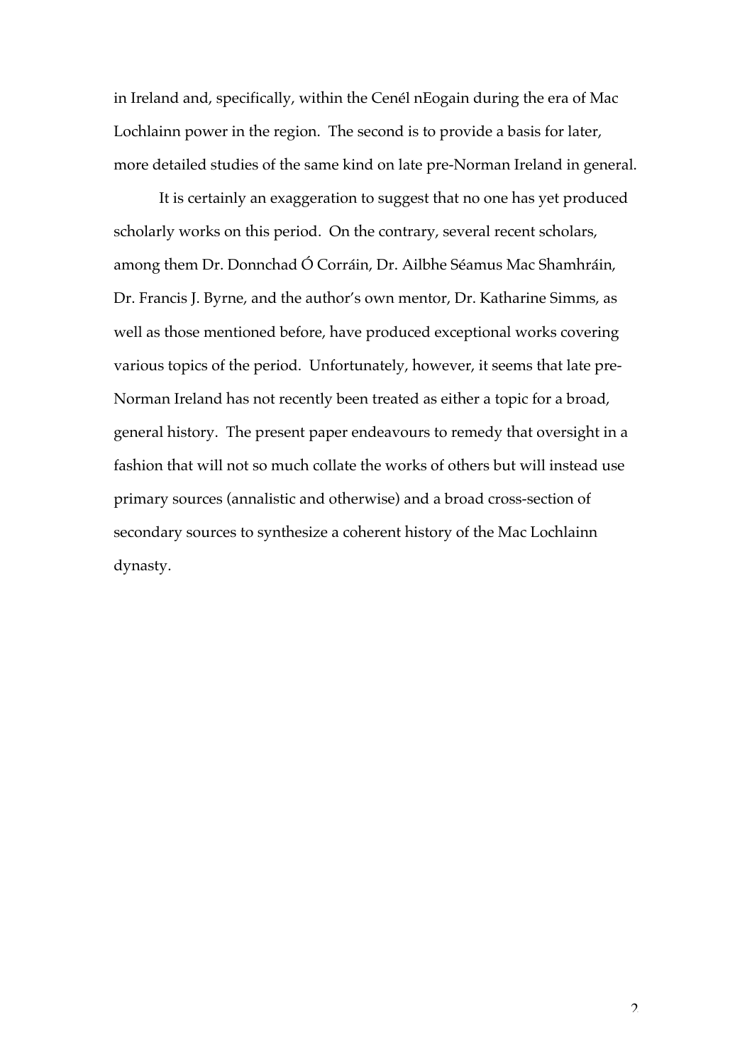in Ireland and, specifically, within the Cenél nEogain during the era of Mac Lochlainn power in the region. The second is to provide a basis for later, more detailed studies of the same kind on late pre-Norman Ireland in general.

It is certainly an exaggeration to suggest that no one has yet produced scholarly works on this period. On the contrary, several recent scholars, among them Dr. Donnchad Ó Corráin, Dr. Ailbhe Séamus Mac Shamhráin, Dr. Francis J. Byrne, and the author's own mentor, Dr. Katharine Simms, as well as those mentioned before, have produced exceptional works covering various topics of the period. Unfortunately, however, it seems that late pre-Norman Ireland has not recently been treated as either a topic for a broad, general history. The present paper endeavours to remedy that oversight in a fashion that will not so much collate the works of others but will instead use primary sources (annalistic and otherwise) and a broad cross-section of secondary sources to synthesize a coherent history of the Mac Lochlainn dynasty.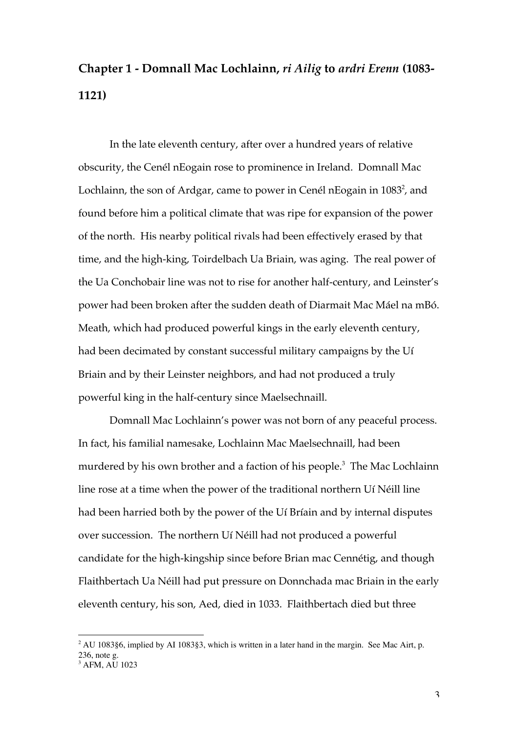## Chapter 1 - Domnall Mac Lochlainn, *ri Ailig* to *ardri Erenn* (1083-1121)

In the late eleventh century, after over a hundred years of relative obscurity, the Cenél nEogain rose to prominence in Ireland. Domnall Mac Lochlainn, the son of Ardgar, came to power in Cenél nEogain in 1083[2], and found before him a political climate that was ripe for expansion of the power of the north. His nearby political rivals had been effectively erased by that time, and the high-king, Toirdelbach Ua Briain, was aging. The real power of the Ua Conchobair line was not to rise for another half-century, and Leinster's power had been broken after the sudden death of Diarmait Mac Máel na mBó. Meath, which had produced powerful kings in the early eleventh century, had been decimated by constant successful military campaigns by the Uí Briain and by their Leinster neighbors, and had not produced a truly powerful king in the half-century since Maelsechnaill.

Domnall Mac Lochlainn's power was not born of any peaceful process. In fact, his familial namesake, Lochlainn Mac Maelsechnaill, had been murdered by his own brother and a faction of his people.[3] The Mac Lochlainn line rose at a time when the power of the traditional northern Uí Néill line had been harried both by the power of the Uí Bríain and by internal disputes over succession. The northern Uí Néill had not produced a powerful candidate for the high-kingship since before Brian mac Cennétig, and though Flaithbertach Ua Néill had put pressure on Donnchada mac Briain in the early eleventh century, his son, Aed, died in 1033. Flaithbertach died but three

[2] AU 1083§6, implied by AI 1083§3, which is written in a later hand in the margin. See Mac Airt, p. 236, note g.

[3] AFM, AU 1023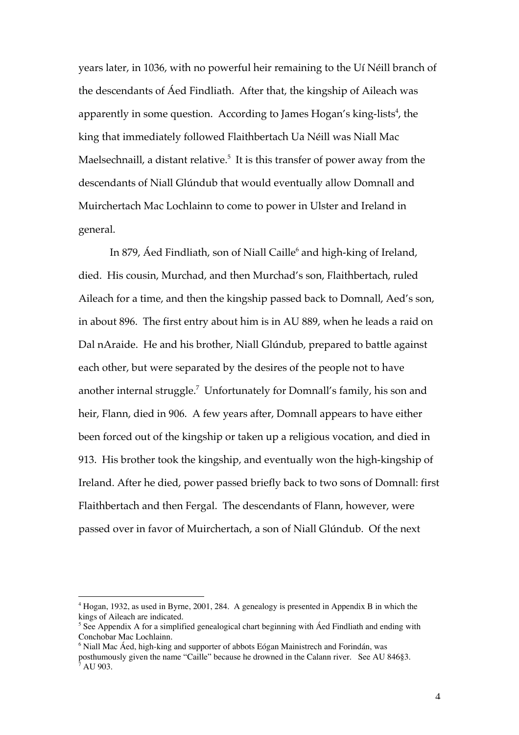years later, in 1036, with no powerful heir remaining to the Uí Néill branch of the descendants of Áed Findliath. After that, the kingship of Aileach was apparently in some question. According to James Hogan's king-lists[4], the king that immediately followed Flaithbertach Ua Néill was Niall Mac Maelsechnaill, a distant relative.[5] It is this transfer of power away from the descendants of Niall Glúndub that would eventually allow Domnall and Muirchertach Mac Lochlainn to come to power in Ulster and Ireland in general.

In 879, Áed Findliath, son of Niall Caille[6] and high-king of Ireland, died. His cousin, Murchad, and then Murchad's son, Flaithbertach, ruled Aileach for a time, and then the kingship passed back to Domnall, Aed's son, in about 896. The first entry about him is in AU 889, when he leads a raid on Dal nAraide. He and his brother, Niall Glúndub, prepared to battle against each other, but were separated by the desires of the people not to have another internal struggle.[7] Unfortunately for Domnall's family, his son and heir, Flann, died in 906. A few years after, Domnall appears to have either been forced out of the kingship or taken up a religious vocation, and died in 913. His brother took the kingship, and eventually won the high-kingship of Ireland. After he died, power passed briefly back to two sons of Domnall: first Flaithbertach and then Fergal. The descendants of Flann, however, were passed over in favor of Muirchertach, a son of Niall Glúndub. Of the next

---

[4] Hogan, 1932, as used in Byrne, 2001, 284. A genealogy is presented in Appendix B in which the kings of Aileach are indicated.

[5] See Appendix A for a simplified genealogical chart beginning with Áed Findliath and ending with Conchobar Mac Lochlainn.

[6] Niall Mac Áed, high-king and supporter of abbots Eógan Mainistrech and Forindán, was posthumously given the name "Caille" because he drowned in the Calann river. See AU 846§3.

[7] AU 903.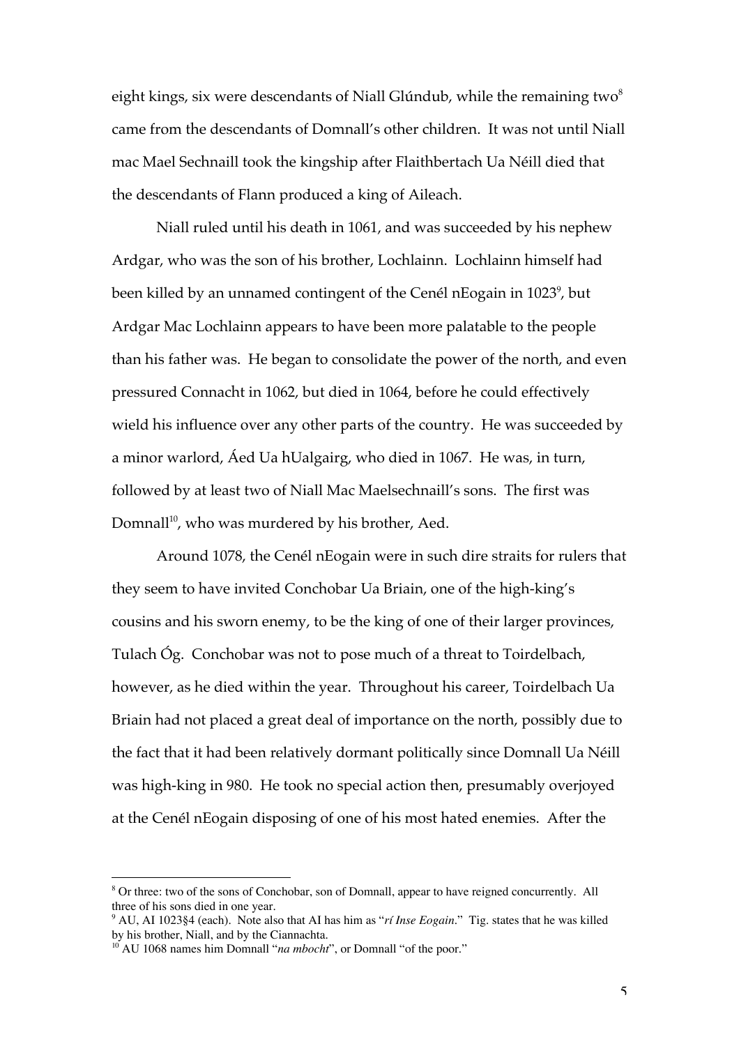eight kings, six were descendants of Niall Glúndub, while the remaining two[8] came from the descendants of Domnall's other children. It was not until Niall mac Mael Sechnaill took the kingship after Flaithbertach Ua Néill died that the descendants of Flann produced a king of Aileach.

Niall ruled until his death in 1061, and was succeeded by his nephew Ardgar, who was the son of his brother, Lochlainn. Lochlainn himself had been killed by an unnamed contingent of the Cenél nEogain in 1023[9], but Ardgar Mac Lochlainn appears to have been more palatable to the people than his father was. He began to consolidate the power of the north, and even pressured Connacht in 1062, but died in 1064, before he could effectively wield his influence over any other parts of the country. He was succeeded by a minor warlord, Áed Ua hUalgairg, who died in 1067. He was, in turn, followed by at least two of Niall Mac Maelsechnaill's sons. The first was Domnall[10], who was murdered by his brother, Aed.

Around 1078, the Cenél nEogain were in such dire straits for rulers that they seem to have invited Conchobar Ua Briain, one of the high-king's cousins and his sworn enemy, to be the king of one of their larger provinces, Tulach Óg. Conchobar was not to pose much of a threat to Toirdelbach, however, as he died within the year. Throughout his career, Toirdelbach Ua Briain had not placed a great deal of importance on the north, possibly due to the fact that it had been relatively dormant politically since Domnall Ua Néill was high-king in 980. He took no special action then, presumably overjoyed at the Cenél nEogain disposing of one of his most hated enemies. After the

---

[8] Or three: two of the sons of Conchobar, son of Domnall, appear to have reigned concurrently. All three of his sons died in one year.

[9] AU, AI 1023§4 (each). Note also that AI has him as "*rí Inse Eogain*." Tig. states that he was killed by his brother, Niall, and by the Ciannachta.

[10] AU 1068 names him Domnall "*na mbocht*", or Domnall "of the poor."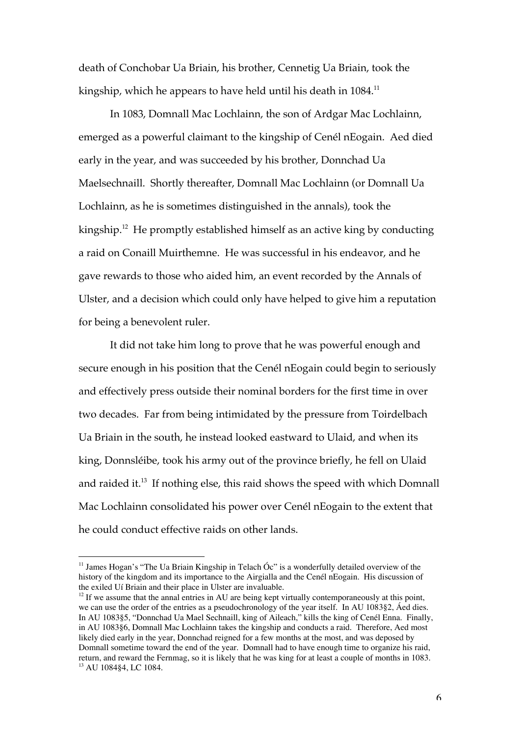death of Conchobar Ua Briain, his brother, Cennetig Ua Briain, took the kingship, which he appears to have held until his death in 1084.[11]

In 1083, Domnall Mac Lochlainn, the son of Ardgar Mac Lochlainn, emerged as a powerful claimant to the kingship of Cenél nEogain. Aed died early in the year, and was succeeded by his brother, Donnchad Ua Maelsechnaill. Shortly thereafter, Domnall Mac Lochlainn (or Domnall Ua Lochlainn, as he is sometimes distinguished in the annals), took the kingship.[12] He promptly established himself as an active king by conducting a raid on Conaill Muirthemne. He was successful in his endeavor, and he gave rewards to those who aided him, an event recorded by the Annals of Ulster, and a decision which could only have helped to give him a reputation for being a benevolent ruler.

It did not take him long to prove that he was powerful enough and secure enough in his position that the Cenél nEogain could begin to seriously and effectively press outside their nominal borders for the first time in over two decades. Far from being intimidated by the pressure from Toirdelbach Ua Briain in the south, he instead looked eastward to Ulaid, and when its king, Donnsléibe, took his army out of the province briefly, he fell on Ulaid and raided it.[13] If nothing else, this raid shows the speed with which Domnall Mac Lochlainn consolidated his power over Cenél nEogain to the extent that he could conduct effective raids on other lands.

---

[11] James Hogan's "The Ua Briain Kingship in Telach Óc" is a wonderfully detailed overview of the history of the kingdom and its importance to the Airgialla and the Cenél nEogain. His discussion of the exiled Uí Briain and their place in Ulster are invaluable.

[12] If we assume that the annal entries in AU are being kept virtually contemporaneously at this point, we can use the order of the entries as a pseudochronology of the year itself. In AU 1083§2, Áed dies. In AU 1083§5, "Donnchad Ua Mael Sechnaill, king of Aileach," kills the king of Cenél Enna. Finally, in AU 1083§6, Domnall Mac Lochlainn takes the kingship and conducts a raid. Therefore, Aed most likely died early in the year, Donnchad reigned for a few months at the most, and was deposed by Domnall sometime toward the end of the year. Domnall had to have enough time to organize his raid, return, and reward the Fernmag, so it is likely that he was king for at least a couple of months in 1083.

[13] AU 1084§4, LC 1084.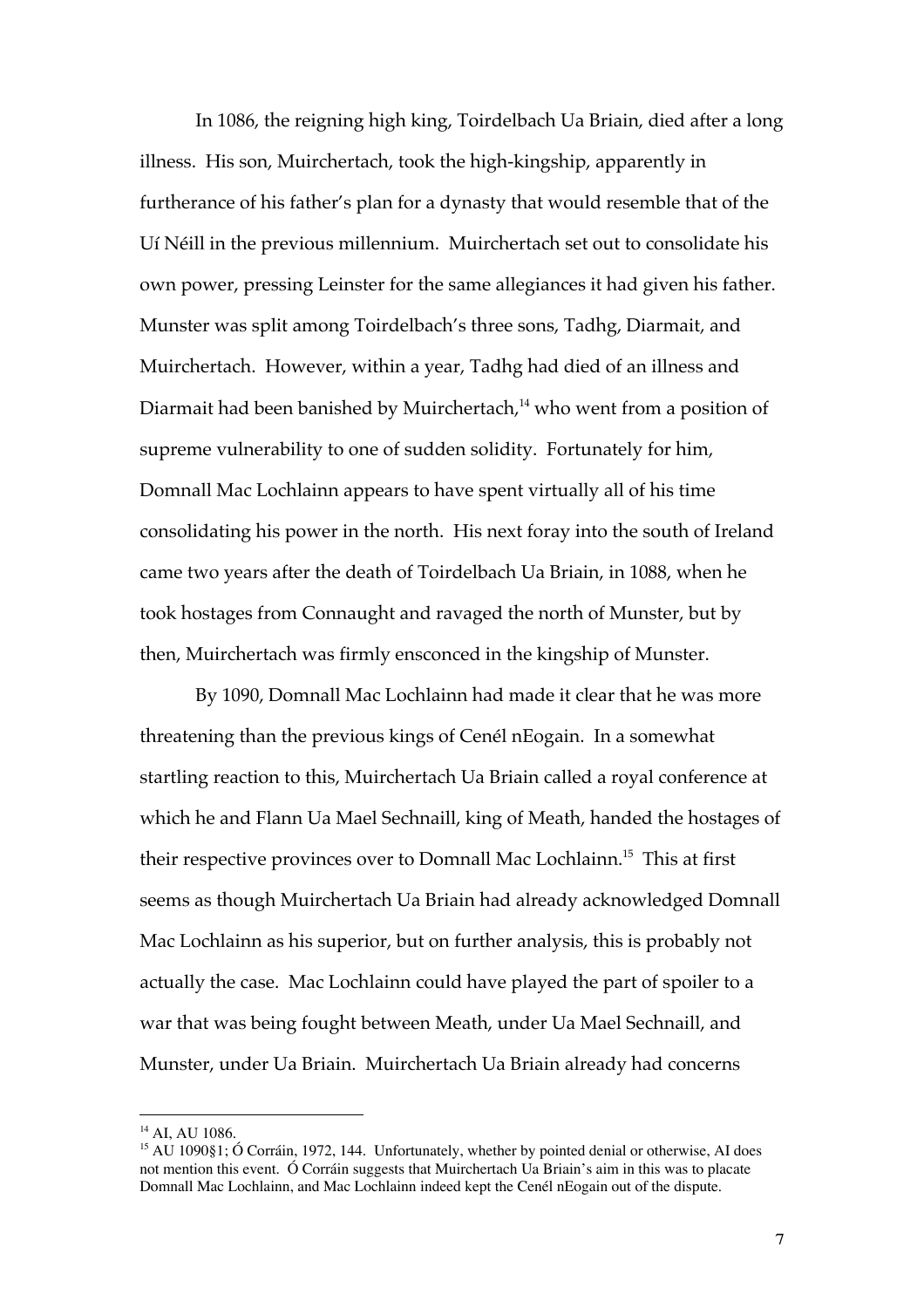In 1086, the reigning high king, Toirdelbach Ua Briain, died after a long illness. His son, Muirchertach, took the high-kingship, apparently in furtherance of his father's plan for a dynasty that would resemble that of the Uí Néill in the previous millennium. Muirchertach set out to consolidate his own power, pressing Leinster for the same allegiances it had given his father. Munster was split among Toirdelbach's three sons, Tadhg, Diarmait, and Muirchertach. However, within a year, Tadhg had died of an illness and Diarmait had been banished by Muirchertach,[14] who went from a position of supreme vulnerability to one of sudden solidity. Fortunately for him, Domnall Mac Lochlainn appears to have spent virtually all of his time consolidating his power in the north. His next foray into the south of Ireland came two years after the death of Toirdelbach Ua Briain, in 1088, when he took hostages from Connaught and ravaged the north of Munster, but by then, Muirchertach was firmly ensconced in the kingship of Munster.

By 1090, Domnall Mac Lochlainn had made it clear that he was more threatening than the previous kings of Cenél nEogain. In a somewhat startling reaction to this, Muirchertach Ua Briain called a royal conference at which he and Flann Ua Mael Sechnaill, king of Meath, handed the hostages of their respective provinces over to Domnall Mac Lochlainn.[15] This at first seems as though Muirchertach Ua Briain had already acknowledged Domnall Mac Lochlainn as his superior, but on further analysis, this is probably not actually the case. Mac Lochlainn could have played the part of spoiler to a war that was being fought between Meath, under Ua Mael Sechnaill, and Munster, under Ua Briain. Muirchertach Ua Briain already had concerns

[14] AI, AU 1086.

[15] AU 1090§1; Ó Corráin, 1972, 144. Unfortunately, whether by pointed denial or otherwise, AI does not mention this event. Ó Corráin suggests that Muirchertach Ua Briain's aim in this was to placate Domnall Mac Lochlainn, and Mac Lochlainn indeed kept the Cenél nEogain out of the dispute.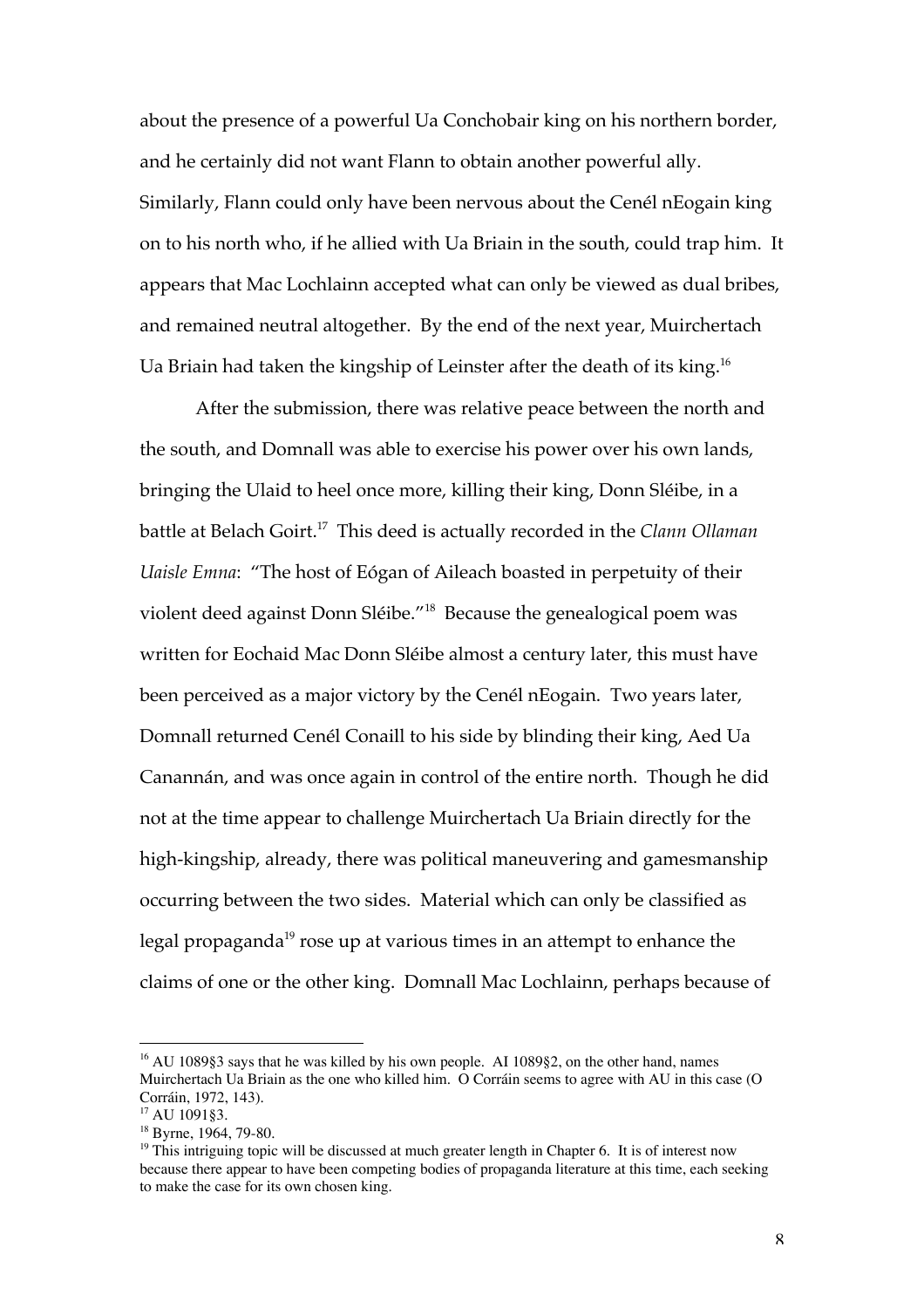about the presence of a powerful Ua Conchobair king on his northern border, and he certainly did not want Flann to obtain another powerful ally. Similarly, Flann could only have been nervous about the Cenél nEogain king on to his north who, if he allied with Ua Briain in the south, could trap him. It appears that Mac Lochlainn accepted what can only be viewed as dual bribes, and remained neutral altogether. By the end of the next year, Muirchertach Ua Briain had taken the kingship of Leinster after the death of its king.[16]

After the submission, there was relative peace between the north and the south, and Domnall was able to exercise his power over his own lands, bringing the Ulaid to heel once more, killing their king, Donn Sléibe, in a battle at Belach Goirt.[17] This deed is actually recorded in the *Clann Ollaman Uaisle Emna*: "The host of Eógan of Aileach boasted in perpetuity of their violent deed against Donn Sléibe."[18] Because the genealogical poem was written for Eochaid Mac Donn Sléibe almost a century later, this must have been perceived as a major victory by the Cenél nEogain. Two years later, Domnall returned Cenél Conaill to his side by blinding their king, Aed Ua Canannán, and was once again in control of the entire north. Though he did not at the time appear to challenge Muirchertach Ua Briain directly for the high-kingship, already, there was political maneuvering and gamesmanship occurring between the two sides. Material which can only be classified as legal propaganda[19] rose up at various times in an attempt to enhance the claims of one or the other king. Domnall Mac Lochlainn, perhaps because of

---

[16] AU 1089§3 says that he was killed by his own people. AI 1089§2, on the other hand, names Muirchertach Ua Briain as the one who killed him. O Corráin seems to agree with AU in this case (O Corráin, 1972, 143).

[17] AU 1091§3.

[18] Byrne, 1964, 79-80.

[19] This intriguing topic will be discussed at much greater length in Chapter 6. It is of interest now because there appear to have been competing bodies of propaganda literature at this time, each seeking to make the case for its own chosen king.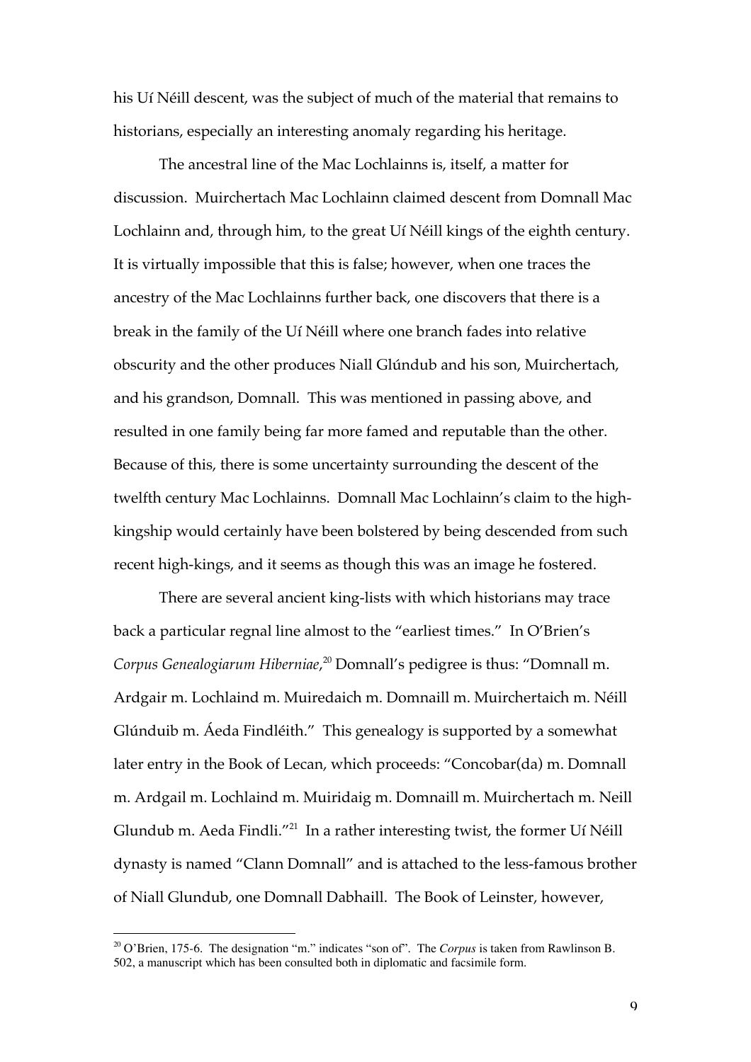his Uí Néill descent, was the subject of much of the material that remains to historians, especially an interesting anomaly regarding his heritage.

The ancestral line of the Mac Lochlainns is, itself, a matter for discussion. Muirchertach Mac Lochlainn claimed descent from Domnall Mac Lochlainn and, through him, to the great Uí Néill kings of the eighth century. It is virtually impossible that this is false; however, when one traces the ancestry of the Mac Lochlainns further back, one discovers that there is a break in the family of the Uí Néill where one branch fades into relative obscurity and the other produces Niall Glúndub and his son, Muirchertach, and his grandson, Domnall. This was mentioned in passing above, and resulted in one family being far more famed and reputable than the other. Because of this, there is some uncertainty surrounding the descent of the twelfth century Mac Lochlainns. Domnall Mac Lochlainn's claim to the high-kingship would certainly have been bolstered by being descended from such recent high-kings, and it seems as though this was an image he fostered.

There are several ancient king-lists with which historians may trace back a particular regnal line almost to the "earliest times." In O'Brien's *Corpus Genealogiarum Hiberniae*,[20] Domnall's pedigree is thus: "Domnall m. Ardgair m. Lochlaind m. Muiredaich m. Domnaill m. Muirchertaich m. Néill Glúnduib m. Áeda Findléith." This genealogy is supported by a somewhat later entry in the Book of Lecan, which proceeds: "Concobar(da) m. Domnall m. Ardgail m. Lochlaind m. Muiridaig m. Domnaill m. Muirchertach m. Neill Glundub m. Aeda Findli."[21] In a rather interesting twist, the former Uí Néill dynasty is named "Clann Domnall" and is attached to the less-famous brother of Niall Glundub, one Domnall Dabhaill. The Book of Leinster, however,

[20] O'Brien, 175-6. The designation "m." indicates "son of". The *Corpus* is taken from Rawlinson B. 502, a manuscript which has been consulted both in diplomatic and facsimile form.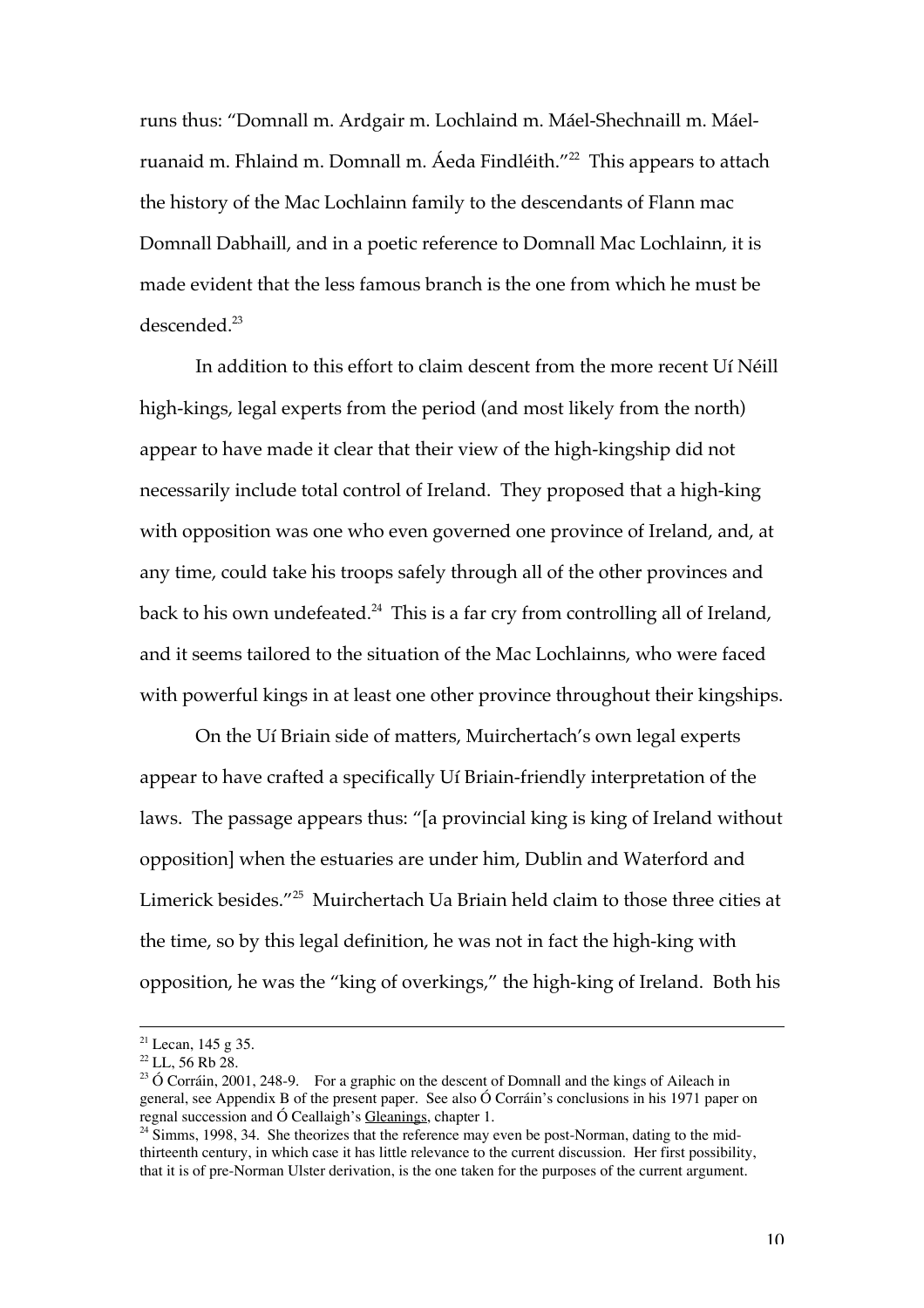runs thus: "Domnall m. Ardgair m. Lochlaind m. Máel-Shechnaill m. Máel-ruanaid m. Fhlaind m. Domnall m. Áeda Findléith."[22] This appears to attach the history of the Mac Lochlainn family to the descendants of Flann mac Domnall Dabhaill, and in a poetic reference to Domnall Mac Lochlainn, it is made evident that the less famous branch is the one from which he must be descended.[23]

In addition to this effort to claim descent from the more recent Uí Néill high-kings, legal experts from the period (and most likely from the north) appear to have made it clear that their view of the high-kingship did not necessarily include total control of Ireland. They proposed that a high-king with opposition was one who even governed one province of Ireland, and, at any time, could take his troops safely through all of the other provinces and back to his own undefeated.[24] This is a far cry from controlling all of Ireland, and it seems tailored to the situation of the Mac Lochlainns, who were faced with powerful kings in at least one other province throughout their kingships.

On the Uí Briain side of matters, Muirchertach's own legal experts appear to have crafted a specifically Uí Briain-friendly interpretation of the laws. The passage appears thus: "[a provincial king is king of Ireland without opposition] when the estuaries are under him, Dublin and Waterford and Limerick besides."[25] Muirchertach Ua Briain held claim to those three cities at the time, so by this legal definition, he was not in fact the high-king with opposition, he was the "king of overkings," the high-king of Ireland. Both his

---

[21] Lecan, 145 g 35.

[22] LL, 56 Rb 28.

[23] Ó Corráin, 2001, 248-9. For a graphic on the descent of Domnall and the kings of Aileach in general, see Appendix B of the present paper. See also Ó Corráin's conclusions in his 1971 paper on regnal succession and Ó Ceallaigh's <u>Gleanings</u>, chapter 1.

[24] Simms, 1998, 34. She theorizes that the reference may even be post-Norman, dating to the mid-thirteenth century, in which case it has little relevance to the current discussion. Her first possibility, that it is of pre-Norman Ulster derivation, is the one taken for the purposes of the current argument.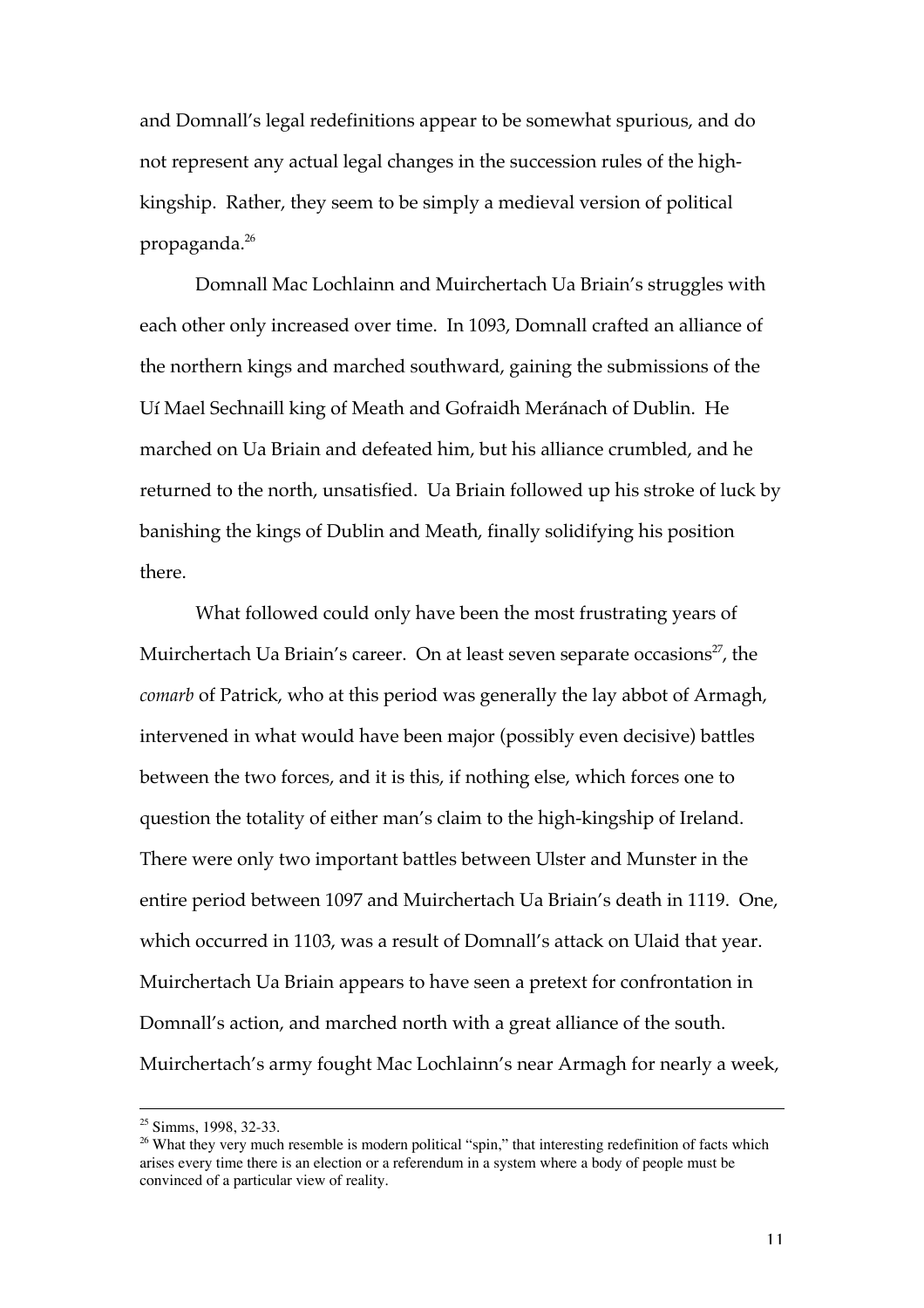and Domnall's legal redefinitions appear to be somewhat spurious, and do not represent any actual legal changes in the succession rules of the high-kingship. Rather, they seem to be simply a medieval version of political propaganda.[26]

Domnall Mac Lochlainn and Muirchertach Ua Briain's struggles with each other only increased over time. In 1093, Domnall crafted an alliance of the northern kings and marched southward, gaining the submissions of the Uí Mael Sechnaill king of Meath and Gofraidh Meránach of Dublin. He marched on Ua Briain and defeated him, but his alliance crumbled, and he returned to the north, unsatisfied. Ua Briain followed up his stroke of luck by banishing the kings of Dublin and Meath, finally solidifying his position there.

What followed could only have been the most frustrating years of Muirchertach Ua Briain's career. On at least seven separate occasions[27], the *comarb* of Patrick, who at this period was generally the lay abbot of Armagh, intervened in what would have been major (possibly even decisive) battles between the two forces, and it is this, if nothing else, which forces one to question the totality of either man's claim to the high-kingship of Ireland. There were only two important battles between Ulster and Munster in the entire period between 1097 and Muirchertach Ua Briain's death in 1119. One, which occurred in 1103, was a result of Domnall's attack on Ulaid that year. Muirchertach Ua Briain appears to have seen a pretext for confrontation in Domnall's action, and marched north with a great alliance of the south. Muirchertach's army fought Mac Lochlainn's near Armagh for nearly a week,

---

[25] Simms, 1998, 32-33.

[26] What they very much resemble is modern political "spin," that interesting redefinition of facts which arises every time there is an election or a referendum in a system where a body of people must be convinced of a particular view of reality.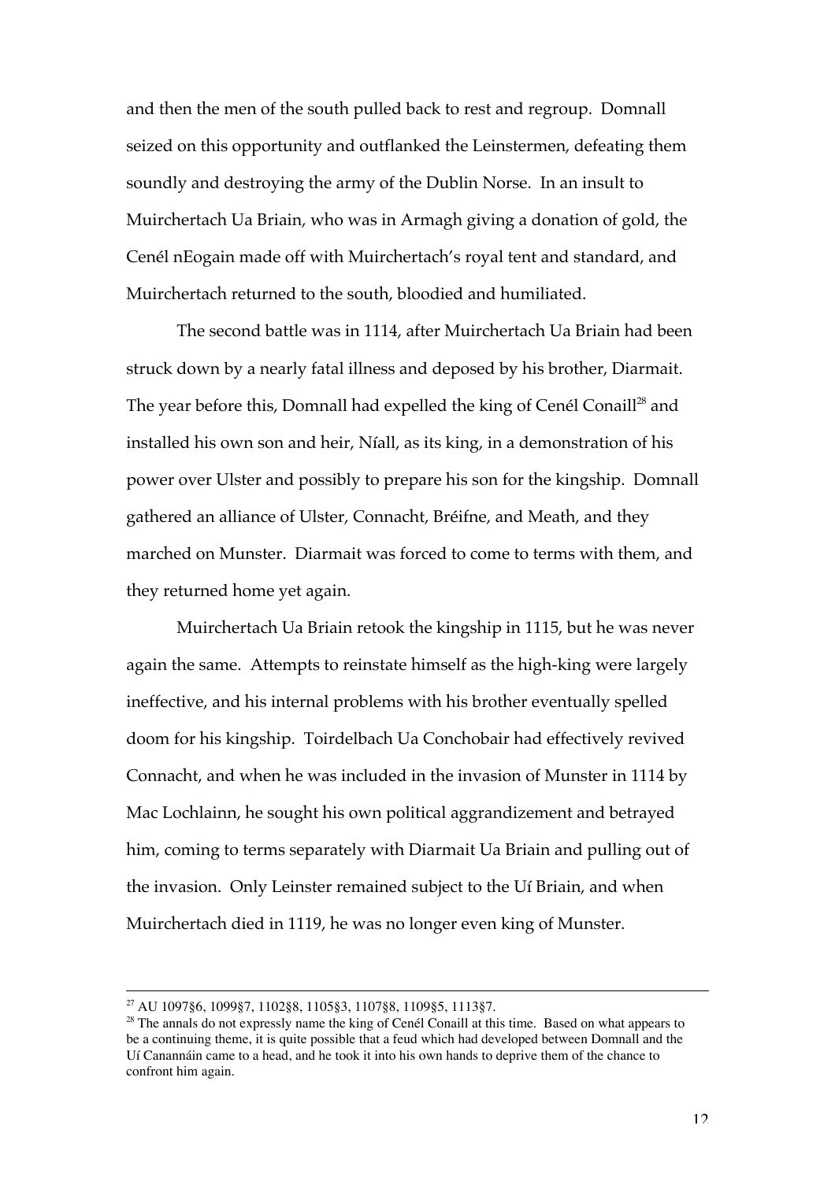and then the men of the south pulled back to rest and regroup. Domnall seized on this opportunity and outflanked the Leinstermen, defeating them soundly and destroying the army of the Dublin Norse. In an insult to Muirchertach Ua Briain, who was in Armagh giving a donation of gold, the Cenél nEogain made off with Muirchertach's royal tent and standard, and Muirchertach returned to the south, bloodied and humiliated.

The second battle was in 1114, after Muirchertach Ua Briain had been struck down by a nearly fatal illness and deposed by his brother, Diarmait. The year before this, Domnall had expelled the king of Cenél Conaill[28] and installed his own son and heir, Níall, as its king, in a demonstration of his power over Ulster and possibly to prepare his son for the kingship. Domnall gathered an alliance of Ulster, Connacht, Bréifne, and Meath, and they marched on Munster. Diarmait was forced to come to terms with them, and they returned home yet again.

Muirchertach Ua Briain retook the kingship in 1115, but he was never again the same. Attempts to reinstate himself as the high-king were largely ineffective, and his internal problems with his brother eventually spelled doom for his kingship. Toirdelbach Ua Conchobair had effectively revived Connacht, and when he was included in the invasion of Munster in 1114 by Mac Lochlainn, he sought his own political aggrandizement and betrayed him, coming to terms separately with Diarmait Ua Briain and pulling out of the invasion. Only Leinster remained subject to the Uí Briain, and when Muirchertach died in 1119, he was no longer even king of Munster.

---

[27] AU 1097§6, 1099§7, 1102§8, 1105§3, 1107§8, 1109§5, 1113§7.

[28] The annals do not expressly name the king of Cenél Conaill at this time. Based on what appears to be a continuing theme, it is quite possible that a feud which had developed between Domnall and the Uí Canannáin came to a head, and he took it into his own hands to deprive them of the chance to confront him again.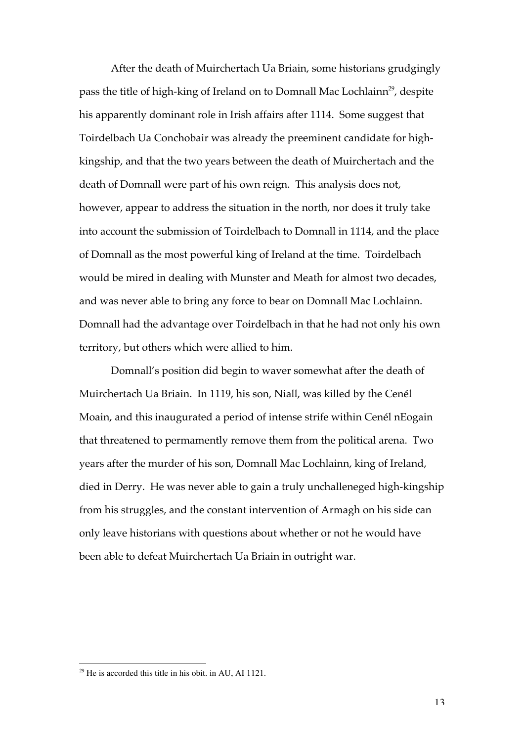After the death of Muirchertach Ua Briain, some historians grudgingly pass the title of high-king of Ireland on to Domnall Mac Lochlainn[29], despite his apparently dominant role in Irish affairs after 1114. Some suggest that Toirdelbach Ua Conchobair was already the preeminent candidate for high-kingship, and that the two years between the death of Muirchertach and the death of Domnall were part of his own reign. This analysis does not, however, appear to address the situation in the north, nor does it truly take into account the submission of Toirdelbach to Domnall in 1114, and the place of Domnall as the most powerful king of Ireland at the time. Toirdelbach would be mired in dealing with Munster and Meath for almost two decades, and was never able to bring any force to bear on Domnall Mac Lochlainn. Domnall had the advantage over Toirdelbach in that he had not only his own territory, but others which were allied to him.

Domnall's position did begin to waver somewhat after the death of Muirchertach Ua Briain. In 1119, his son, Niall, was killed by the Cenél Moain, and this inaugurated a period of intense strife within Cenél nEogain that threatened to permamently remove them from the political arena. Two years after the murder of his son, Domnall Mac Lochlainn, king of Ireland, died in Derry. He was never able to gain a truly unchalleneged high-kingship from his struggles, and the constant intervention of Armagh on his side can only leave historians with questions about whether or not he would have been able to defeat Muirchertach Ua Briain in outright war.

---

[29] He is accorded this title in his obit. in AU, AI 1121.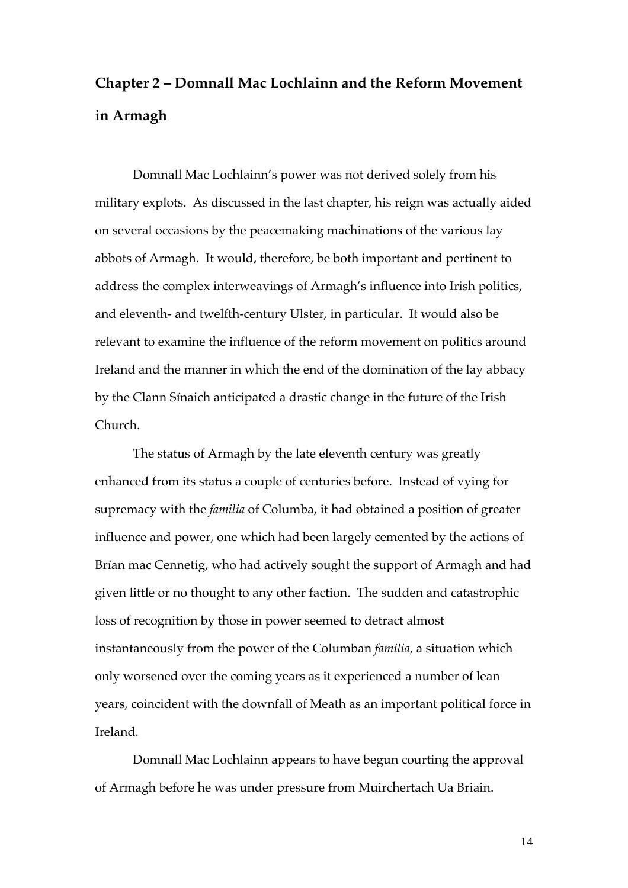## Chapter 2 – Domnall Mac Lochlainn and the Reform Movement in Armagh

Domnall Mac Lochlainn's power was not derived solely from his military explots. As discussed in the last chapter, his reign was actually aided on several occasions by the peacemaking machinations of the various lay abbots of Armagh. It would, therefore, be both important and pertinent to address the complex interweavings of Armagh's influence into Irish politics, and eleventh- and twelfth-century Ulster, in particular. It would also be relevant to examine the influence of the reform movement on politics around Ireland and the manner in which the end of the domination of the lay abbacy by the Clann Sínaich anticipated a drastic change in the future of the Irish Church.

The status of Armagh by the late eleventh century was greatly enhanced from its status a couple of centuries before. Instead of vying for supremacy with the *familia* of Columba, it had obtained a position of greater influence and power, one which had been largely cemented by the actions of Brían mac Cennetig, who had actively sought the support of Armagh and had given little or no thought to any other faction. The sudden and catastrophic loss of recognition by those in power seemed to detract almost instantaneously from the power of the Columban *familia*, a situation which only worsened over the coming years as it experienced a number of lean years, coincident with the downfall of Meath as an important political force in Ireland.

Domnall Mac Lochlainn appears to have begun courting the approval of Armagh before he was under pressure from Muirchertach Ua Briain.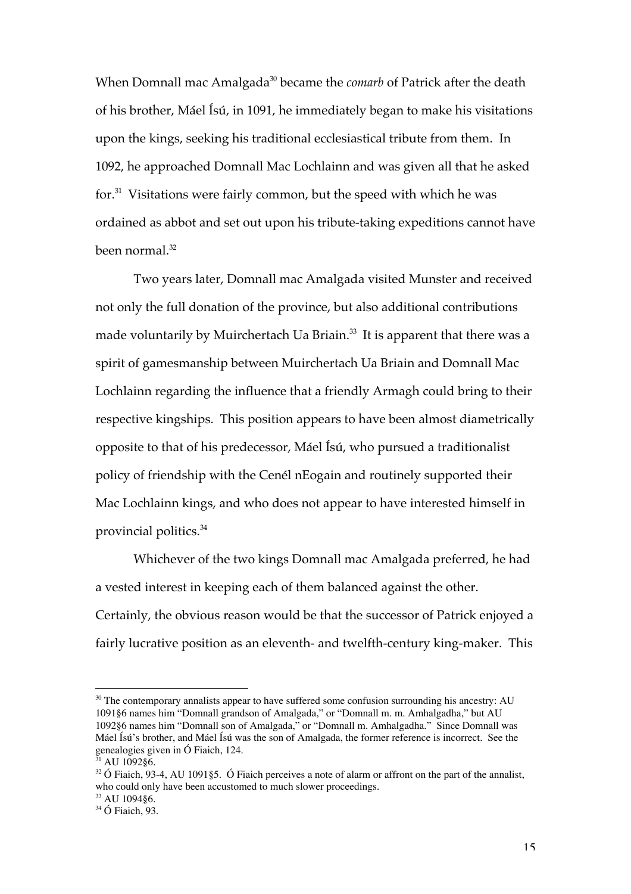When Domnall mac Amalgada[30] became the *comarb* of Patrick after the death of his brother, Máel Ísú, in 1091, he immediately began to make his visitations upon the kings, seeking his traditional ecclesiastical tribute from them. In 1092, he approached Domnall Mac Lochlainn and was given all that he asked for.[31] Visitations were fairly common, but the speed with which he was ordained as abbot and set out upon his tribute-taking expeditions cannot have been normal.[32]

Two years later, Domnall mac Amalgada visited Munster and received not only the full donation of the province, but also additional contributions made voluntarily by Muirchertach Ua Briain.[33] It is apparent that there was a spirit of gamesmanship between Muirchertach Ua Briain and Domnall Mac Lochlainn regarding the influence that a friendly Armagh could bring to their respective kingships. This position appears to have been almost diametrically opposite to that of his predecessor, Máel Ísú, who pursued a traditionalist policy of friendship with the Cenél nEogain and routinely supported their Mac Lochlainn kings, and who does not appear to have interested himself in provincial politics.[34]

Whichever of the two kings Domnall mac Amalgada preferred, he had a vested interest in keeping each of them balanced against the other. Certainly, the obvious reason would be that the successor of Patrick enjoyed a fairly lucrative position as an eleventh- and twelfth-century king-maker. This

---

[30] The contemporary annalists appear to have suffered some confusion surrounding his ancestry: AU 1091§6 names him "Domnall grandson of Amalgada," or "Domnall m. m. Amhalgadha," but AU 1092§6 names him "Domnall son of Amalgada," or "Domnall m. Amhalgadha." Since Domnall was Máel Ísú's brother, and Máel Ísú was the son of Amalgada, the former reference is incorrect. See the genealogies given in Ó Fiaich, 124.

[31] AU 1092§6.

[32] Ó Fiaich, 93-4, AU 1091§5. Ó Fiaich perceives a note of alarm or affront on the part of the annalist, who could only have been accustomed to much slower proceedings.

[33] AU 1094§6.

[34] Ó Fiaich, 93.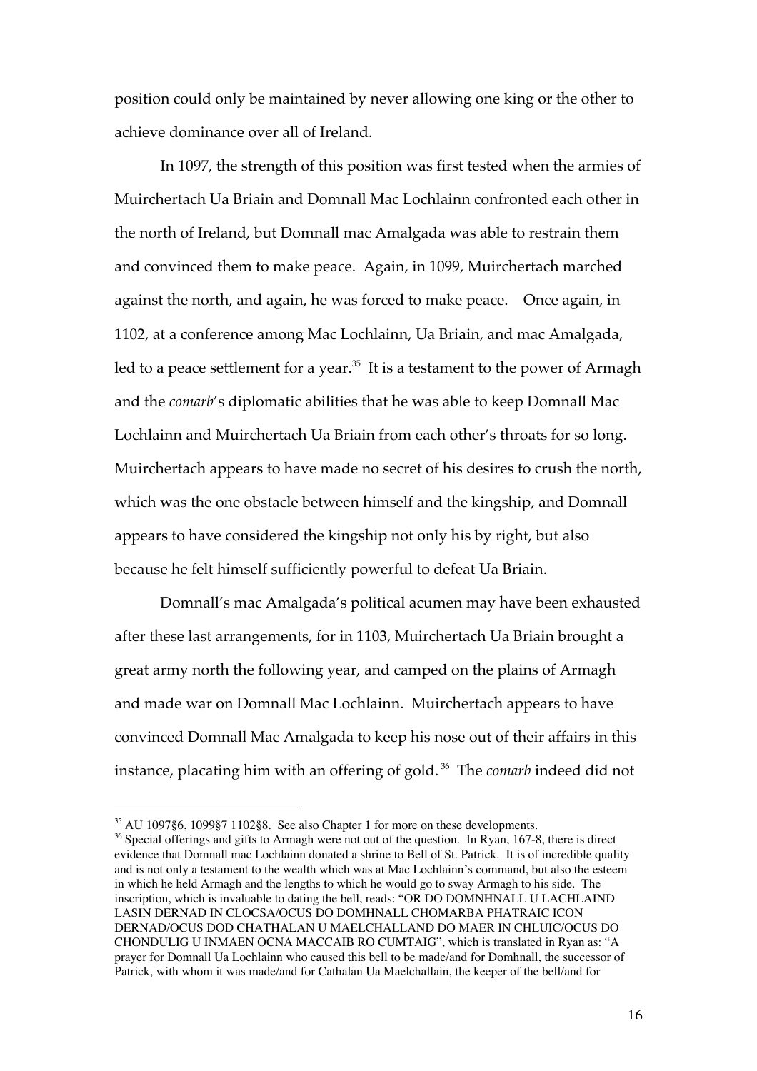position could only be maintained by never allowing one king or the other to achieve dominance over all of Ireland.

In 1097, the strength of this position was first tested when the armies of Muirchertach Ua Briain and Domnall Mac Lochlainn confronted each other in the north of Ireland, but Domnall mac Amalgada was able to restrain them and convinced them to make peace. Again, in 1099, Muirchertach marched against the north, and again, he was forced to make peace. Once again, in 1102, at a conference among Mac Lochlainn, Ua Briain, and mac Amalgada, led to a peace settlement for a year.[35] It is a testament to the power of Armagh and the *comarb*'s diplomatic abilities that he was able to keep Domnall Mac Lochlainn and Muirchertach Ua Briain from each other's throats for so long. Muirchertach appears to have made no secret of his desires to crush the north, which was the one obstacle between himself and the kingship, and Domnall appears to have considered the kingship not only his by right, but also because he felt himself sufficiently powerful to defeat Ua Briain.

Domnall's mac Amalgada's political acumen may have been exhausted after these last arrangements, for in 1103, Muirchertach Ua Briain brought a great army north the following year, and camped on the plains of Armagh and made war on Domnall Mac Lochlainn. Muirchertach appears to have convinced Domnall Mac Amalgada to keep his nose out of their affairs in this instance, placating him with an offering of gold.[36] The *comarb* indeed did not

---

[35] AU 1097§6, 1099§7 1102§8. See also Chapter 1 for more on these developments.

[36] Special offerings and gifts to Armagh were not out of the question. In Ryan, 167-8, there is direct evidence that Domnall mac Lochlainn donated a shrine to Bell of St. Patrick. It is of incredible quality and is not only a testament to the wealth which was at Mac Lochlainn's command, but also the esteem in which he held Armagh and the lengths to which he would go to sway Armagh to his side. The inscription, which is invaluable to dating the bell, reads: "OR DO DOMNHNALL U LACHLAIND LASIN DERNAD IN CLOCSA/OCUS DO DOMHNALL CHOMARBA PHATRAIC ICON DERNAD/OCUS DOD CHATHALAN U MAELCHALLAND DO MAER IN CHLUIC/OCUS DO CHONDULIG U INMAEN OCNA MACCAIB RO CUMTAIG", which is translated in Ryan as: "A prayer for Domnall Ua Lochlainn who caused this bell to be made/and for Domhnall, the successor of Patrick, with whom it was made/and for Cathalan Ua Maelchallain, the keeper of the bell/and for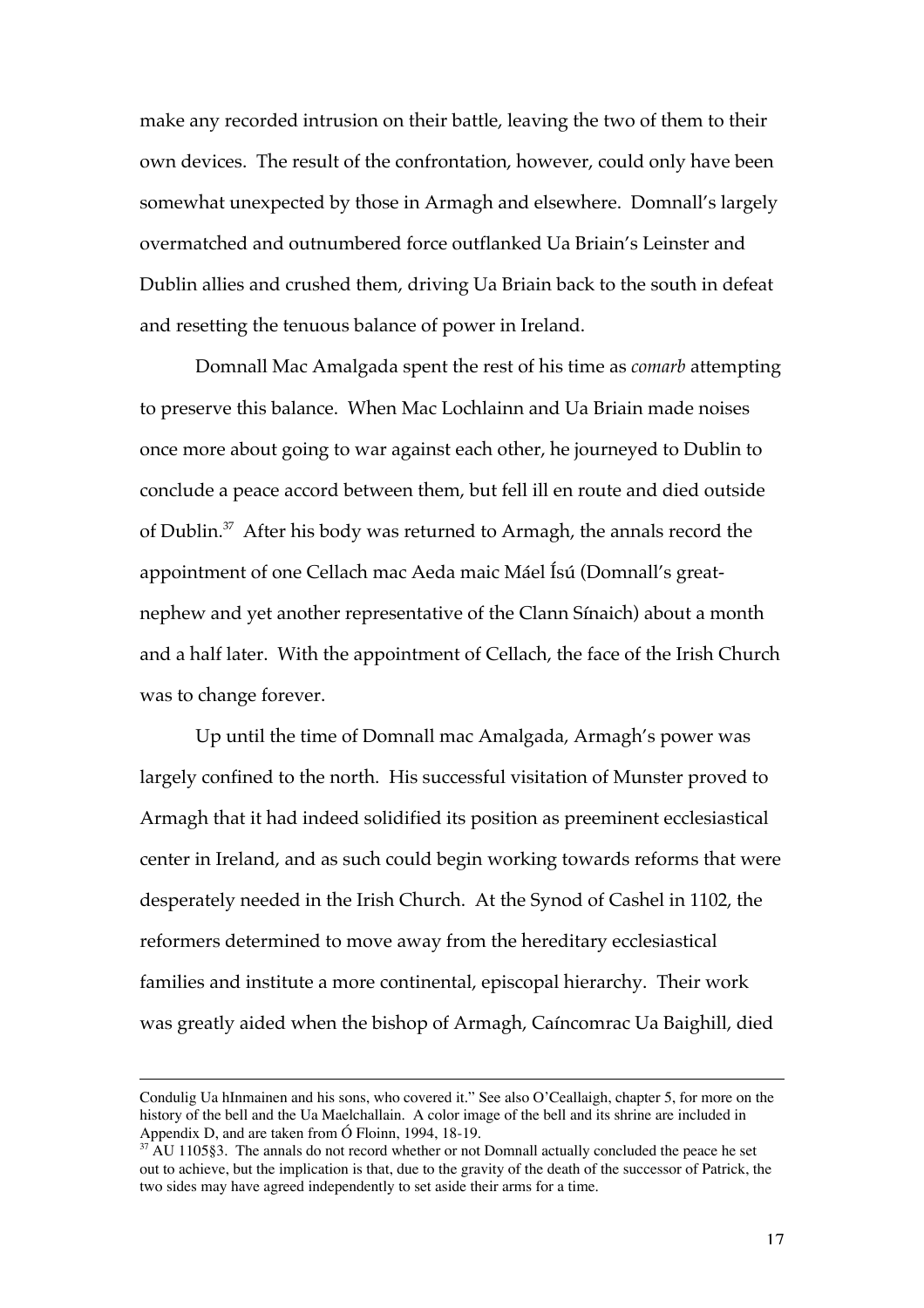make any recorded intrusion on their battle, leaving the two of them to their own devices. The result of the confrontation, however, could only have been somewhat unexpected by those in Armagh and elsewhere. Domnall's largely overmatched and outnumbered force outflanked Ua Briain's Leinster and Dublin allies and crushed them, driving Ua Briain back to the south in defeat and resetting the tenuous balance of power in Ireland.

Domnall Mac Amalgada spent the rest of his time as *comarb* attempting to preserve this balance. When Mac Lochlainn and Ua Briain made noises once more about going to war against each other, he journeyed to Dublin to conclude a peace accord between them, but fell ill en route and died outside of Dublin.[37] After his body was returned to Armagh, the annals record the appointment of one Cellach mac Aeda maic Máel Ísú (Domnall's great-nephew and yet another representative of the Clann Sínaich) about a month and a half later. With the appointment of Cellach, the face of the Irish Church was to change forever.

Up until the time of Domnall mac Amalgada, Armagh's power was largely confined to the north. His successful visitation of Munster proved to Armagh that it had indeed solidified its position as preeminent ecclesiastical center in Ireland, and as such could begin working towards reforms that were desperately needed in the Irish Church. At the Synod of Cashel in 1102, the reformers determined to move away from the hereditary ecclesiastical families and institute a more continental, episcopal hierarchy. Their work was greatly aided when the bishop of Armagh, Caíncomrac Ua Baighill, died

---

Condulig Ua hInmainen and his sons, who covered it." See also O'Ceallaigh, chapter 5, for more on the history of the bell and the Ua Maelchallain. A color image of the bell and its shrine are included in Appendix D, and are taken from Ó Floinn, 1994, 18-19.

[37] AU 1105§3. The annals do not record whether or not Domnall actually concluded the peace he set out to achieve, but the implication is that, due to the gravity of the death of the successor of Patrick, the two sides may have agreed independently to set aside their arms for a time.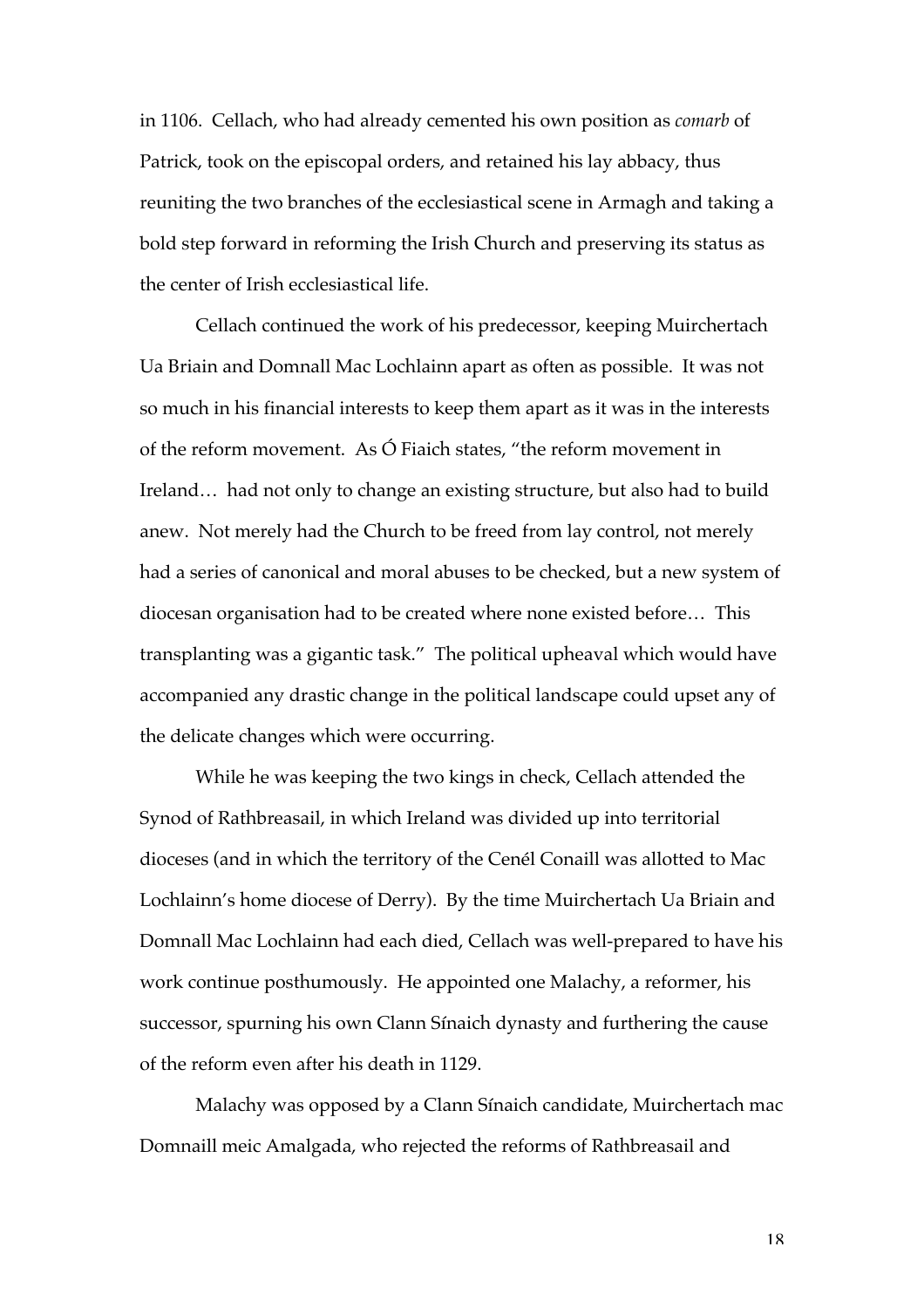in 1106. Cellach, who had already cemented his own position as *comarb* of Patrick, took on the episcopal orders, and retained his lay abbacy, thus reuniting the two branches of the ecclesiastical scene in Armagh and taking a bold step forward in reforming the Irish Church and preserving its status as the center of Irish ecclesiastical life.

Cellach continued the work of his predecessor, keeping Muirchertach Ua Briain and Domnall Mac Lochlainn apart as often as possible. It was not so much in his financial interests to keep them apart as it was in the interests of the reform movement. As Ó Fiaich states, "the reform movement in Ireland… had not only to change an existing structure, but also had to build anew. Not merely had the Church to be freed from lay control, not merely had a series of canonical and moral abuses to be checked, but a new system of diocesan organisation had to be created where none existed before… This transplanting was a gigantic task." The political upheaval which would have accompanied any drastic change in the political landscape could upset any of the delicate changes which were occurring.

While he was keeping the two kings in check, Cellach attended the Synod of Rathbreasail, in which Ireland was divided up into territorial dioceses (and in which the territory of the Cenél Conaill was allotted to Mac Lochlainn's home diocese of Derry). By the time Muirchertach Ua Briain and Domnall Mac Lochlainn had each died, Cellach was well-prepared to have his work continue posthumously. He appointed one Malachy, a reformer, his successor, spurning his own Clann Sínaich dynasty and furthering the cause of the reform even after his death in 1129.

Malachy was opposed by a Clann Sínaich candidate, Muirchertach mac Domnaill meic Amalgada, who rejected the reforms of Rathbreasail and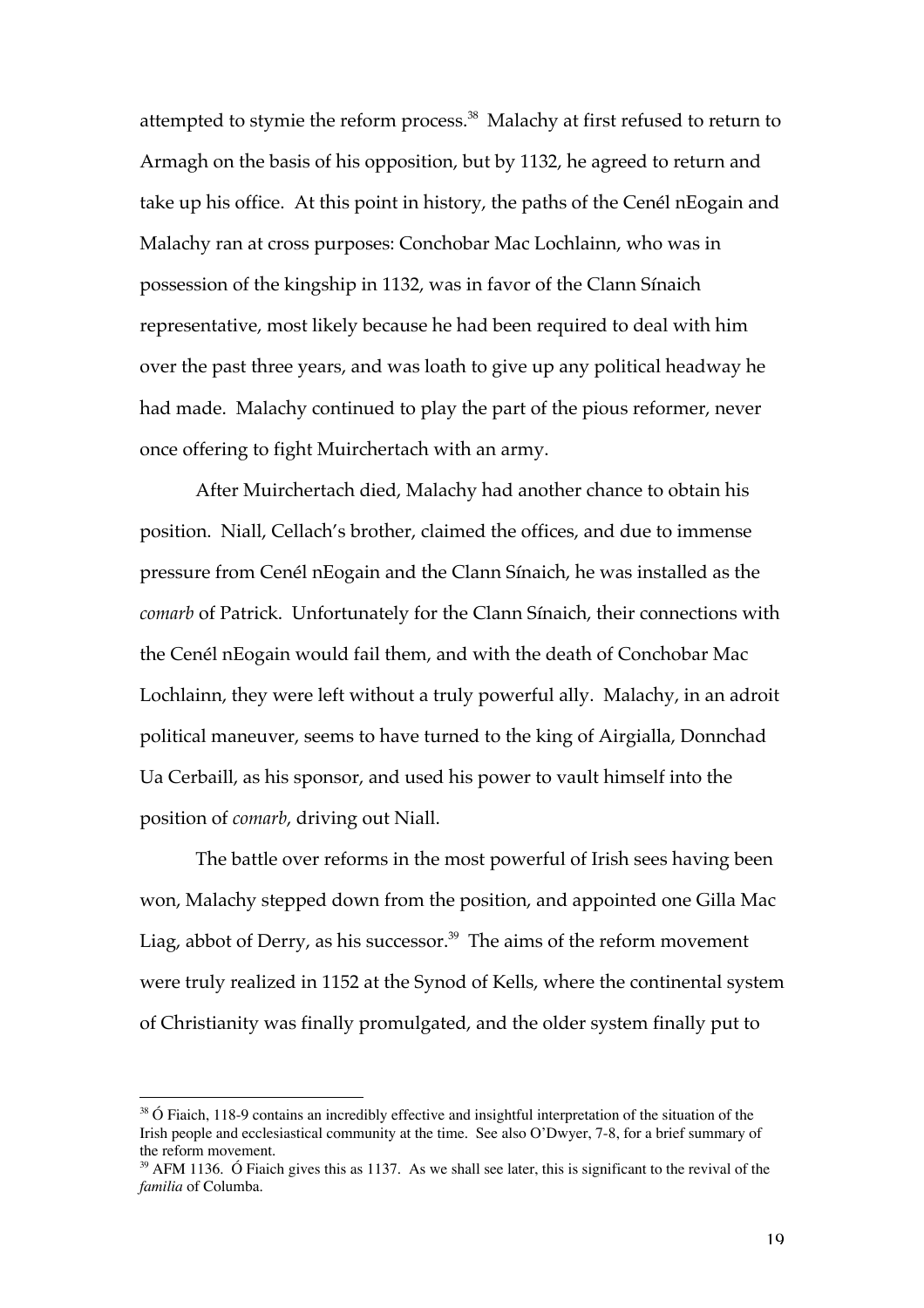attempted to stymie the reform process.[38] Malachy at first refused to return to Armagh on the basis of his opposition, but by 1132, he agreed to return and take up his office. At this point in history, the paths of the Cenél nEogain and Malachy ran at cross purposes: Conchobar Mac Lochlainn, who was in possession of the kingship in 1132, was in favor of the Clann Sínaich representative, most likely because he had been required to deal with him over the past three years, and was loath to give up any political headway he had made. Malachy continued to play the part of the pious reformer, never once offering to fight Muirchertach with an army.

After Muirchertach died, Malachy had another chance to obtain his position. Niall, Cellach's brother, claimed the offices, and due to immense pressure from Cenél nEogain and the Clann Sínaich, he was installed as the *comarb* of Patrick. Unfortunately for the Clann Sínaich, their connections with the Cenél nEogain would fail them, and with the death of Conchobar Mac Lochlainn, they were left without a truly powerful ally. Malachy, in an adroit political maneuver, seems to have turned to the king of Airgialla, Donnchad Ua Cerbaill, as his sponsor, and used his power to vault himself into the position of *comarb*, driving out Niall.

The battle over reforms in the most powerful of Irish sees having been won, Malachy stepped down from the position, and appointed one Gilla Mac Liag, abbot of Derry, as his successor.[39] The aims of the reform movement were truly realized in 1152 at the Synod of Kells, where the continental system of Christianity was finally promulgated, and the older system finally put to

---

[38] Ó Fiaich, 118-9 contains an incredibly effective and insightful interpretation of the situation of the Irish people and ecclesiastical community at the time. See also O'Dwyer, 7-8, for a brief summary of the reform movement.

[39] AFM 1136. Ó Fiaich gives this as 1137. As we shall see later, this is significant to the revival of the *familia* of Columba.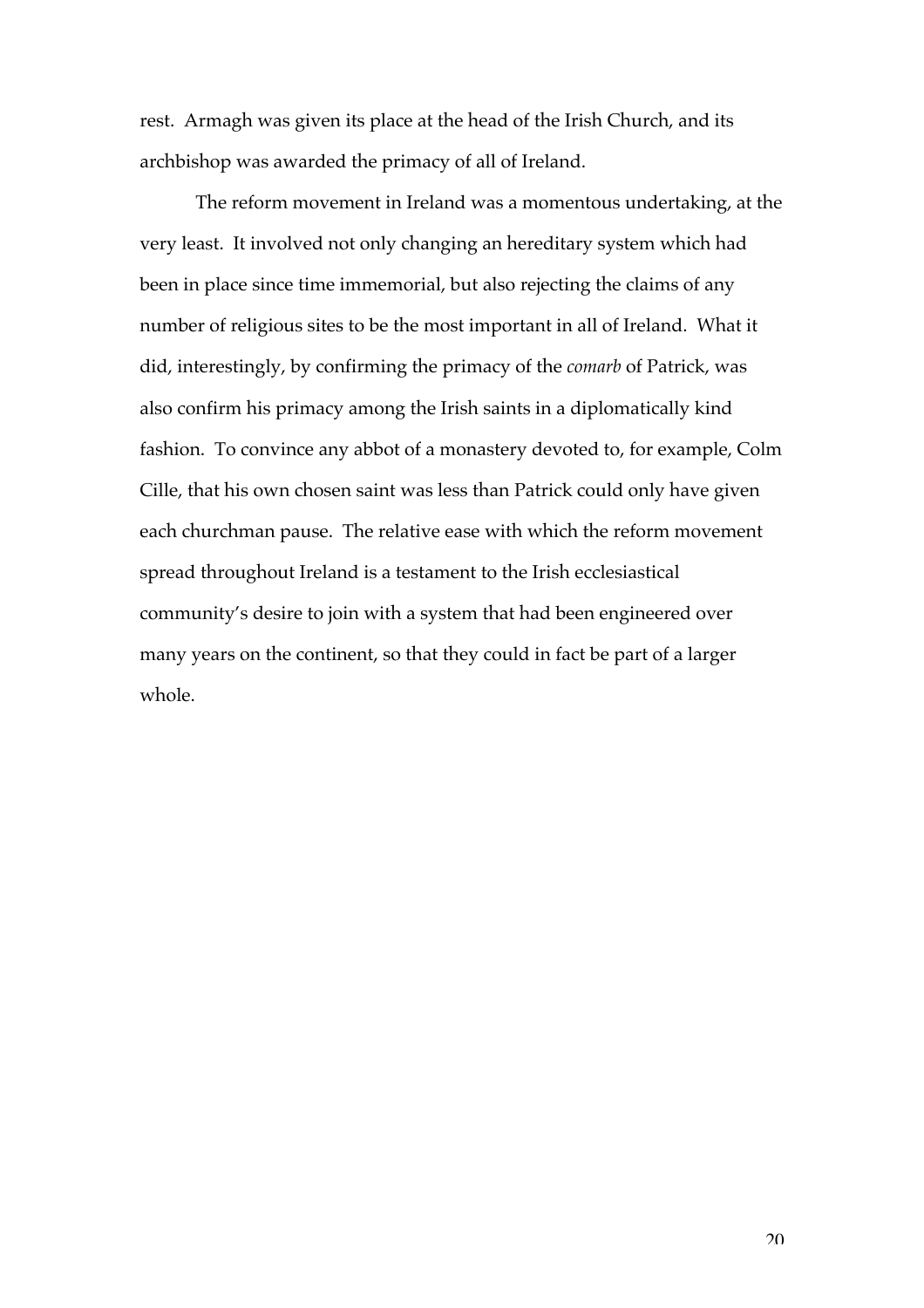rest. Armagh was given its place at the head of the Irish Church, and its archbishop was awarded the primacy of all of Ireland.

The reform movement in Ireland was a momentous undertaking, at the very least. It involved not only changing an hereditary system which had been in place since time immemorial, but also rejecting the claims of any number of religious sites to be the most important in all of Ireland. What it did, interestingly, by confirming the primacy of the *comarb* of Patrick, was also confirm his primacy among the Irish saints in a diplomatically kind fashion. To convince any abbot of a monastery devoted to, for example, Colm Cille, that his own chosen saint was less than Patrick could only have given each churchman pause. The relative ease with which the reform movement spread throughout Ireland is a testament to the Irish ecclesiastical community's desire to join with a system that had been engineered over many years on the continent, so that they could in fact be part of a larger whole.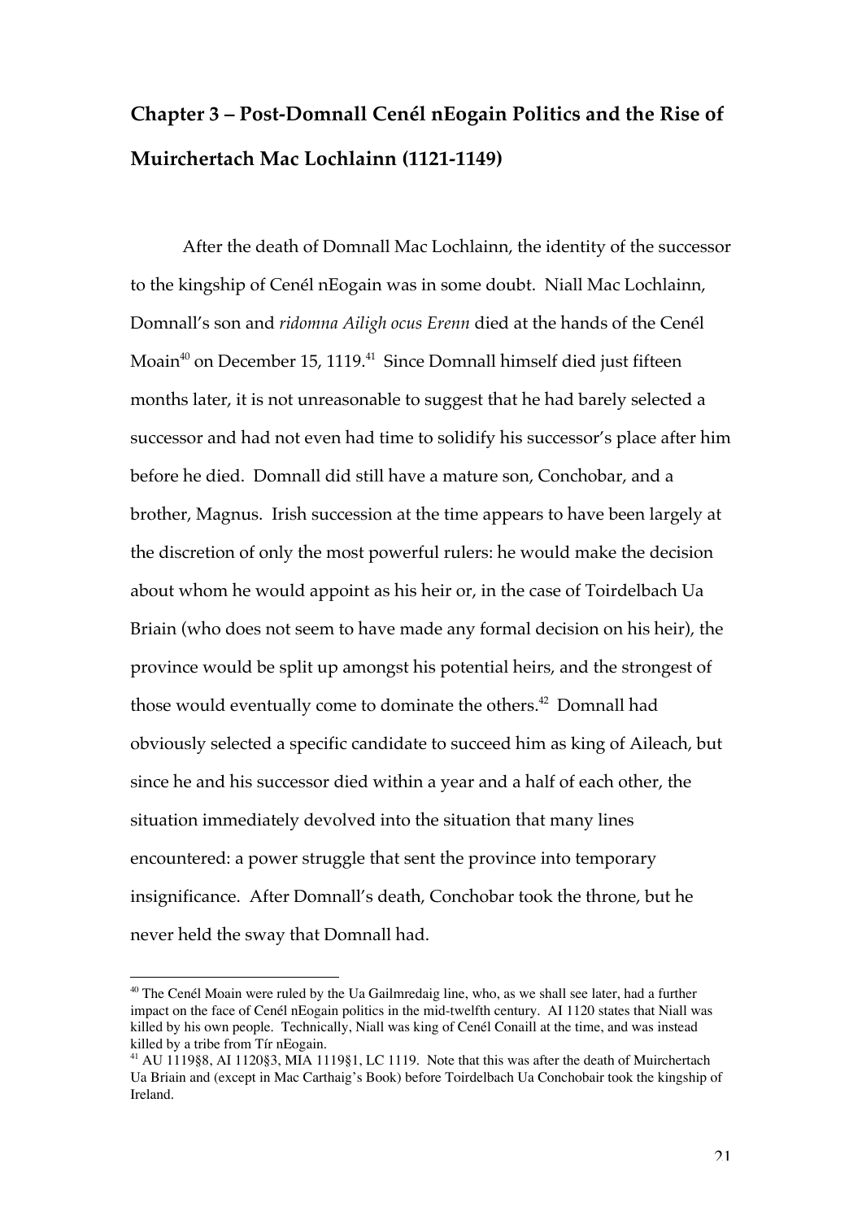## Chapter 3 – Post-Domnall Cenél nEogain Politics and the Rise of Muirchertach Mac Lochlainn (1121-1149)

After the death of Domnall Mac Lochlainn, the identity of the successor to the kingship of Cenél nEogain was in some doubt. Niall Mac Lochlainn, Domnall's son and *ridomna Ailigh ocus Erenn* died at the hands of the Cenél Moain[40] on December 15, 1119.[41] Since Domnall himself died just fifteen months later, it is not unreasonable to suggest that he had barely selected a successor and had not even had time to solidify his successor's place after him before he died. Domnall did still have a mature son, Conchobar, and a brother, Magnus. Irish succession at the time appears to have been largely at the discretion of only the most powerful rulers: he would make the decision about whom he would appoint as his heir or, in the case of Toirdelbach Ua Briain (who does not seem to have made any formal decision on his heir), the province would be split up amongst his potential heirs, and the strongest of those would eventually come to dominate the others.[42] Domnall had obviously selected a specific candidate to succeed him as king of Aileach, but since he and his successor died within a year and a half of each other, the situation immediately devolved into the situation that many lines encountered: a power struggle that sent the province into temporary insignificance. After Domnall's death, Conchobar took the throne, but he never held the sway that Domnall had.

---

[40] The Cenél Moain were ruled by the Ua Gailmredaig line, who, as we shall see later, had a further impact on the face of Cenél nEogain politics in the mid-twelfth century. AI 1120 states that Niall was killed by his own people. Technically, Niall was king of Cenél Conaill at the time, and was instead killed by a tribe from Tír nEogain.

[41] AU 1119§8, AI 1120§3, MIA 1119§1, LC 1119. Note that this was after the death of Muirchertach Ua Briain and (except in Mac Carthaig's Book) before Toirdelbach Ua Conchobair took the kingship of Ireland.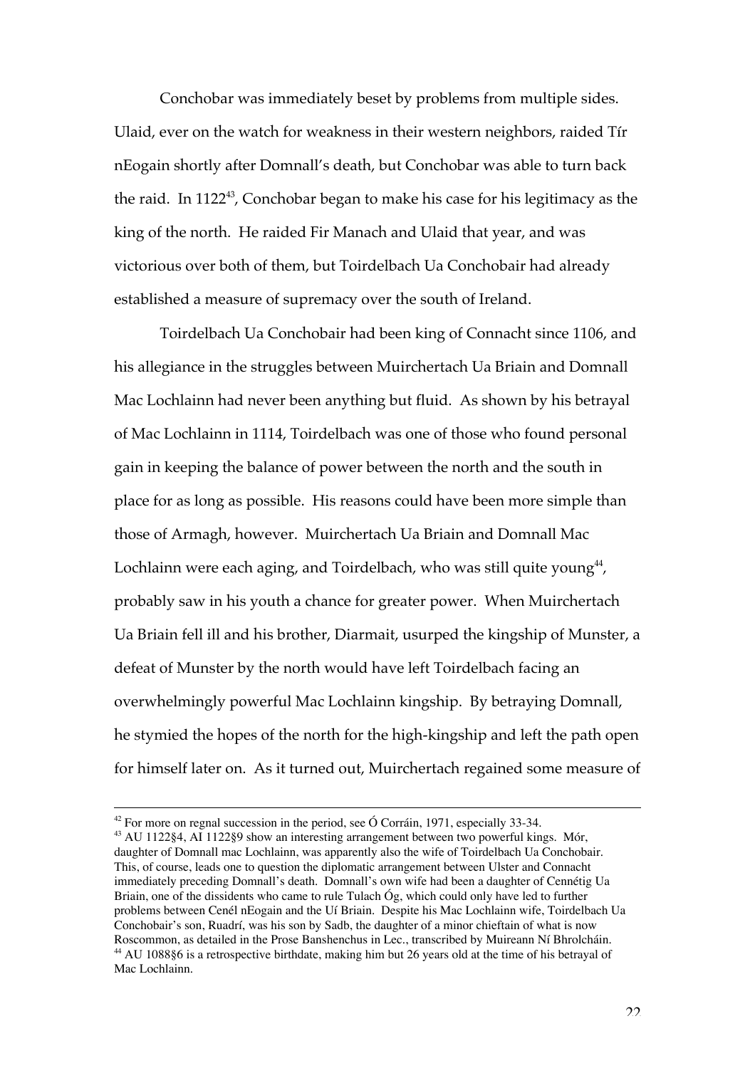Conchobar was immediately beset by problems from multiple sides. Ulaid, ever on the watch for weakness in their western neighbors, raided Tír nEogain shortly after Domnall's death, but Conchobar was able to turn back the raid. In 1122[43], Conchobar began to make his case for his legitimacy as the king of the north. He raided Fir Manach and Ulaid that year, and was victorious over both of them, but Toirdelbach Ua Conchobair had already established a measure of supremacy over the south of Ireland.

Toirdelbach Ua Conchobair had been king of Connacht since 1106, and his allegiance in the struggles between Muirchertach Ua Briain and Domnall Mac Lochlainn had never been anything but fluid. As shown by his betrayal of Mac Lochlainn in 1114, Toirdelbach was one of those who found personal gain in keeping the balance of power between the north and the south in place for as long as possible. His reasons could have been more simple than those of Armagh, however. Muirchertach Ua Briain and Domnall Mac Lochlainn were each aging, and Toirdelbach, who was still quite young[44], probably saw in his youth a chance for greater power. When Muirchertach Ua Briain fell ill and his brother, Diarmait, usurped the kingship of Munster, a defeat of Munster by the north would have left Toirdelbach facing an overwhelmingly powerful Mac Lochlainn kingship. By betraying Domnall, he stymied the hopes of the north for the high-kingship and left the path open for himself later on. As it turned out, Muirchertach regained some measure of

---

[42] For more on regnal succession in the period, see Ó Corráin, 1971, especially 33-34.

[43] AU 1122§4, AI 1122§9 show an interesting arrangement between two powerful kings. Mór, daughter of Domnall mac Lochlainn, was apparently also the wife of Toirdelbach Ua Conchobair. This, of course, leads one to question the diplomatic arrangement between Ulster and Connacht immediately preceding Domnall's death. Domnall's own wife had been a daughter of Cennétig Ua Briain, one of the dissidents who came to rule Tulach Óg, which could only have led to further problems between Cenél nEogain and the Uí Briain. Despite his Mac Lochlainn wife, Toirdelbach Ua Conchobair's son, Ruadrí, was his son by Sadb, the daughter of a minor chieftain of what is now Roscommon, as detailed in the Prose Banshenchus in Lec., transcribed by Muireann Ní Bhrolcháin.

[44] AU 1088§6 is a retrospective birthdate, making him but 26 years old at the time of his betrayal of Mac Lochlainn.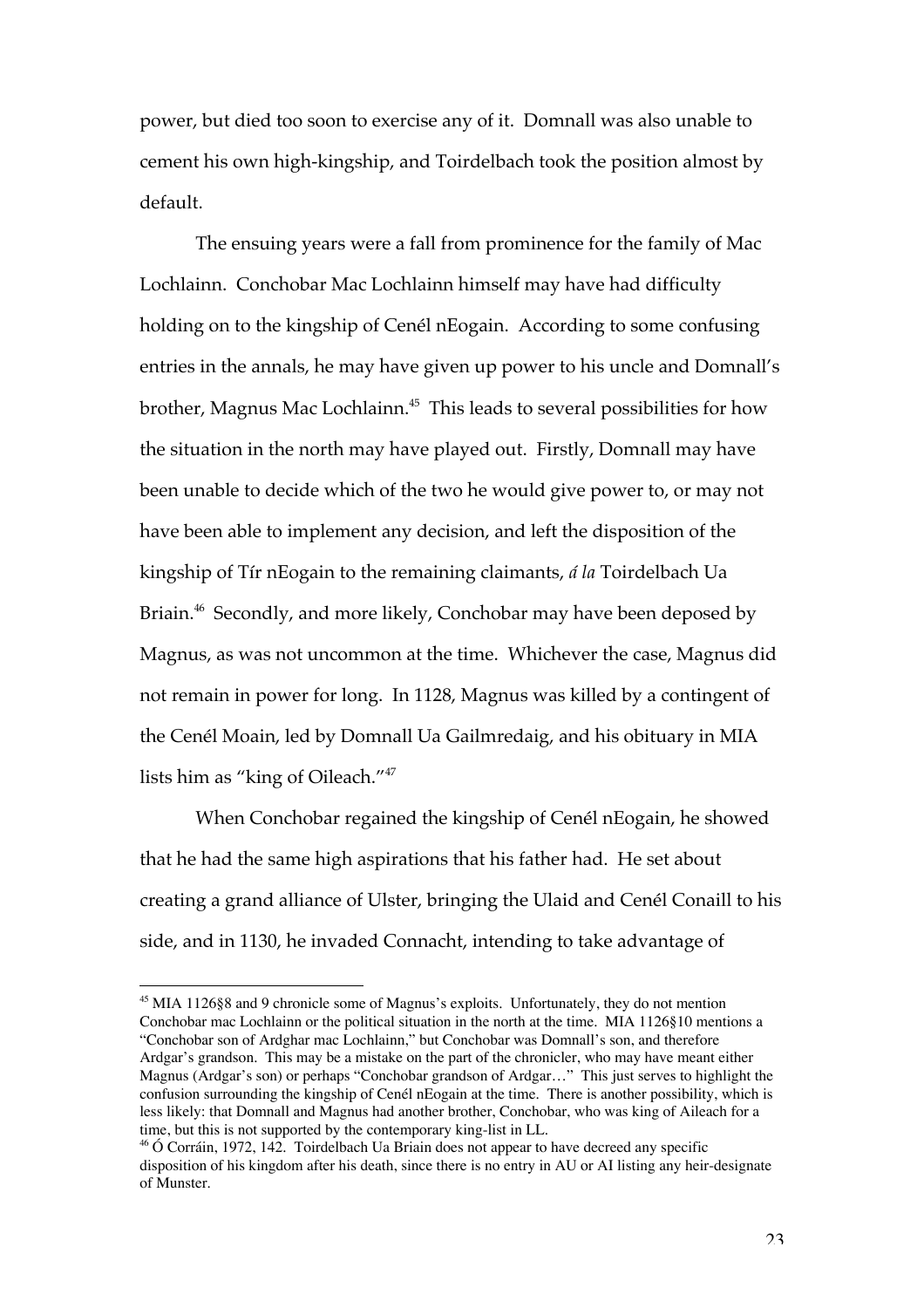power, but died too soon to exercise any of it. Domnall was also unable to cement his own high-kingship, and Toirdelbach took the position almost by default.

The ensuing years were a fall from prominence for the family of Mac Lochlainn. Conchobar Mac Lochlainn himself may have had difficulty holding on to the kingship of Cenél nEogain. According to some confusing entries in the annals, he may have given up power to his uncle and Domnall's brother, Magnus Mac Lochlainn.[45] This leads to several possibilities for how the situation in the north may have played out. Firstly, Domnall may have been unable to decide which of the two he would give power to, or may not have been able to implement any decision, and left the disposition of the kingship of Tír nEogain to the remaining claimants, *á la* Toirdelbach Ua Briain.[46] Secondly, and more likely, Conchobar may have been deposed by Magnus, as was not uncommon at the time. Whichever the case, Magnus did not remain in power for long. In 1128, Magnus was killed by a contingent of the Cenél Moain, led by Domnall Ua Gailmredaig, and his obituary in MIA lists him as "king of Oileach."[47]

When Conchobar regained the kingship of Cenél nEogain, he showed that he had the same high aspirations that his father had. He set about creating a grand alliance of Ulster, bringing the Ulaid and Cenél Conaill to his side, and in 1130, he invaded Connacht, intending to take advantage of

---

[45] MIA 1126§8 and 9 chronicle some of Magnus's exploits. Unfortunately, they do not mention Conchobar mac Lochlainn or the political situation in the north at the time. MIA 1126§10 mentions a "Conchobar son of Ardghar mac Lochlainn," but Conchobar was Domnall's son, and therefore Ardgar's grandson. This may be a mistake on the part of the chronicler, who may have meant either Magnus (Ardgar's son) or perhaps "Conchobar grandson of Ardgar…" This just serves to highlight the confusion surrounding the kingship of Cenél nEogain at the time. There is another possibility, which is less likely: that Domnall and Magnus had another brother, Conchobar, who was king of Aileach for a time, but this is not supported by the contemporary king-list in LL.

[46] Ó Corráin, 1972, 142. Toirdelbach Ua Briain does not appear to have decreed any specific disposition of his kingdom after his death, since there is no entry in AU or AI listing any heir-designate of Munster.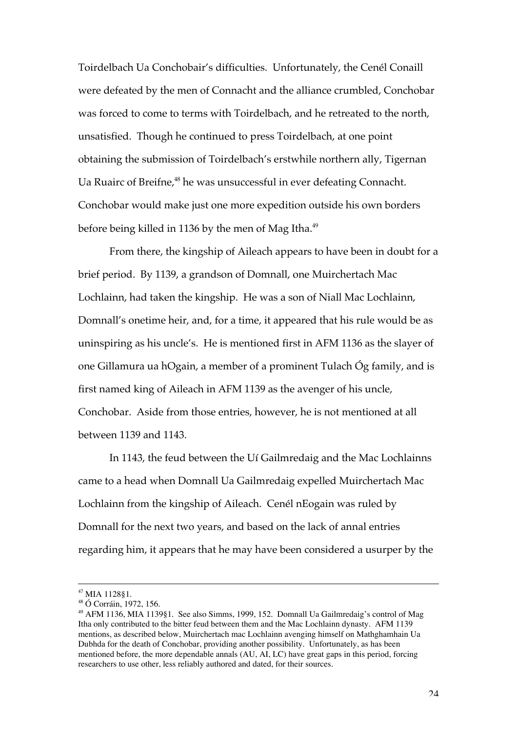Toirdelbach Ua Conchobair's difficulties. Unfortunately, the Cenél Conaill were defeated by the men of Connacht and the alliance crumbled, Conchobar was forced to come to terms with Toirdelbach, and he retreated to the north, unsatisfied. Though he continued to press Toirdelbach, at one point obtaining the submission of Toirdelbach's erstwhile northern ally, Tigernan Ua Ruairc of Breifne,[48] he was unsuccessful in ever defeating Connacht. Conchobar would make just one more expedition outside his own borders before being killed in 1136 by the men of Mag Itha.[49]

From there, the kingship of Aileach appears to have been in doubt for a brief period. By 1139, a grandson of Domnall, one Muirchertach Mac Lochlainn, had taken the kingship. He was a son of Niall Mac Lochlainn, Domnall's onetime heir, and, for a time, it appeared that his rule would be as uninspiring as his uncle's. He is mentioned first in AFM 1136 as the slayer of one Gillamura ua hOgain, a member of a prominent Tulach Óg family, and is first named king of Aileach in AFM 1139 as the avenger of his uncle, Conchobar. Aside from those entries, however, he is not mentioned at all between 1139 and 1143.

In 1143, the feud between the Uí Gailmredaig and the Mac Lochlainns came to a head when Domnall Ua Gailmredaig expelled Muirchertach Mac Lochlainn from the kingship of Aileach. Cenél nEogain was ruled by Domnall for the next two years, and based on the lack of annal entries regarding him, it appears that he may have been considered a usurper by the

---

[47] MIA 1128§1.

[48] Ó Corráin, 1972, 156.

[49] AFM 1136, MIA 1139§1. See also Simms, 1999, 152. Domnall Ua Gailmredaig's control of Mag Itha only contributed to the bitter feud between them and the Mac Lochlainn dynasty. AFM 1139 mentions, as described below, Muirchertach mac Lochlainn avenging himself on Mathghamhain Ua Dubhda for the death of Conchobar, providing another possibility. Unfortunately, as has been mentioned before, the more dependable annals (AU, AI, LC) have great gaps in this period, forcing researchers to use other, less reliably authored and dated, for their sources.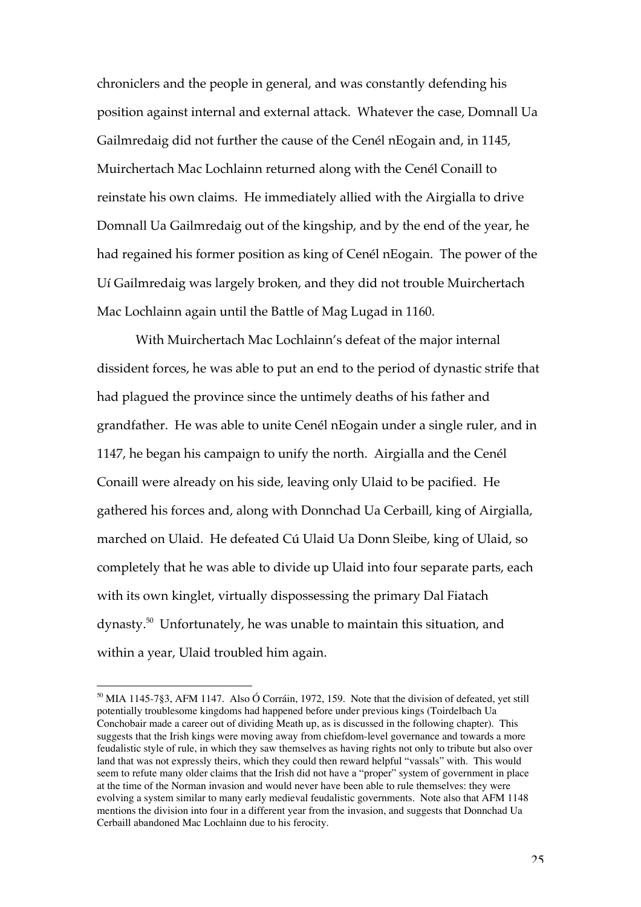chroniclers and the people in general, and was constantly defending his position against internal and external attack. Whatever the case, Domnall Ua Gailmredaig did not further the cause of the Cenél nEogain and, in 1145, Muirchertach Mac Lochlainn returned along with the Cenél Conaill to reinstate his own claims. He immediately allied with the Airgialla to drive Domnall Ua Gailmredaig out of the kingship, and by the end of the year, he had regained his former position as king of Cenél nEogain. The power of the Uí Gailmredaig was largely broken, and they did not trouble Muirchertach Mac Lochlainn again until the Battle of Mag Lugad in 1160.

With Muirchertach Mac Lochlainn's defeat of the major internal dissident forces, he was able to put an end to the period of dynastic strife that had plagued the province since the untimely deaths of his father and grandfather. He was able to unite Cenél nEogain under a single ruler, and in 1147, he began his campaign to unify the north. Airgialla and the Cenél Conaill were already on his side, leaving only Ulaid to be pacified. He gathered his forces and, along with Donnchad Ua Cerbaill, king of Airgialla, marched on Ulaid. He defeated Cú Ulaid Ua Donn Sleibe, king of Ulaid, so completely that he was able to divide up Ulaid into four separate parts, each with its own kinglet, virtually dispossessing the primary Dal Fiatach dynasty.[50] Unfortunately, he was unable to maintain this situation, and within a year, Ulaid troubled him again.

---

[50] MIA 1145-7§3, AFM 1147. Also Ó Corráin, 1972, 159. Note that the division of defeated, yet still potentially troublesome kingdoms had happened before under previous kings (Toirdelbach Ua Conchobair made a career out of dividing Meath up, as is discussed in the following chapter). This suggests that the Irish kings were moving away from chiefdom-level governance and towards a more feudalistic style of rule, in which they saw themselves as having rights not only to tribute but also over land that was not expressly theirs, which they could then reward helpful "vassals" with. This would seem to refute many older claims that the Irish did not have a "proper" system of government in place at the time of the Norman invasion and would never have been able to rule themselves: they were evolving a system similar to many early medieval feudalistic governments. Note also that AFM 1148 mentions the division into four in a different year from the invasion, and suggests that Donnchad Ua Cerbaill abandoned Mac Lochlainn due to his ferocity.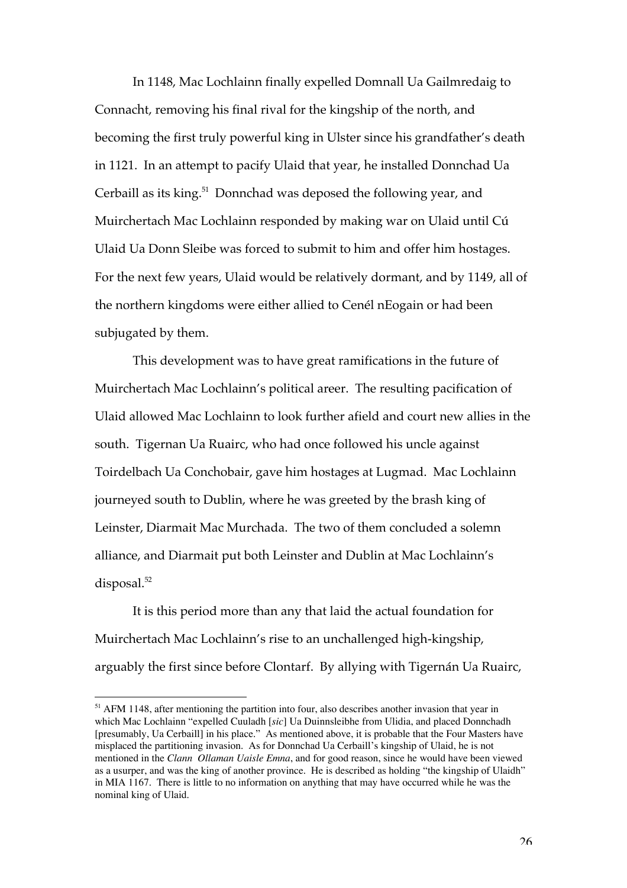In 1148, Mac Lochlainn finally expelled Domnall Ua Gailmredaig to Connacht, removing his final rival for the kingship of the north, and becoming the first truly powerful king in Ulster since his grandfather's death in 1121. In an attempt to pacify Ulaid that year, he installed Donnchad Ua Cerbaill as its king.[51] Donnchad was deposed the following year, and Muirchertach Mac Lochlainn responded by making war on Ulaid until Cú Ulaid Ua Donn Sleibe was forced to submit to him and offer him hostages. For the next few years, Ulaid would be relatively dormant, and by 1149, all of the northern kingdoms were either allied to Cenél nEogain or had been subjugated by them.

This development was to have great ramifications in the future of Muirchertach Mac Lochlainn's political areer. The resulting pacification of Ulaid allowed Mac Lochlainn to look further afield and court new allies in the south. Tigernan Ua Ruairc, who had once followed his uncle against Toirdelbach Ua Conchobair, gave him hostages at Lugmad. Mac Lochlainn journeyed south to Dublin, where he was greeted by the brash king of Leinster, Diarmait Mac Murchada. The two of them concluded a solemn alliance, and Diarmait put both Leinster and Dublin at Mac Lochlainn's disposal.[52]

It is this period more than any that laid the actual foundation for Muirchertach Mac Lochlainn's rise to an unchallenged high-kingship, arguably the first since before Clontarf. By allying with Tigernán Ua Ruairc,

---

[51] AFM 1148, after mentioning the partition into four, also describes another invasion that year in which Mac Lochlainn "expelled Cuuladh [*sic*] Ua Duinnsleibhe from Ulidia, and placed Donnchadh [presumably, Ua Cerbaill] in his place." As mentioned above, it is probable that the Four Masters have misplaced the partitioning invasion. As for Donnchad Ua Cerbaill's kingship of Ulaid, he is not mentioned in the *Clann Ollaman Uaisle Emna*, and for good reason, since he would have been viewed as a usurper, and was the king of another province. He is described as holding "the kingship of Ulaidh" in MIA 1167. There is little to no information on anything that may have occurred while he was the nominal king of Ulaid.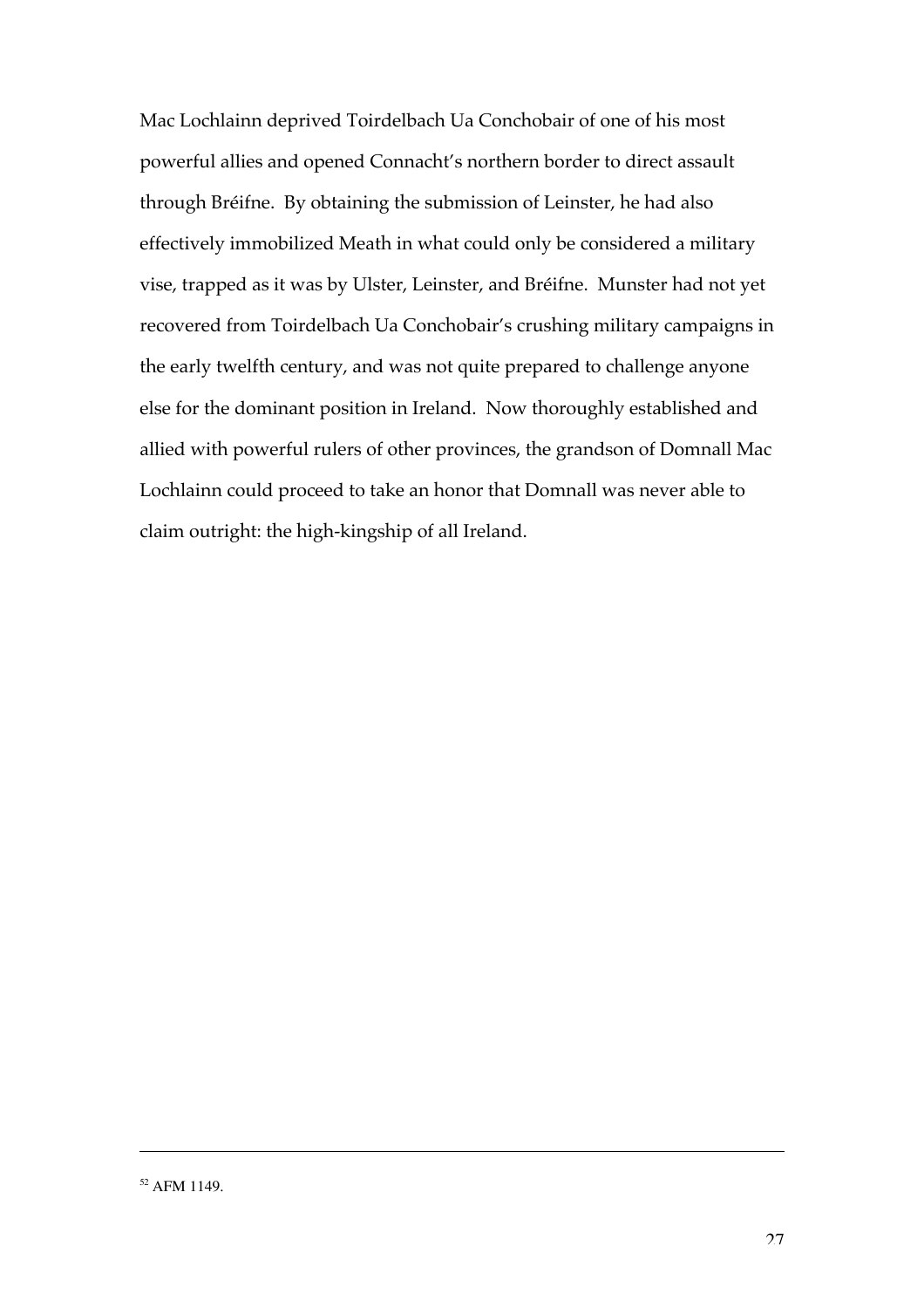Mac Lochlainn deprived Toirdelbach Ua Conchobair of one of his most powerful allies and opened Connacht's northern border to direct assault through Bréifne. By obtaining the submission of Leinster, he had also effectively immobilized Meath in what could only be considered a military vise, trapped as it was by Ulster, Leinster, and Bréifne. Munster had not yet recovered from Toirdelbach Ua Conchobair's crushing military campaigns in the early twelfth century, and was not quite prepared to challenge anyone else for the dominant position in Ireland. Now thoroughly established and allied with powerful rulers of other provinces, the grandson of Domnall Mac Lochlainn could proceed to take an honor that Domnall was never able to claim outright: the high-kingship of all Ireland.

---

[52] AFM 1149.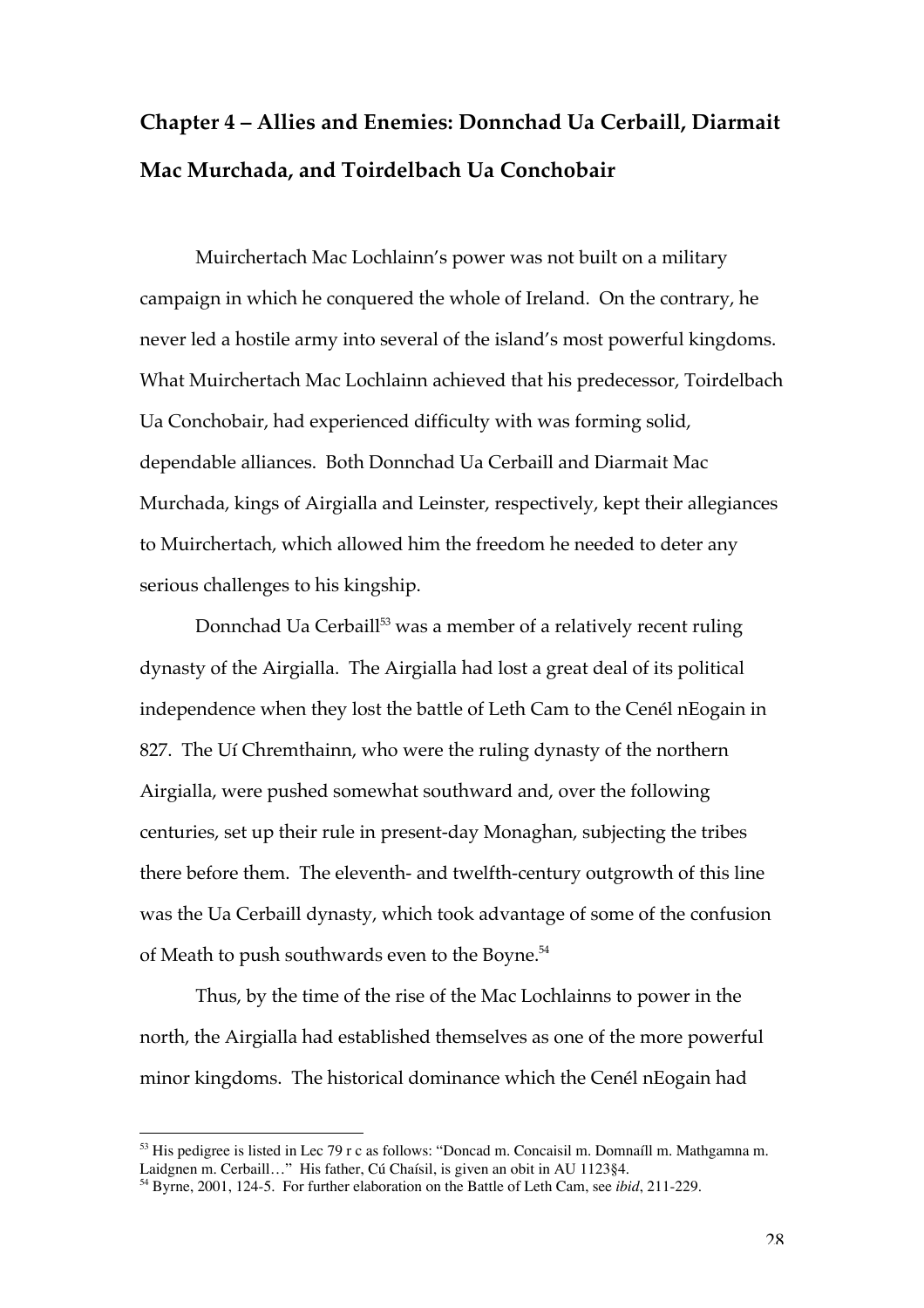## Chapter 4 – Allies and Enemies: Donnchad Ua Cerbaill, Diarmait Mac Murchada, and Toirdelbach Ua Conchobair

Muirchertach Mac Lochlainn's power was not built on a military campaign in which he conquered the whole of Ireland. On the contrary, he never led a hostile army into several of the island's most powerful kingdoms. What Muirchertach Mac Lochlainn achieved that his predecessor, Toirdelbach Ua Conchobair, had experienced difficulty with was forming solid, dependable alliances. Both Donnchad Ua Cerbaill and Diarmait Mac Murchada, kings of Airgialla and Leinster, respectively, kept their allegiances to Muirchertach, which allowed him the freedom he needed to deter any serious challenges to his kingship.

Donnchad Ua Cerbaill[53] was a member of a relatively recent ruling dynasty of the Airgialla. The Airgialla had lost a great deal of its political independence when they lost the battle of Leth Cam to the Cenél nEogain in 827. The Uí Chremthainn, who were the ruling dynasty of the northern Airgialla, were pushed somewhat southward and, over the following centuries, set up their rule in present-day Monaghan, subjecting the tribes there before them. The eleventh- and twelfth-century outgrowth of this line was the Ua Cerbaill dynasty, which took advantage of some of the confusion of Meath to push southwards even to the Boyne.[54]

Thus, by the time of the rise of the Mac Lochlainns to power in the north, the Airgialla had established themselves as one of the more powerful minor kingdoms. The historical dominance which the Cenél nEogain had

---

[53] His pedigree is listed in Lec 79 r c as follows: "Doncad m. Concaisil m. Domnaíll m. Mathgamna m. Laidgnen m. Cerbaill…" His father, Cú Chaísil, is given an obit in AU 1123§4.

[54] Byrne, 2001, 124-5. For further elaboration on the Battle of Leth Cam, see *ibid*, 211-229.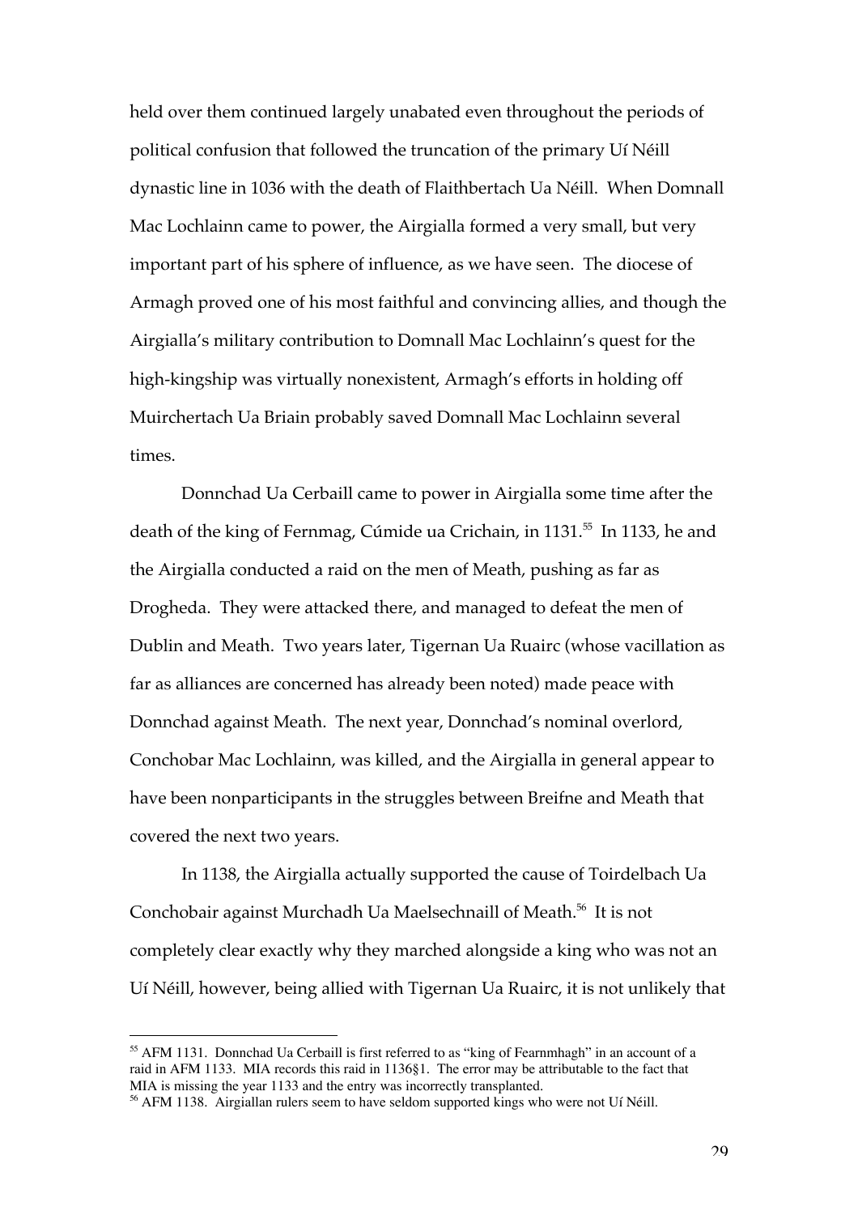held over them continued largely unabated even throughout the periods of political confusion that followed the truncation of the primary Uí Néill dynastic line in 1036 with the death of Flaithbertach Ua Néill. When Domnall Mac Lochlainn came to power, the Airgialla formed a very small, but very important part of his sphere of influence, as we have seen. The diocese of Armagh proved one of his most faithful and convincing allies, and though the Airgialla's military contribution to Domnall Mac Lochlainn's quest for the high-kingship was virtually nonexistent, Armagh's efforts in holding off Muirchertach Ua Briain probably saved Domnall Mac Lochlainn several times.

Donnchad Ua Cerbaill came to power in Airgialla some time after the death of the king of Fernmag, Cúmide ua Crichain, in 1131.[55] In 1133, he and the Airgialla conducted a raid on the men of Meath, pushing as far as Drogheda. They were attacked there, and managed to defeat the men of Dublin and Meath. Two years later, Tigernan Ua Ruairc (whose vacillation as far as alliances are concerned has already been noted) made peace with Donnchad against Meath. The next year, Donnchad's nominal overlord, Conchobar Mac Lochlainn, was killed, and the Airgialla in general appear to have been nonparticipants in the struggles between Breifne and Meath that covered the next two years.

In 1138, the Airgialla actually supported the cause of Toirdelbach Ua Conchobair against Murchadh Ua Maelsechnaill of Meath.[56] It is not completely clear exactly why they marched alongside a king who was not an Uí Néill, however, being allied with Tigernan Ua Ruairc, it is not unlikely that

---

[55] AFM 1131. Donnchad Ua Cerbaill is first referred to as "king of Fearnmhagh" in an account of a raid in AFM 1133. MIA records this raid in 1136§1. The error may be attributable to the fact that MIA is missing the year 1133 and the entry was incorrectly transplanted.

[56] AFM 1138. Airgiallan rulers seem to have seldom supported kings who were not Uí Néill.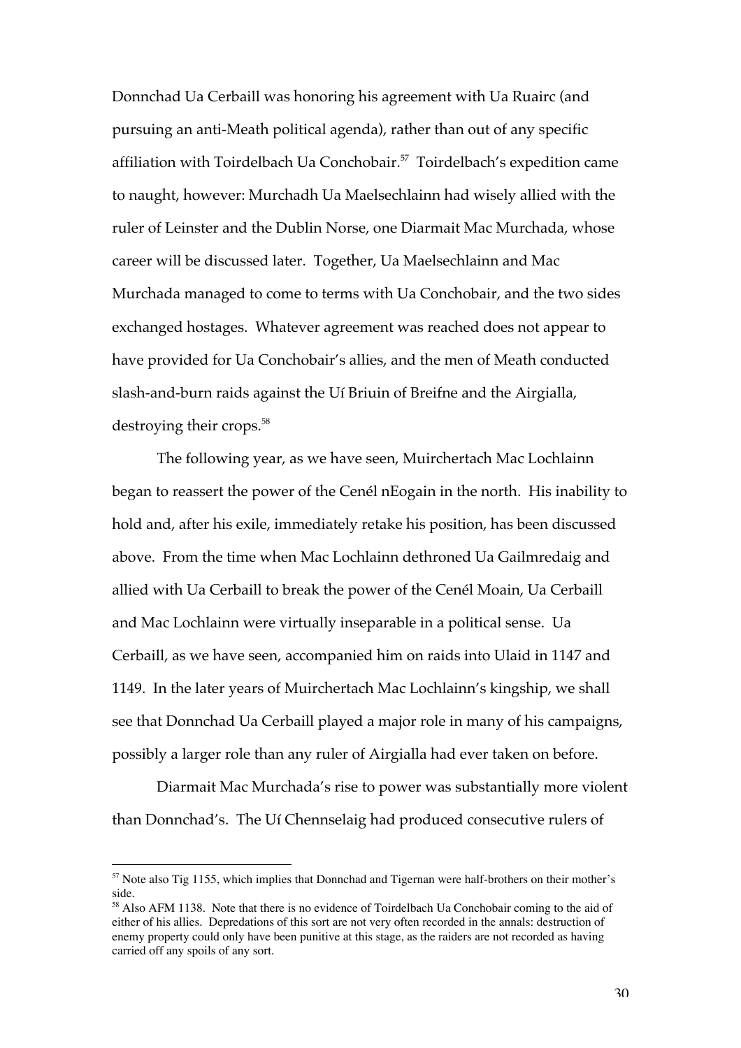Donnchad Ua Cerbaill was honoring his agreement with Ua Ruairc (and pursuing an anti-Meath political agenda), rather than out of any specific affiliation with Toirdelbach Ua Conchobair.[57] Toirdelbach's expedition came to naught, however: Murchadh Ua Maelsechlainn had wisely allied with the ruler of Leinster and the Dublin Norse, one Diarmait Mac Murchada, whose career will be discussed later. Together, Ua Maelsechlainn and Mac Murchada managed to come to terms with Ua Conchobair, and the two sides exchanged hostages. Whatever agreement was reached does not appear to have provided for Ua Conchobair's allies, and the men of Meath conducted slash-and-burn raids against the Uí Briuin of Breifne and the Airgialla, destroying their crops.[58]

The following year, as we have seen, Muirchertach Mac Lochlainn began to reassert the power of the Cenél nEogain in the north. His inability to hold and, after his exile, immediately retake his position, has been discussed above. From the time when Mac Lochlainn dethroned Ua Gailmredaig and allied with Ua Cerbaill to break the power of the Cenél Moain, Ua Cerbaill and Mac Lochlainn were virtually inseparable in a political sense. Ua Cerbaill, as we have seen, accompanied him on raids into Ulaid in 1147 and 1149. In the later years of Muirchertach Mac Lochlainn's kingship, we shall see that Donnchad Ua Cerbaill played a major role in many of his campaigns, possibly a larger role than any ruler of Airgialla had ever taken on before.

Diarmait Mac Murchada's rise to power was substantially more violent than Donnchad's. The Uí Chennselaig had produced consecutive rulers of

---

[57] Note also Tig 1155, which implies that Donnchad and Tigernan were half-brothers on their mother's side.

[58] Also AFM 1138. Note that there is no evidence of Toirdelbach Ua Conchobair coming to the aid of either of his allies. Depredations of this sort are not very often recorded in the annals: destruction of enemy property could only have been punitive at this stage, as the raiders are not recorded as having carried off any spoils of any sort.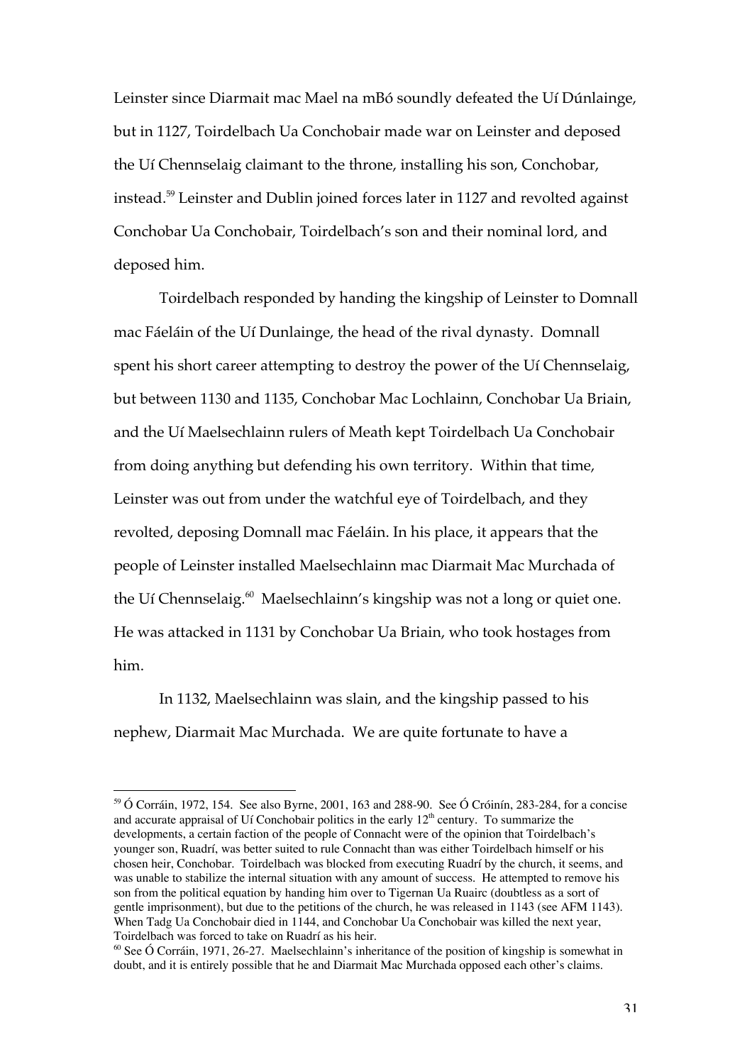Leinster since Diarmait mac Mael na mBó soundly defeated the Uí Dúnlainge, but in 1127, Toirdelbach Ua Conchobair made war on Leinster and deposed the Uí Chennselaig claimant to the throne, installing his son, Conchobar, instead.[59] Leinster and Dublin joined forces later in 1127 and revolted against Conchobar Ua Conchobair, Toirdelbach's son and their nominal lord, and deposed him.

Toirdelbach responded by handing the kingship of Leinster to Domnall mac Fáeláin of the Uí Dunlainge, the head of the rival dynasty. Domnall spent his short career attempting to destroy the power of the Uí Chennselaig, but between 1130 and 1135, Conchobar Mac Lochlainn, Conchobar Ua Briain, and the Uí Maelsechlainn rulers of Meath kept Toirdelbach Ua Conchobair from doing anything but defending his own territory. Within that time, Leinster was out from under the watchful eye of Toirdelbach, and they revolted, deposing Domnall mac Fáeláin. In his place, it appears that the people of Leinster installed Maelsechlainn mac Diarmait Mac Murchada of the Uí Chennselaig.[60] Maelsechlainn's kingship was not a long or quiet one. He was attacked in 1131 by Conchobar Ua Briain, who took hostages from him.

In 1132, Maelsechlainn was slain, and the kingship passed to his nephew, Diarmait Mac Murchada. We are quite fortunate to have a

---

[59] Ó Corráin, 1972, 154. See also Byrne, 2001, 163 and 288-90. See Ó Cróinín, 283-284, for a concise and accurate appraisal of Uí Conchobair politics in the early 12th century. To summarize the developments, a certain faction of the people of Connacht were of the opinion that Toirdelbach's younger son, Ruadrí, was better suited to rule Connacht than was either Toirdelbach himself or his chosen heir, Conchobar. Toirdelbach was blocked from executing Ruadrí by the church, it seems, and was unable to stabilize the internal situation with any amount of success. He attempted to remove his son from the political equation by handing him over to Tigernan Ua Ruairc (doubtless as a sort of gentle imprisonment), but due to the petitions of the church, he was released in 1143 (see AFM 1143). When Tadg Ua Conchobair died in 1144, and Conchobar Ua Conchobair was killed the next year, Toirdelbach was forced to take on Ruadrí as his heir.

[60] See Ó Corráin, 1971, 26-27. Maelsechlainn's inheritance of the position of kingship is somewhat in doubt, and it is entirely possible that he and Diarmait Mac Murchada opposed each other's claims.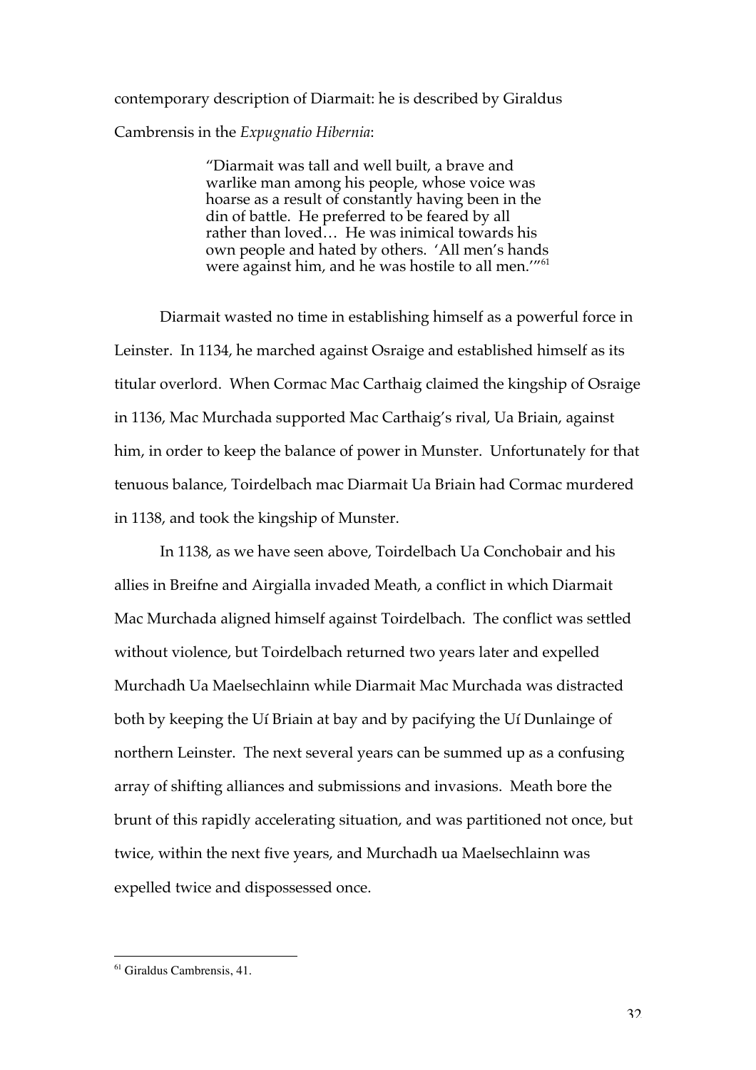contemporary description of Diarmait: he is described by Giraldus Cambrensis in the *Expugnatio Hibernia*:

> "Diarmait was tall and well built, a brave and warlike man among his people, whose voice was hoarse as a result of constantly having been in the din of battle. He preferred to be feared by all rather than loved… He was inimical towards his own people and hated by others. 'All men's hands were against him, and he was hostile to all men.'"[61]

Diarmait wasted no time in establishing himself as a powerful force in Leinster. In 1134, he marched against Osraige and established himself as its titular overlord. When Cormac Mac Carthaig claimed the kingship of Osraige in 1136, Mac Murchada supported Mac Carthaig's rival, Ua Briain, against him, in order to keep the balance of power in Munster. Unfortunately for that tenuous balance, Toirdelbach mac Diarmait Ua Briain had Cormac murdered in 1138, and took the kingship of Munster.

In 1138, as we have seen above, Toirdelbach Ua Conchobair and his allies in Breifne and Airgialla invaded Meath, a conflict in which Diarmait Mac Murchada aligned himself against Toirdelbach. The conflict was settled without violence, but Toirdelbach returned two years later and expelled Murchadh Ua Maelsechlainn while Diarmait Mac Murchada was distracted both by keeping the Uí Briain at bay and by pacifying the Uí Dunlainge of northern Leinster. The next several years can be summed up as a confusing array of shifting alliances and submissions and invasions. Meath bore the brunt of this rapidly accelerating situation, and was partitioned not once, but twice, within the next five years, and Murchadh ua Maelsechlainn was expelled twice and dispossessed once.

---

[61] Giraldus Cambrensis, 41.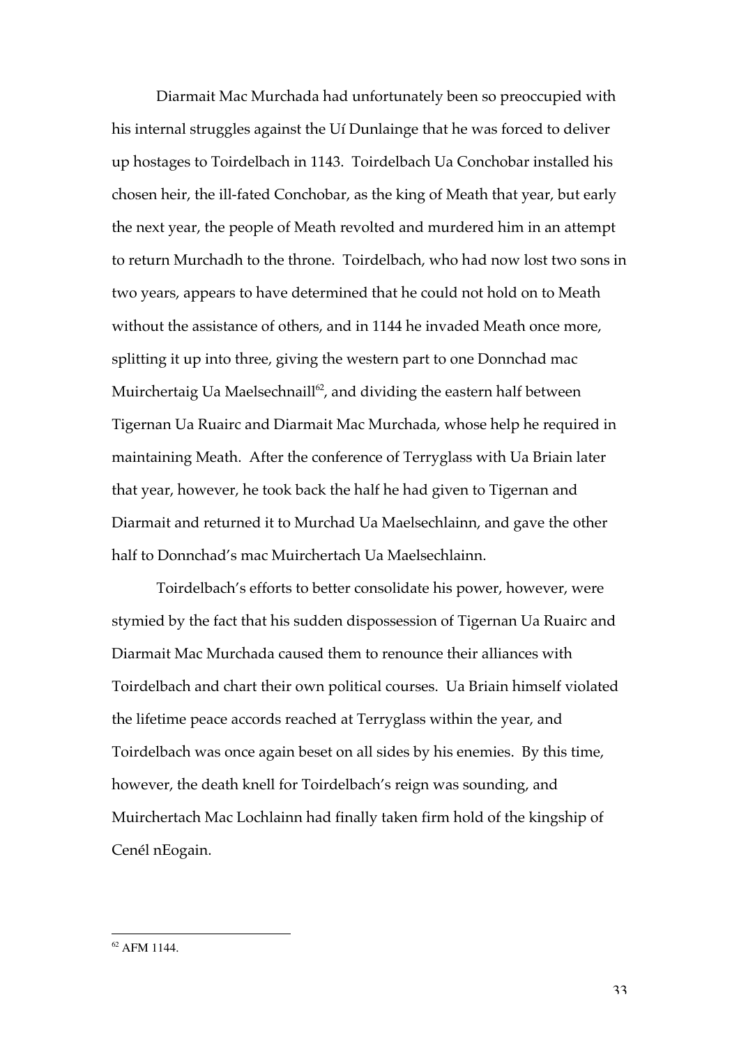Diarmait Mac Murchada had unfortunately been so preoccupied with his internal struggles against the Uí Dunlainge that he was forced to deliver up hostages to Toirdelbach in 1143. Toirdelbach Ua Conchobar installed his chosen heir, the ill-fated Conchobar, as the king of Meath that year, but early the next year, the people of Meath revolted and murdered him in an attempt to return Murchadh to the throne. Toirdelbach, who had now lost two sons in two years, appears to have determined that he could not hold on to Meath without the assistance of others, and in 1144 he invaded Meath once more, splitting it up into three, giving the western part to one Donnchad mac Muirchertaig Ua Maelsechnaill[62], and dividing the eastern half between Tigernan Ua Ruairc and Diarmait Mac Murchada, whose help he required in maintaining Meath. After the conference of Terryglass with Ua Briain later that year, however, he took back the half he had given to Tigernan and Diarmait and returned it to Murchad Ua Maelsechlainn, and gave the other half to Donnchad's mac Muirchertach Ua Maelsechlainn.

Toirdelbach's efforts to better consolidate his power, however, were stymied by the fact that his sudden dispossession of Tigernan Ua Ruairc and Diarmait Mac Murchada caused them to renounce their alliances with Toirdelbach and chart their own political courses. Ua Briain himself violated the lifetime peace accords reached at Terryglass within the year, and Toirdelbach was once again beset on all sides by his enemies. By this time, however, the death knell for Toirdelbach's reign was sounding, and Muirchertach Mac Lochlainn had finally taken firm hold of the kingship of Cenél nEogain.

---

[62] AFM 1144.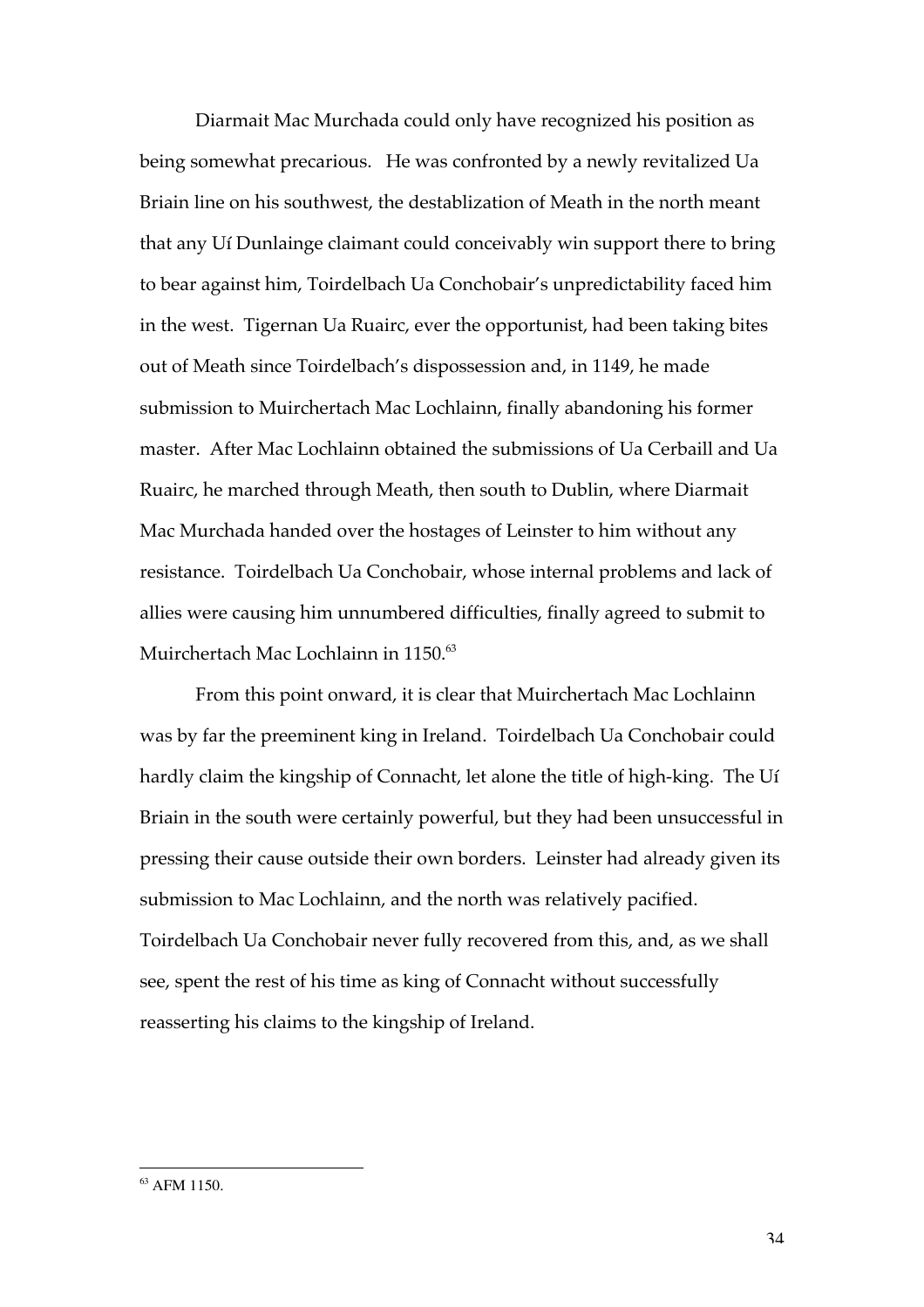Diarmait Mac Murchada could only have recognized his position as being somewhat precarious. He was confronted by a newly revitalized Ua Briain line on his southwest, the destablization of Meath in the north meant that any Uí Dunlainge claimant could conceivably win support there to bring to bear against him, Toirdelbach Ua Conchobair's unpredictability faced him in the west. Tigernan Ua Ruairc, ever the opportunist, had been taking bites out of Meath since Toirdelbach's dispossession and, in 1149, he made submission to Muirchertach Mac Lochlainn, finally abandoning his former master. After Mac Lochlainn obtained the submissions of Ua Cerbaill and Ua Ruairc, he marched through Meath, then south to Dublin, where Diarmait Mac Murchada handed over the hostages of Leinster to him without any resistance. Toirdelbach Ua Conchobair, whose internal problems and lack of allies were causing him unnumbered difficulties, finally agreed to submit to Muirchertach Mac Lochlainn in 1150.[63]

From this point onward, it is clear that Muirchertach Mac Lochlainn was by far the preeminent king in Ireland. Toirdelbach Ua Conchobair could hardly claim the kingship of Connacht, let alone the title of high-king. The Uí Briain in the south were certainly powerful, but they had been unsuccessful in pressing their cause outside their own borders. Leinster had already given its submission to Mac Lochlainn, and the north was relatively pacified. Toirdelbach Ua Conchobair never fully recovered from this, and, as we shall see, spent the rest of his time as king of Connacht without successfully reasserting his claims to the kingship of Ireland.

---

[63] AFM 1150.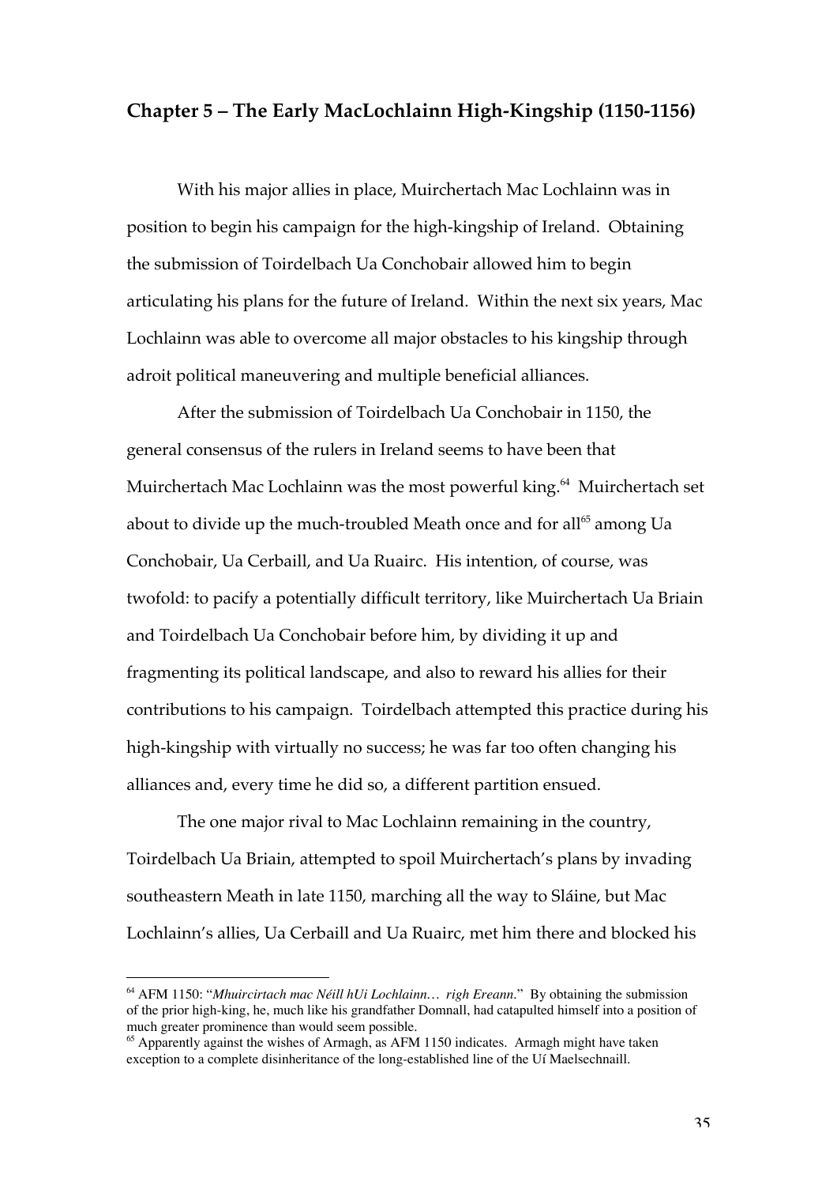## Chapter 5 – The Early MacLochlainn High-Kingship (1150-1156)

With his major allies in place, Muirchertach Mac Lochlainn was in position to begin his campaign for the high-kingship of Ireland. Obtaining the submission of Toirdelbach Ua Conchobair allowed him to begin articulating his plans for the future of Ireland. Within the next six years, Mac Lochlainn was able to overcome all major obstacles to his kingship through adroit political maneuvering and multiple beneficial alliances.

After the submission of Toirdelbach Ua Conchobair in 1150, the general consensus of the rulers in Ireland seems to have been that Muirchertach Mac Lochlainn was the most powerful king.[64] Muirchertach set about to divide up the much-troubled Meath once and for all[65] among Ua Conchobair, Ua Cerbaill, and Ua Ruairc. His intention, of course, was twofold: to pacify a potentially difficult territory, like Muirchertach Ua Briain and Toirdelbach Ua Conchobair before him, by dividing it up and fragmenting its political landscape, and also to reward his allies for their contributions to his campaign. Toirdelbach attempted this practice during his high-kingship with virtually no success; he was far too often changing his alliances and, every time he did so, a different partition ensued.

The one major rival to Mac Lochlainn remaining in the country, Toirdelbach Ua Briain, attempted to spoil Muirchertach's plans by invading southeastern Meath in late 1150, marching all the way to Sláine, but Mac Lochlainn's allies, Ua Cerbaill and Ua Ruairc, met him there and blocked his

---

[64] AFM 1150: "*Mhuircirtach mac Néill hUi Lochlainn… righ Ereann*." By obtaining the submission of the prior high-king, he, much like his grandfather Domnall, had catapulted himself into a position of much greater prominence than would seem possible.

[65] Apparently against the wishes of Armagh, as AFM 1150 indicates. Armagh might have taken exception to a complete disinheritance of the long-established line of the Uí Maelsechnaill.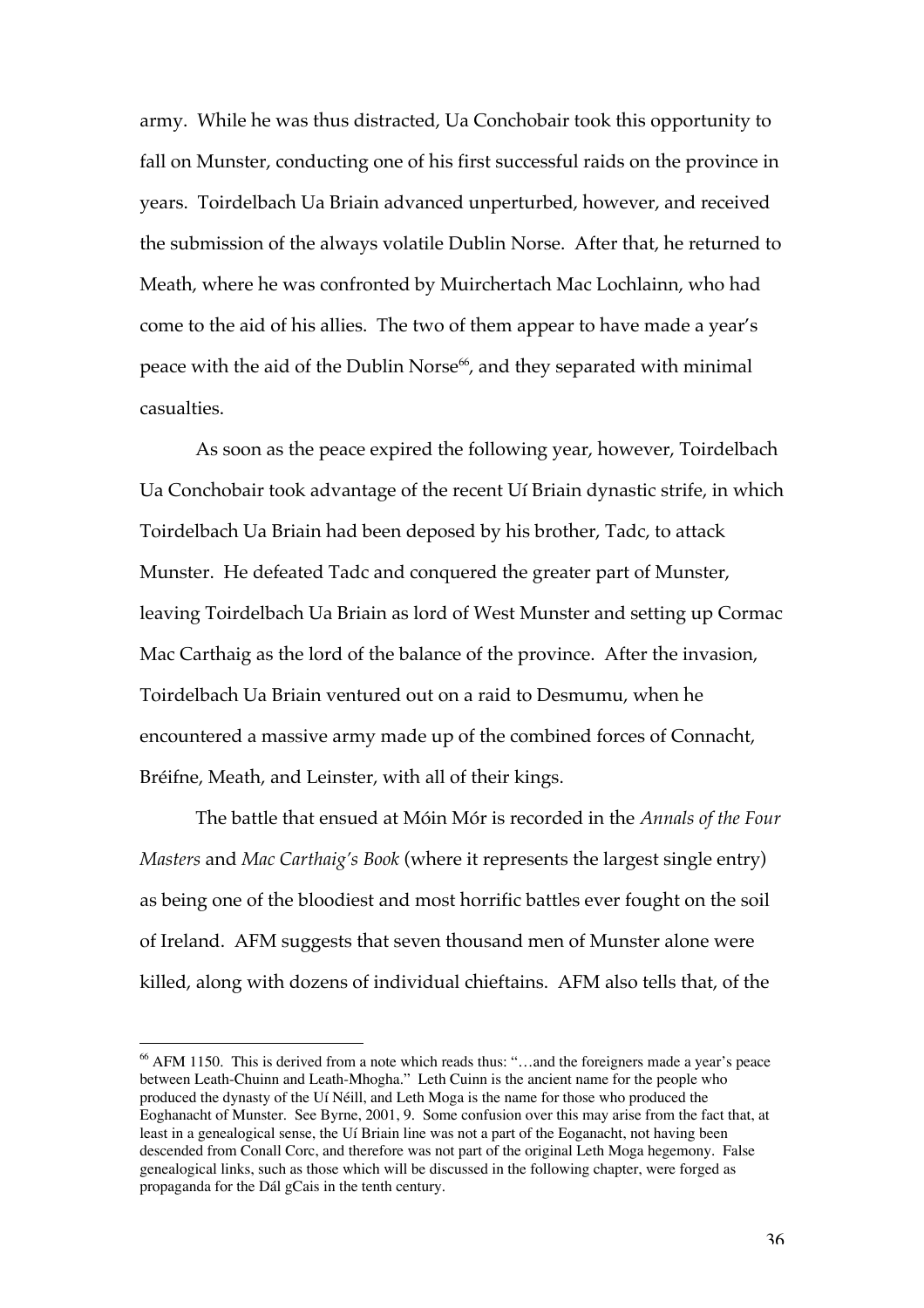army. While he was thus distracted, Ua Conchobair took this opportunity to fall on Munster, conducting one of his first successful raids on the province in years. Toirdelbach Ua Briain advanced unperturbed, however, and received the submission of the always volatile Dublin Norse. After that, he returned to Meath, where he was confronted by Muirchertach Mac Lochlainn, who had come to the aid of his allies. The two of them appear to have made a year's peace with the aid of the Dublin Norse[66], and they separated with minimal casualties.

As soon as the peace expired the following year, however, Toirdelbach Ua Conchobair took advantage of the recent Uí Briain dynastic strife, in which Toirdelbach Ua Briain had been deposed by his brother, Tadc, to attack Munster. He defeated Tadc and conquered the greater part of Munster, leaving Toirdelbach Ua Briain as lord of West Munster and setting up Cormac Mac Carthaig as the lord of the balance of the province. After the invasion, Toirdelbach Ua Briain ventured out on a raid to Desmumu, when he encountered a massive army made up of the combined forces of Connacht, Bréifne, Meath, and Leinster, with all of their kings.

The battle that ensued at Móin Mór is recorded in the *Annals of the Four Masters* and *Mac Carthaig's Book* (where it represents the largest single entry) as being one of the bloodiest and most horrific battles ever fought on the soil of Ireland. AFM suggests that seven thousand men of Munster alone were killed, along with dozens of individual chieftains. AFM also tells that, of the

---

[66] AFM 1150. This is derived from a note which reads thus: "…and the foreigners made a year's peace between Leath-Chuinn and Leath-Mhogha." Leth Cuinn is the ancient name for the people who produced the dynasty of the Uí Néill, and Leth Moga is the name for those who produced the Eoghanacht of Munster. See Byrne, 2001, 9. Some confusion over this may arise from the fact that, at least in a genealogical sense, the Uí Briain line was not a part of the Eoganacht, not having been descended from Conall Corc, and therefore was not part of the original Leth Moga hegemony. False genealogical links, such as those which will be discussed in the following chapter, were forged as propaganda for the Dál gCais in the tenth century.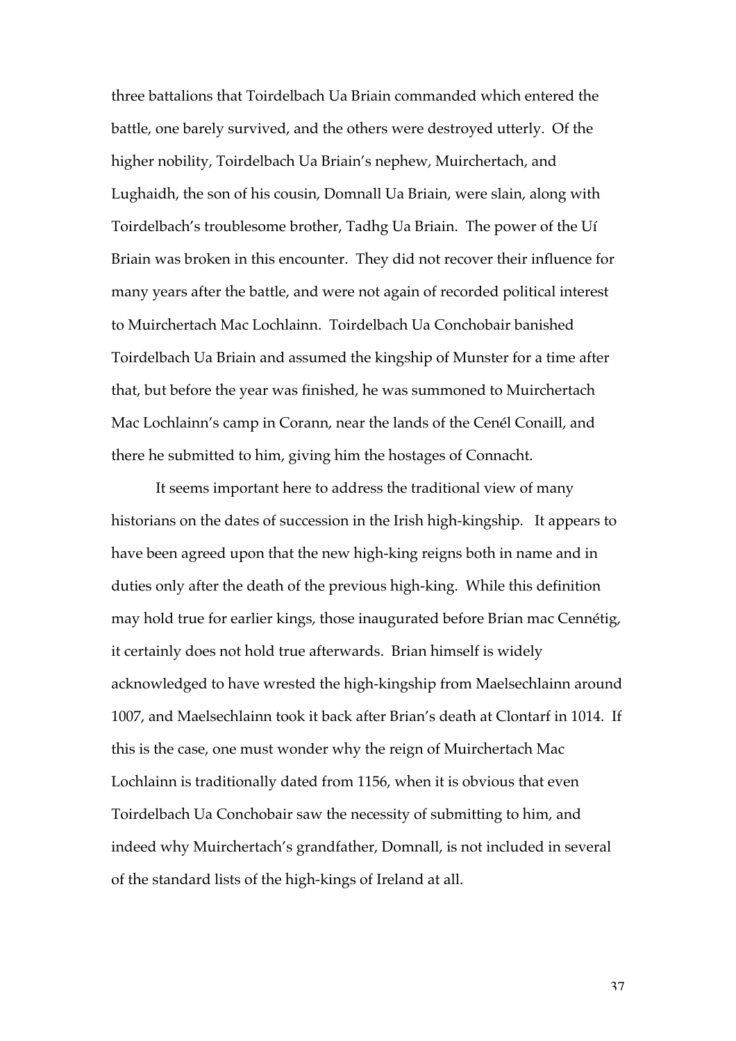three battalions that Toirdelbach Ua Briain commanded which entered the battle, one barely survived, and the others were destroyed utterly. Of the higher nobility, Toirdelbach Ua Briain's nephew, Muirchertach, and Lughaidh, the son of his cousin, Domnall Ua Briain, were slain, along with Toirdelbach's troublesome brother, Tadhg Ua Briain. The power of the Uí Briain was broken in this encounter. They did not recover their influence for many years after the battle, and were not again of recorded political interest to Muirchertach Mac Lochlainn. Toirdelbach Ua Conchobair banished Toirdelbach Ua Briain and assumed the kingship of Munster for a time after that, but before the year was finished, he was summoned to Muirchertach Mac Lochlainn's camp in Corann, near the lands of the Cenél Conaill, and there he submitted to him, giving him the hostages of Connacht.

It seems important here to address the traditional view of many historians on the dates of succession in the Irish high-kingship. It appears to have been agreed upon that the new high-king reigns both in name and in duties only after the death of the previous high-king. While this definition may hold true for earlier kings, those inaugurated before Brian mac Cennétig, it certainly does not hold true afterwards. Brian himself is widely acknowledged to have wrested the high-kingship from Maelsechlainn around 1007, and Maelsechlainn took it back after Brian's death at Clontarf in 1014. If this is the case, one must wonder why the reign of Muirchertach Mac Lochlainn is traditionally dated from 1156, when it is obvious that even Toirdelbach Ua Conchobair saw the necessity of submitting to him, and indeed why Muirchertach's grandfather, Domnall, is not included in several of the standard lists of the high-kings of Ireland at all.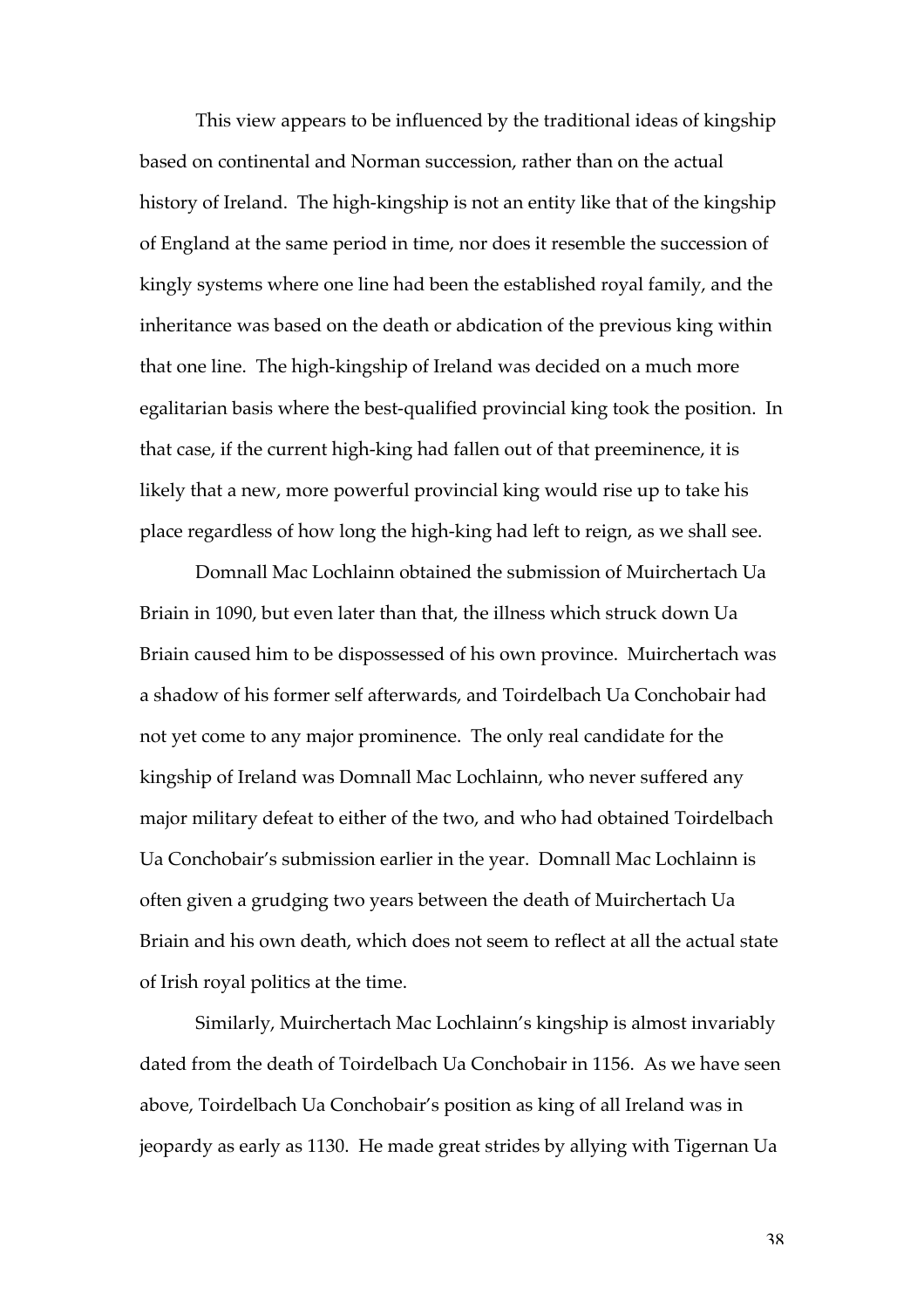This view appears to be influenced by the traditional ideas of kingship based on continental and Norman succession, rather than on the actual history of Ireland. The high-kingship is not an entity like that of the kingship of England at the same period in time, nor does it resemble the succession of kingly systems where one line had been the established royal family, and the inheritance was based on the death or abdication of the previous king within that one line. The high-kingship of Ireland was decided on a much more egalitarian basis where the best-qualified provincial king took the position. In that case, if the current high-king had fallen out of that preeminence, it is likely that a new, more powerful provincial king would rise up to take his place regardless of how long the high-king had left to reign, as we shall see.

Domnall Mac Lochlainn obtained the submission of Muirchertach Ua Briain in 1090, but even later than that, the illness which struck down Ua Briain caused him to be dispossessed of his own province. Muirchertach was a shadow of his former self afterwards, and Toirdelbach Ua Conchobair had not yet come to any major prominence. The only real candidate for the kingship of Ireland was Domnall Mac Lochlainn, who never suffered any major military defeat to either of the two, and who had obtained Toirdelbach Ua Conchobair's submission earlier in the year. Domnall Mac Lochlainn is often given a grudging two years between the death of Muirchertach Ua Briain and his own death, which does not seem to reflect at all the actual state of Irish royal politics at the time.

Similarly, Muirchertach Mac Lochlainn's kingship is almost invariably dated from the death of Toirdelbach Ua Conchobair in 1156. As we have seen above, Toirdelbach Ua Conchobair's position as king of all Ireland was in jeopardy as early as 1130. He made great strides by allying with Tigernan Ua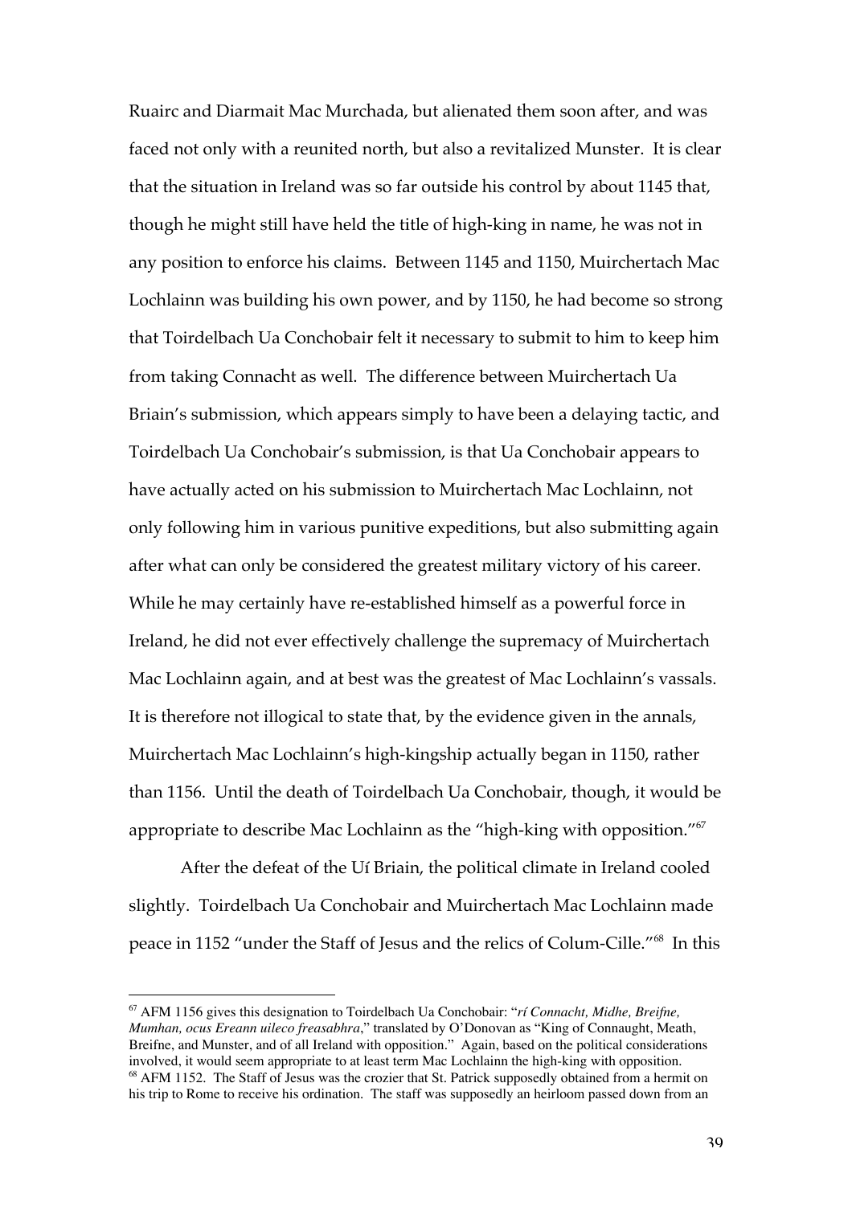Ruairc and Diarmait Mac Murchada, but alienated them soon after, and was faced not only with a reunited north, but also a revitalized Munster. It is clear that the situation in Ireland was so far outside his control by about 1145 that, though he might still have held the title of high-king in name, he was not in any position to enforce his claims. Between 1145 and 1150, Muirchertach Mac Lochlainn was building his own power, and by 1150, he had become so strong that Toirdelbach Ua Conchobair felt it necessary to submit to him to keep him from taking Connacht as well. The difference between Muirchertach Ua Briain's submission, which appears simply to have been a delaying tactic, and Toirdelbach Ua Conchobair's submission, is that Ua Conchobair appears to have actually acted on his submission to Muirchertach Mac Lochlainn, not only following him in various punitive expeditions, but also submitting again after what can only be considered the greatest military victory of his career. While he may certainly have re-established himself as a powerful force in Ireland, he did not ever effectively challenge the supremacy of Muirchertach Mac Lochlainn again, and at best was the greatest of Mac Lochlainn's vassals. It is therefore not illogical to state that, by the evidence given in the annals, Muirchertach Mac Lochlainn's high-kingship actually began in 1150, rather than 1156. Until the death of Toirdelbach Ua Conchobair, though, it would be appropriate to describe Mac Lochlainn as the "high-king with opposition."[67]

After the defeat of the Uí Briain, the political climate in Ireland cooled slightly. Toirdelbach Ua Conchobair and Muirchertach Mac Lochlainn made peace in 1152 "under the Staff of Jesus and the relics of Colum-Cille."[68] In this

---

[67] AFM 1156 gives this designation to Toirdelbach Ua Conchobair: "*rí Connacht, Midhe, Breifne, Mumhan, ocus Ereann uileco freasabhra*," translated by O'Donovan as "King of Connaught, Meath, Breifne, and Munster, and of all Ireland with opposition." Again, based on the political considerations involved, it would seem appropriate to at least term Mac Lochlainn the high-king with opposition.

[68] AFM 1152. The Staff of Jesus was the crozier that St. Patrick supposedly obtained from a hermit on his trip to Rome to receive his ordination. The staff was supposedly an heirloom passed down from an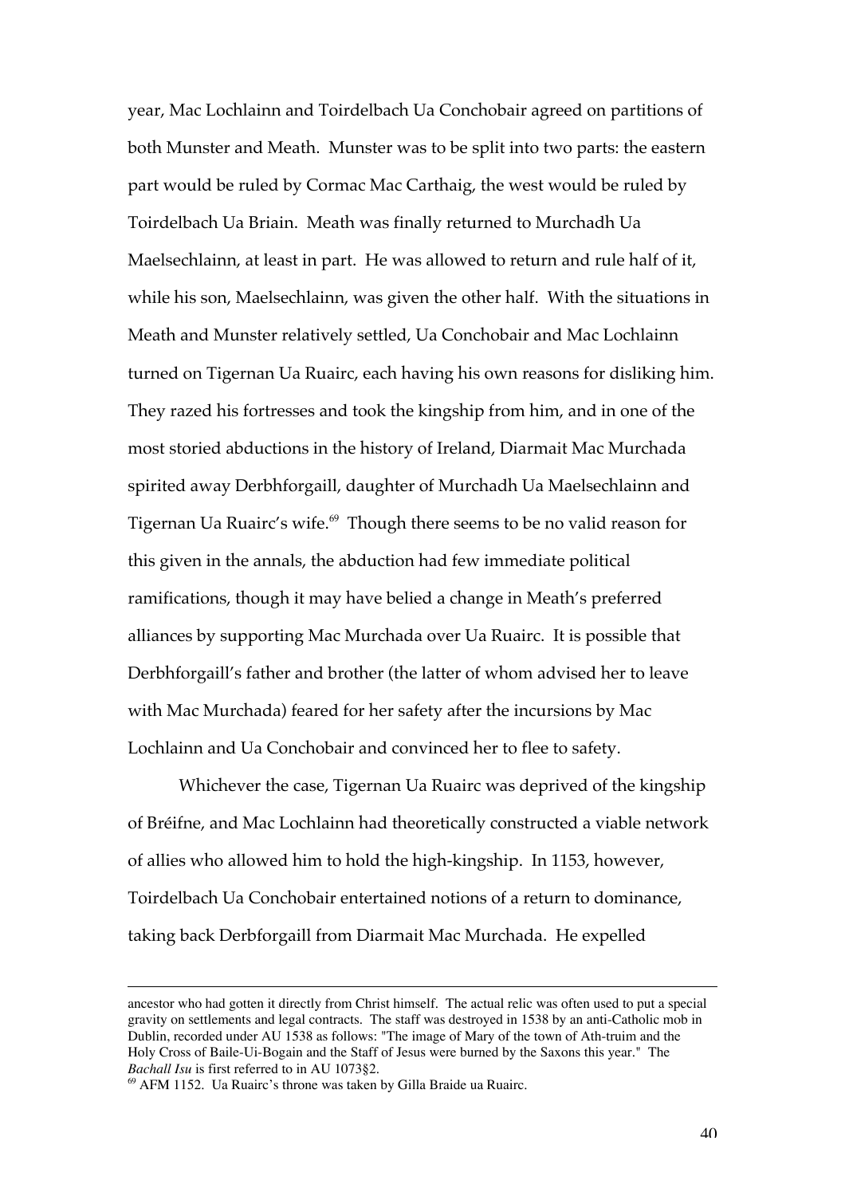year, Mac Lochlainn and Toirdelbach Ua Conchobair agreed on partitions of both Munster and Meath. Munster was to be split into two parts: the eastern part would be ruled by Cormac Mac Carthaig, the west would be ruled by Toirdelbach Ua Briain. Meath was finally returned to Murchadh Ua Maelsechlainn, at least in part. He was allowed to return and rule half of it, while his son, Maelsechlainn, was given the other half. With the situations in Meath and Munster relatively settled, Ua Conchobair and Mac Lochlainn turned on Tigernan Ua Ruairc, each having his own reasons for disliking him. They razed his fortresses and took the kingship from him, and in one of the most storied abductions in the history of Ireland, Diarmait Mac Murchada spirited away Derbhforgaill, daughter of Murchadh Ua Maelsechlainn and Tigernan Ua Ruairc's wife.[69] Though there seems to be no valid reason for this given in the annals, the abduction had few immediate political ramifications, though it may have belied a change in Meath's preferred alliances by supporting Mac Murchada over Ua Ruairc. It is possible that Derbhforgaill's father and brother (the latter of whom advised her to leave with Mac Murchada) feared for her safety after the incursions by Mac Lochlainn and Ua Conchobair and convinced her to flee to safety.

Whichever the case, Tigernan Ua Ruairc was deprived of the kingship of Bréifne, and Mac Lochlainn had theoretically constructed a viable network of allies who allowed him to hold the high-kingship. In 1153, however, Toirdelbach Ua Conchobair entertained notions of a return to dominance, taking back Derbforgaill from Diarmait Mac Murchada. He expelled

---

ancestor who had gotten it directly from Christ himself. The actual relic was often used to put a special gravity on settlements and legal contracts. The staff was destroyed in 1538 by an anti-Catholic mob in Dublin, recorded under AU 1538 as follows: "The image of Mary of the town of Ath-truim and the Holy Cross of Baile-Ui-Bogain and the Staff of Jesus were burned by the Saxons this year." The *Bachall Isu* is first referred to in AU 1073§2.

[69] AFM 1152. Ua Ruairc's throne was taken by Gilla Braide ua Ruairc.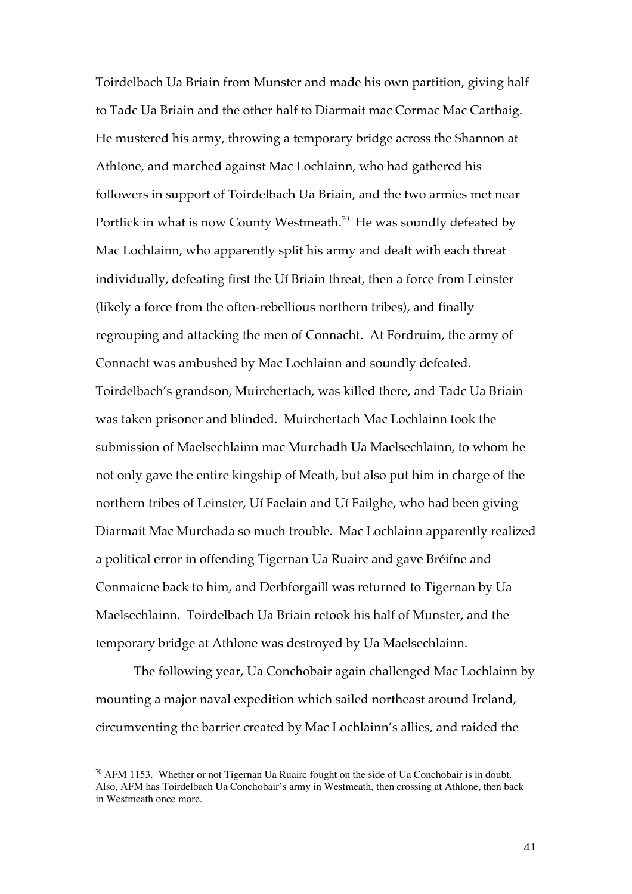Toirdelbach Ua Briain from Munster and made his own partition, giving half to Tadc Ua Briain and the other half to Diarmait mac Cormac Mac Carthaig. He mustered his army, throwing a temporary bridge across the Shannon at Athlone, and marched against Mac Lochlainn, who had gathered his followers in support of Toirdelbach Ua Briain, and the two armies met near Portlick in what is now County Westmeath.[70] He was soundly defeated by Mac Lochlainn, who apparently split his army and dealt with each threat individually, defeating first the Uí Briain threat, then a force from Leinster (likely a force from the often-rebellious northern tribes), and finally regrouping and attacking the men of Connacht. At Fordruim, the army of Connacht was ambushed by Mac Lochlainn and soundly defeated. Toirdelbach's grandson, Muirchertach, was killed there, and Tadc Ua Briain was taken prisoner and blinded. Muirchertach Mac Lochlainn took the submission of Maelsechlainn mac Murchadh Ua Maelsechlainn, to whom he not only gave the entire kingship of Meath, but also put him in charge of the northern tribes of Leinster, Uí Faelain and Uí Failghe, who had been giving Diarmait Mac Murchada so much trouble. Mac Lochlainn apparently realized a political error in offending Tigernan Ua Ruairc and gave Bréifne and Conmaicne back to him, and Derbforgaill was returned to Tigernan by Ua Maelsechlainn. Toirdelbach Ua Briain retook his half of Munster, and the temporary bridge at Athlone was destroyed by Ua Maelsechlainn.

The following year, Ua Conchobair again challenged Mac Lochlainn by mounting a major naval expedition which sailed northeast around Ireland, circumventing the barrier created by Mac Lochlainn's allies, and raided the

---

[70] AFM 1153. Whether or not Tigernan Ua Ruairc fought on the side of Ua Conchobair is in doubt. Also, AFM has Toirdelbach Ua Conchobair's army in Westmeath, then crossing at Athlone, then back in Westmeath once more.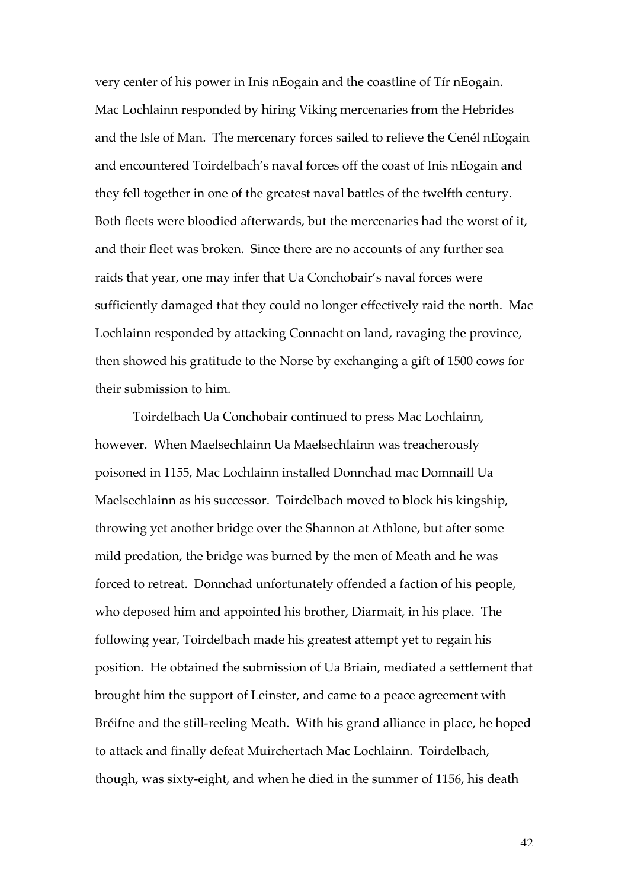very center of his power in Inis nEogain and the coastline of Tír nEogain. Mac Lochlainn responded by hiring Viking mercenaries from the Hebrides and the Isle of Man. The mercenary forces sailed to relieve the Cenél nEogain and encountered Toirdelbach's naval forces off the coast of Inis nEogain and they fell together in one of the greatest naval battles of the twelfth century. Both fleets were bloodied afterwards, but the mercenaries had the worst of it, and their fleet was broken. Since there are no accounts of any further sea raids that year, one may infer that Ua Conchobair's naval forces were sufficiently damaged that they could no longer effectively raid the north. Mac Lochlainn responded by attacking Connacht on land, ravaging the province, then showed his gratitude to the Norse by exchanging a gift of 1500 cows for their submission to him.

Toirdelbach Ua Conchobair continued to press Mac Lochlainn, however. When Maelsechlainn Ua Maelsechlainn was treacherously poisoned in 1155, Mac Lochlainn installed Donnchad mac Domnaill Ua Maelsechlainn as his successor. Toirdelbach moved to block his kingship, throwing yet another bridge over the Shannon at Athlone, but after some mild predation, the bridge was burned by the men of Meath and he was forced to retreat. Donnchad unfortunately offended a faction of his people, who deposed him and appointed his brother, Diarmait, in his place. The following year, Toirdelbach made his greatest attempt yet to regain his position. He obtained the submission of Ua Briain, mediated a settlement that brought him the support of Leinster, and came to a peace agreement with Bréifne and the still-reeling Meath. With his grand alliance in place, he hoped to attack and finally defeat Muirchertach Mac Lochlainn. Toirdelbach, though, was sixty-eight, and when he died in the summer of 1156, his death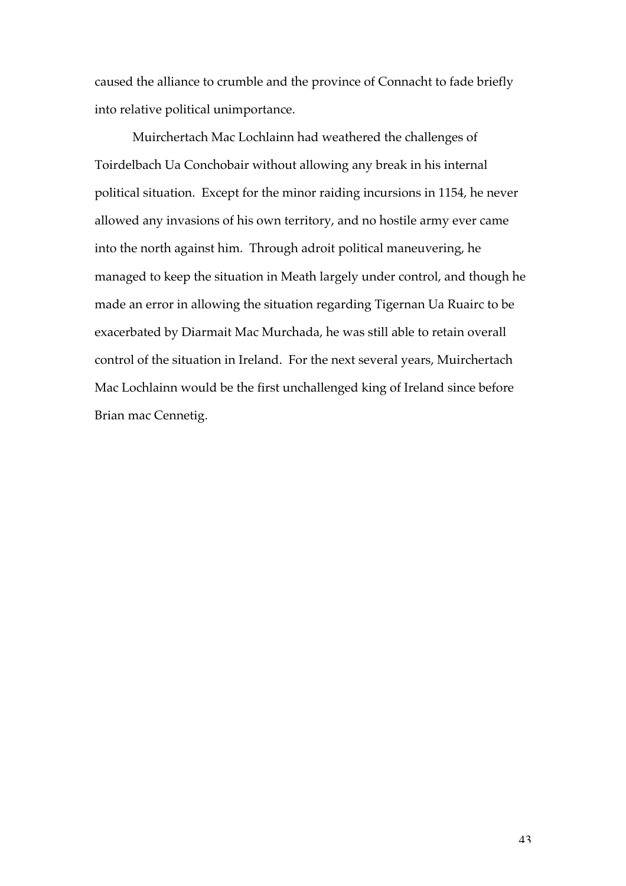caused the alliance to crumble and the province of Connacht to fade briefly into relative political unimportance.

Muirchertach Mac Lochlainn had weathered the challenges of Toirdelbach Ua Conchobair without allowing any break in his internal political situation. Except for the minor raiding incursions in 1154, he never allowed any invasions of his own territory, and no hostile army ever came into the north against him. Through adroit political maneuvering, he managed to keep the situation in Meath largely under control, and though he made an error in allowing the situation regarding Tigernan Ua Ruairc to be exacerbated by Diarmait Mac Murchada, he was still able to retain overall control of the situation in Ireland. For the next several years, Muirchertach Mac Lochlainn would be the first unchallenged king of Ireland since before Brian mac Cennetig.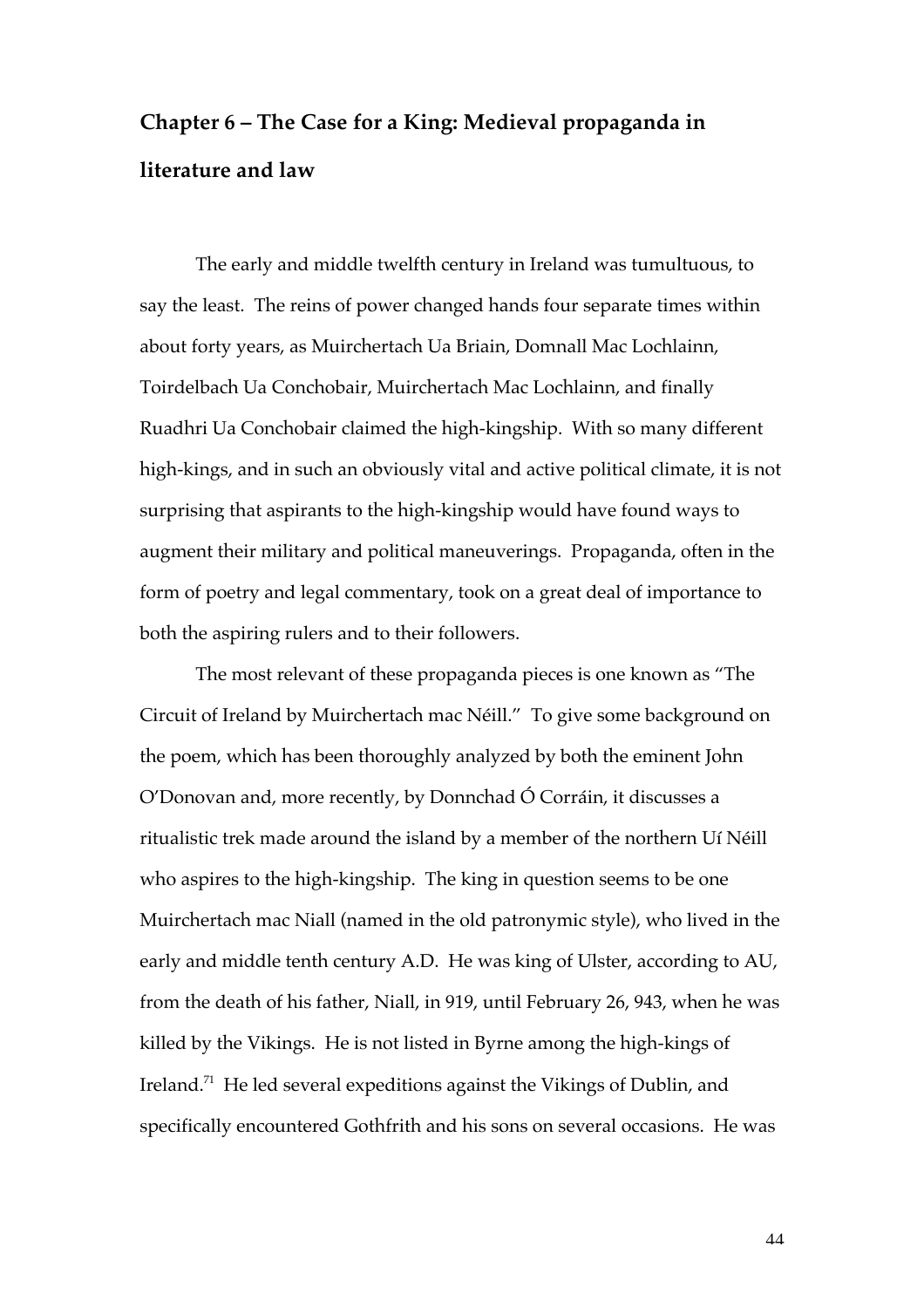## Chapter 6 – The Case for a King: Medieval propaganda in literature and law

The early and middle twelfth century in Ireland was tumultuous, to say the least. The reins of power changed hands four separate times within about forty years, as Muirchertach Ua Briain, Domnall Mac Lochlainn, Toirdelbach Ua Conchobair, Muirchertach Mac Lochlainn, and finally Ruadhri Ua Conchobair claimed the high-kingship. With so many different high-kings, and in such an obviously vital and active political climate, it is not surprising that aspirants to the high-kingship would have found ways to augment their military and political maneuverings. Propaganda, often in the form of poetry and legal commentary, took on a great deal of importance to both the aspiring rulers and to their followers.

The most relevant of these propaganda pieces is one known as "The Circuit of Ireland by Muirchertach mac Néill." To give some background on the poem, which has been thoroughly analyzed by both the eminent John O'Donovan and, more recently, by Donnchad Ó Corráin, it discusses a ritualistic trek made around the island by a member of the northern Uí Néill who aspires to the high-kingship. The king in question seems to be one Muirchertach mac Niall (named in the old patronymic style), who lived in the early and middle tenth century A.D. He was king of Ulster, according to AU, from the death of his father, Niall, in 919, until February 26, 943, when he was killed by the Vikings. He is not listed in Byrne among the high-kings of Ireland.[71] He led several expeditions against the Vikings of Dublin, and specifically encountered Gothfrith and his sons on several occasions. He was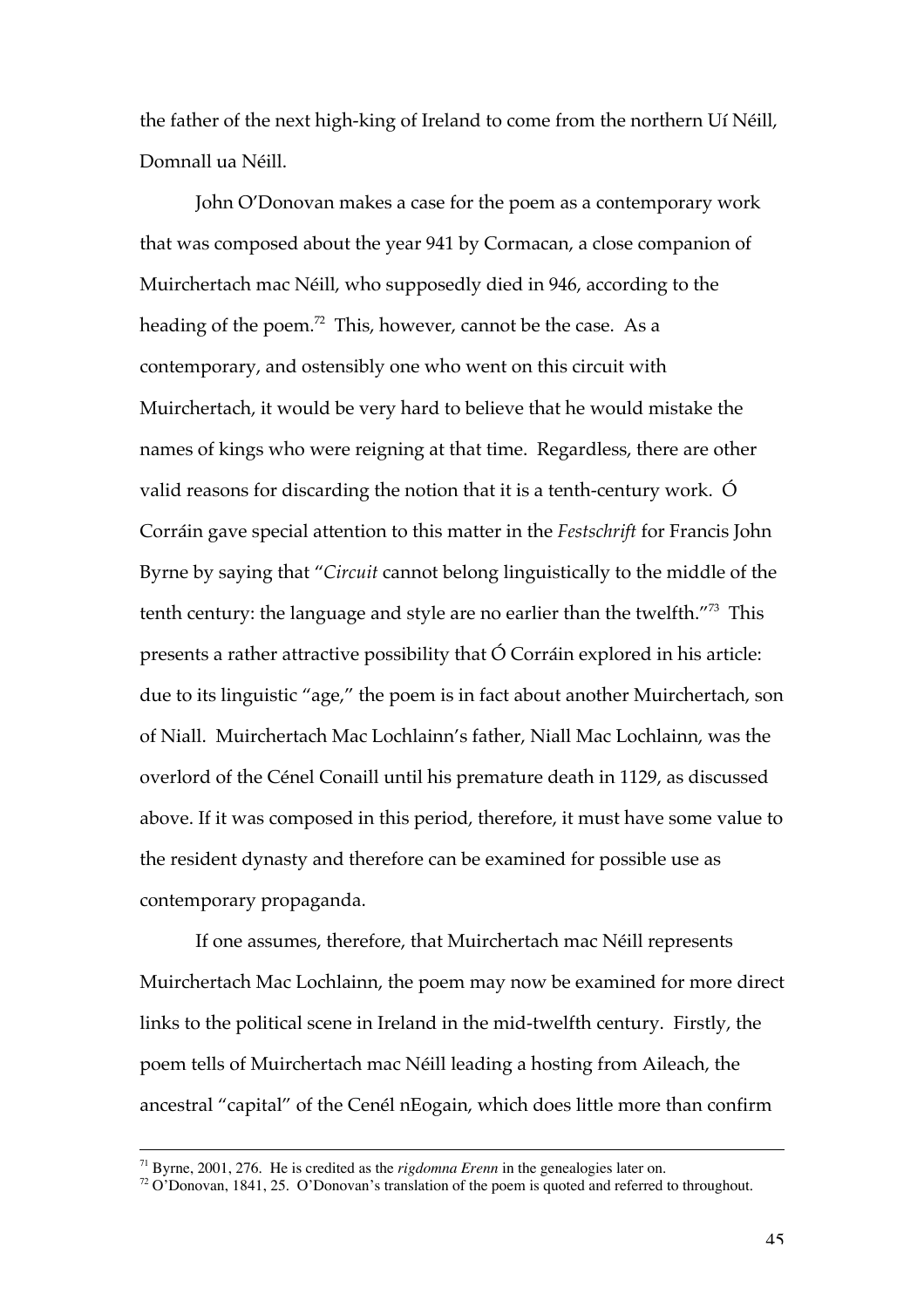the father of the next high-king of Ireland to come from the northern Uí Néill, Domnall ua Néill.

John O'Donovan makes a case for the poem as a contemporary work that was composed about the year 941 by Cormacan, a close companion of Muirchertach mac Néill, who supposedly died in 946, according to the heading of the poem.[72] This, however, cannot be the case. As a contemporary, and ostensibly one who went on this circuit with Muirchertach, it would be very hard to believe that he would mistake the names of kings who were reigning at that time. Regardless, there are other valid reasons for discarding the notion that it is a tenth-century work. Ó Corráin gave special attention to this matter in the *Festschrift* for Francis John Byrne by saying that "*Circuit* cannot belong linguistically to the middle of the tenth century: the language and style are no earlier than the twelfth."[73] This presents a rather attractive possibility that Ó Corráin explored in his article: due to its linguistic "age," the poem is in fact about another Muirchertach, son of Niall. Muirchertach Mac Lochlainn's father, Niall Mac Lochlainn, was the overlord of the Cénel Conaill until his premature death in 1129, as discussed above. If it was composed in this period, therefore, it must have some value to the resident dynasty and therefore can be examined for possible use as contemporary propaganda.

If one assumes, therefore, that Muirchertach mac Néill represents Muirchertach Mac Lochlainn, the poem may now be examined for more direct links to the political scene in Ireland in the mid-twelfth century. Firstly, the poem tells of Muirchertach mac Néill leading a hosting from Aileach, the ancestral "capital" of the Cenél nEogain, which does little more than confirm

---

[71] Byrne, 2001, 276. He is credited as the *rigdomna Erenn* in the genealogies later on.

[72] O'Donovan, 1841, 25. O'Donovan's translation of the poem is quoted and referred to throughout.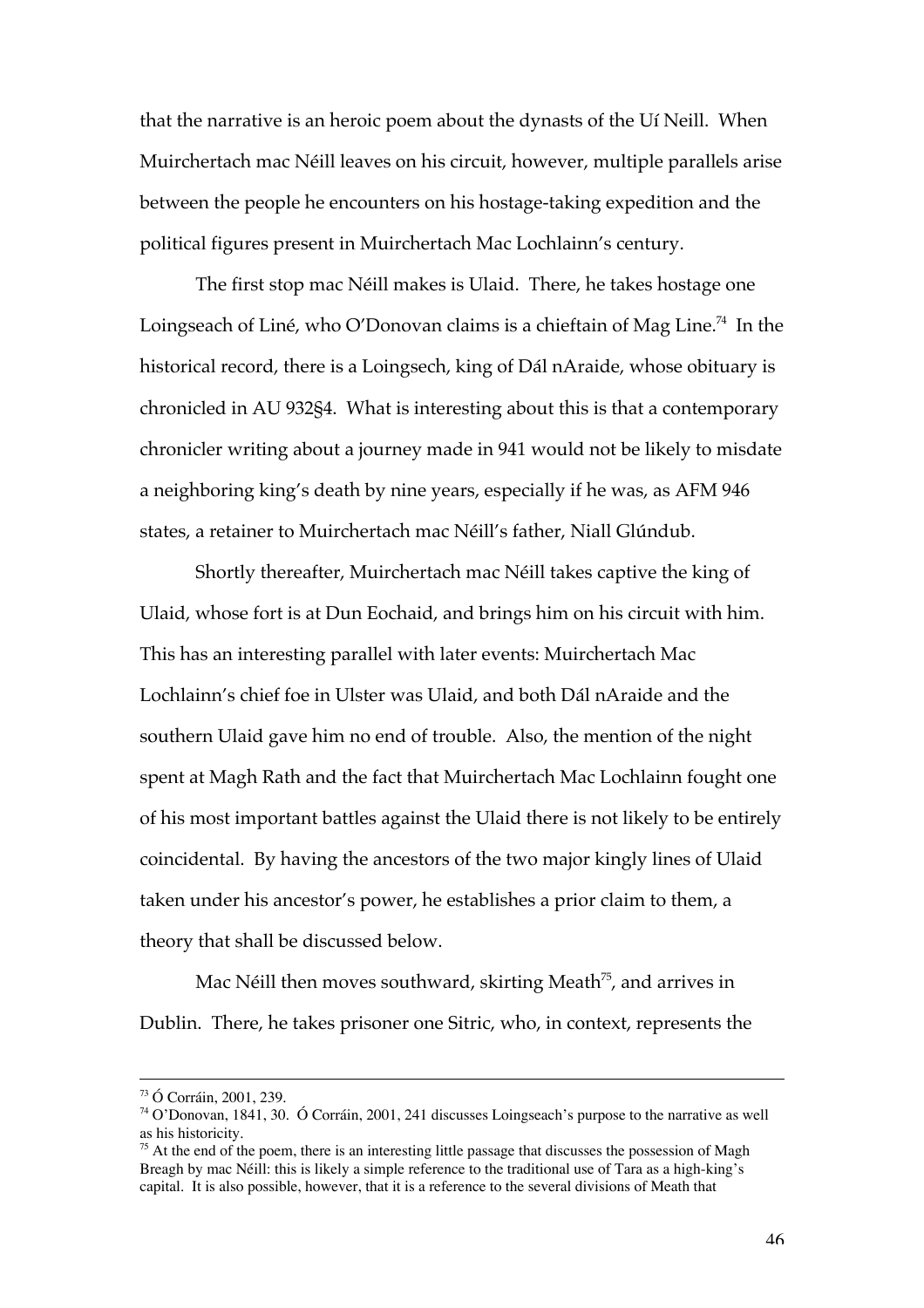that the narrative is an heroic poem about the dynasts of the Uí Neill. When Muirchertach mac Néill leaves on his circuit, however, multiple parallels arise between the people he encounters on his hostage-taking expedition and the political figures present in Muirchertach Mac Lochlainn's century.

The first stop mac Néill makes is Ulaid. There, he takes hostage one Loingseach of Liné, who O'Donovan claims is a chieftain of Mag Line.[74] In the historical record, there is a Loingsech, king of Dál nAraide, whose obituary is chronicled in AU 932§4. What is interesting about this is that a contemporary chronicler writing about a journey made in 941 would not be likely to misdate a neighboring king's death by nine years, especially if he was, as AFM 946 states, a retainer to Muirchertach mac Néill's father, Niall Glúndub.

Shortly thereafter, Muirchertach mac Néill takes captive the king of Ulaid, whose fort is at Dun Eochaid, and brings him on his circuit with him. This has an interesting parallel with later events: Muirchertach Mac Lochlainn's chief foe in Ulster was Ulaid, and both Dál nAraide and the southern Ulaid gave him no end of trouble. Also, the mention of the night spent at Magh Rath and the fact that Muirchertach Mac Lochlainn fought one of his most important battles against the Ulaid there is not likely to be entirely coincidental. By having the ancestors of the two major kingly lines of Ulaid taken under his ancestor's power, he establishes a prior claim to them, a theory that shall be discussed below.

Mac Néill then moves southward, skirting Meath[75], and arrives in Dublin. There, he takes prisoner one Sitric, who, in context, represents the

---

[73] Ó Corráin, 2001, 239.

[74] O'Donovan, 1841, 30. Ó Corráin, 2001, 241 discusses Loingseach's purpose to the narrative as well as his historicity.

[75] At the end of the poem, there is an interesting little passage that discusses the possession of Magh Breagh by mac Néill: this is likely a simple reference to the traditional use of Tara as a high-king's capital. It is also possible, however, that it is a reference to the several divisions of Meath that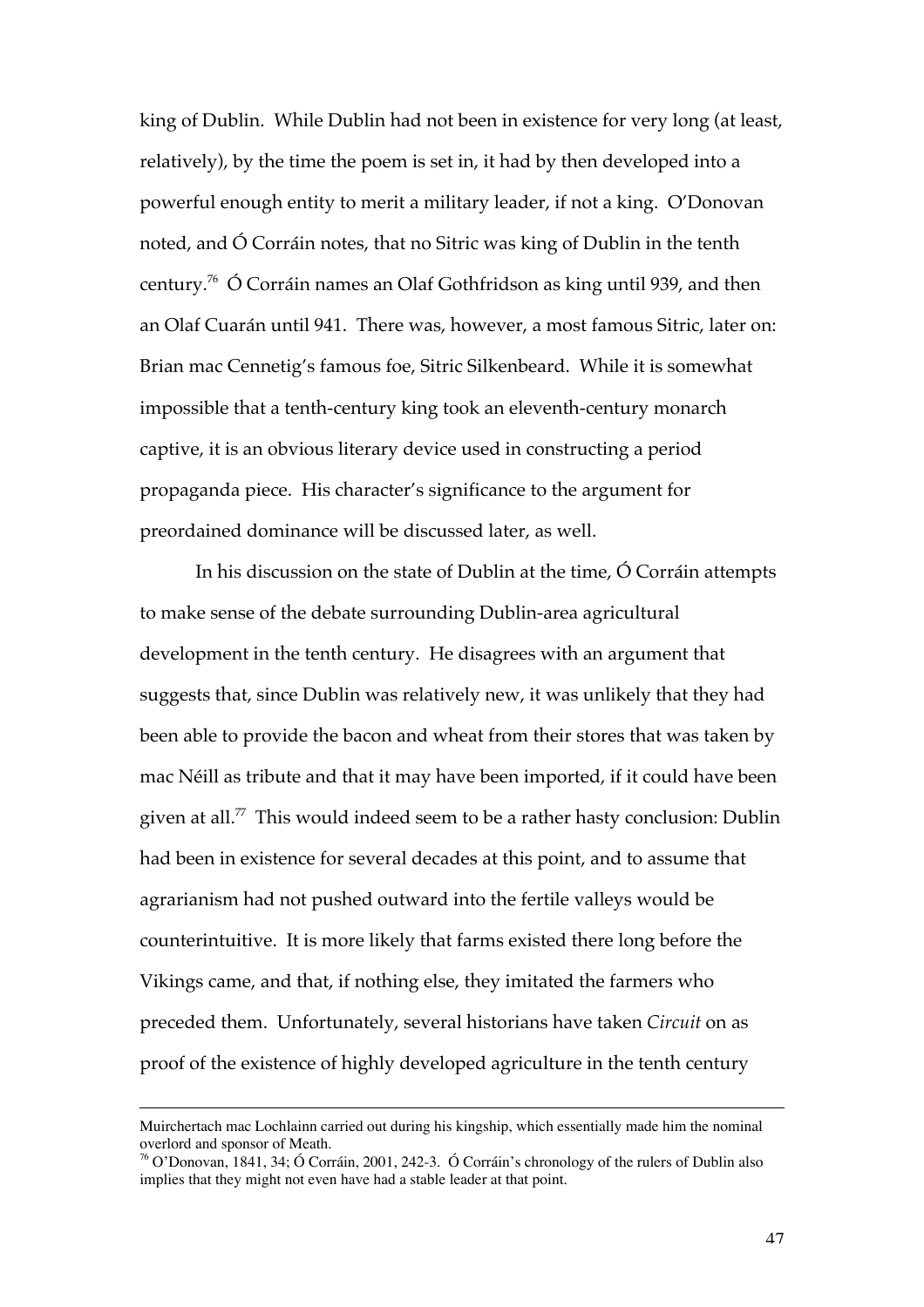king of Dublin. While Dublin had not been in existence for very long (at least, relatively), by the time the poem is set in, it had by then developed into a powerful enough entity to merit a military leader, if not a king. O'Donovan noted, and Ó Corráin notes, that no Sitric was king of Dublin in the tenth century.[76] Ó Corráin names an Olaf Gothfridson as king until 939, and then an Olaf Cuarán until 941. There was, however, a most famous Sitric, later on: Brian mac Cennetig's famous foe, Sitric Silkenbeard. While it is somewhat impossible that a tenth-century king took an eleventh-century monarch captive, it is an obvious literary device used in constructing a period propaganda piece. His character's significance to the argument for preordained dominance will be discussed later, as well.

In his discussion on the state of Dublin at the time, Ó Corráin attempts to make sense of the debate surrounding Dublin-area agricultural development in the tenth century. He disagrees with an argument that suggests that, since Dublin was relatively new, it was unlikely that they had been able to provide the bacon and wheat from their stores that was taken by mac Néill as tribute and that it may have been imported, if it could have been given at all.[77] This would indeed seem to be a rather hasty conclusion: Dublin had been in existence for several decades at this point, and to assume that agrarianism had not pushed outward into the fertile valleys would be counterintuitive. It is more likely that farms existed there long before the Vikings came, and that, if nothing else, they imitated the farmers who preceded them. Unfortunately, several historians have taken *Circuit* on as proof of the existence of highly developed agriculture in the tenth century

---

Muirchertach mac Lochlainn carried out during his kingship, which essentially made him the nominal overlord and sponsor of Meath.

[76] O'Donovan, 1841, 34; Ó Corráin, 2001, 242-3. Ó Corráin's chronology of the rulers of Dublin also implies that they might not even have had a stable leader at that point.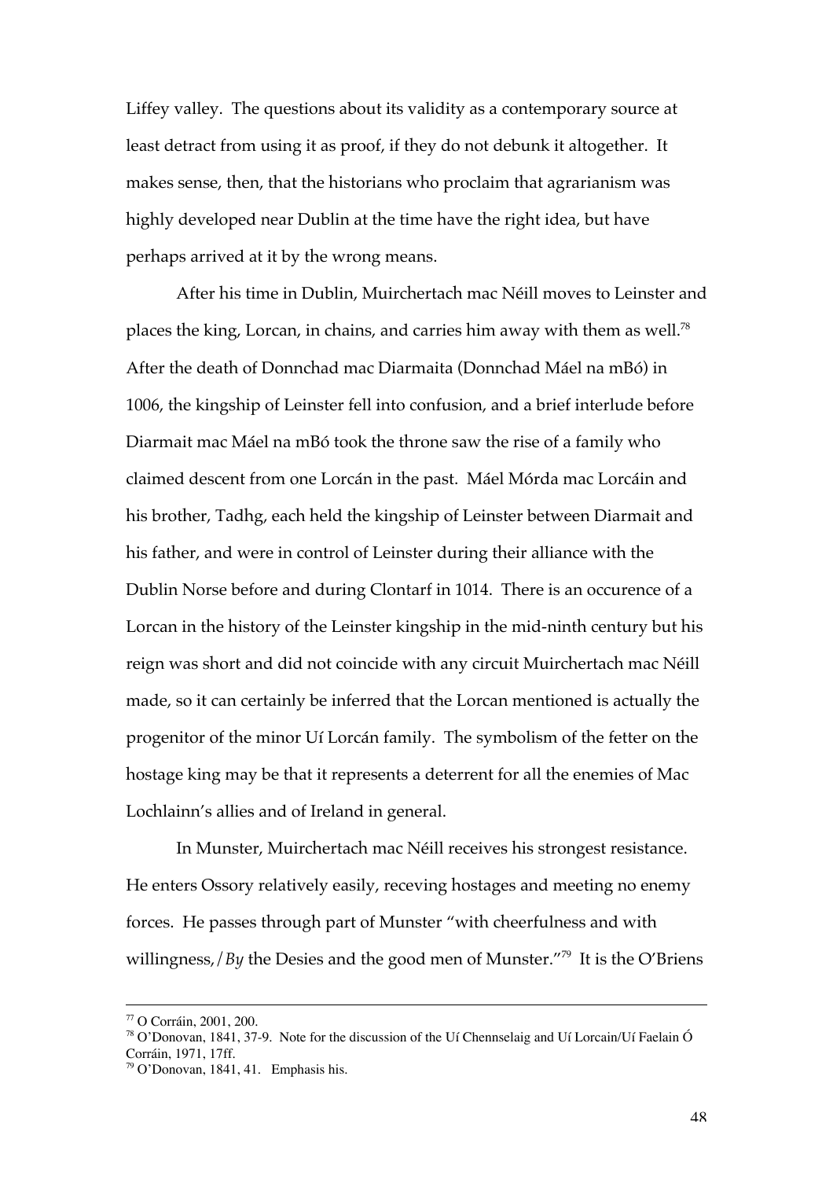Liffey valley. The questions about its validity as a contemporary source at least detract from using it as proof, if they do not debunk it altogether. It makes sense, then, that the historians who proclaim that agrarianism was highly developed near Dublin at the time have the right idea, but have perhaps arrived at it by the wrong means.

After his time in Dublin, Muirchertach mac Néill moves to Leinster and places the king, Lorcan, in chains, and carries him away with them as well.[78] After the death of Donnchad mac Diarmaita (Donnchad Máel na mBó) in 1006, the kingship of Leinster fell into confusion, and a brief interlude before Diarmait mac Máel na mBó took the throne saw the rise of a family who claimed descent from one Lorcán in the past. Máel Mórda mac Lorcáin and his brother, Tadhg, each held the kingship of Leinster between Diarmait and his father, and were in control of Leinster during their alliance with the Dublin Norse before and during Clontarf in 1014. There is an occurence of a Lorcan in the history of the Leinster kingship in the mid-ninth century but his reign was short and did not coincide with any circuit Muirchertach mac Néill made, so it can certainly be inferred that the Lorcan mentioned is actually the progenitor of the minor Uí Lorcán family. The symbolism of the fetter on the hostage king may be that it represents a deterrent for all the enemies of Mac Lochlainn's allies and of Ireland in general.

In Munster, Muirchertach mac Néill receives his strongest resistance. He enters Ossory relatively easily, receving hostages and meeting no enemy forces. He passes through part of Munster "with cheerfulness and with willingness,/*By* the Desies and the good men of Munster."[79] It is the O'Briens

---

[77] O Corráin, 2001, 200.

[78] O'Donovan, 1841, 37-9. Note for the discussion of the Uí Chennselaig and Uí Lorcain/Uí Faelain Ó Corráin, 1971, 17ff.

[79] O'Donovan, 1841, 41. Emphasis his.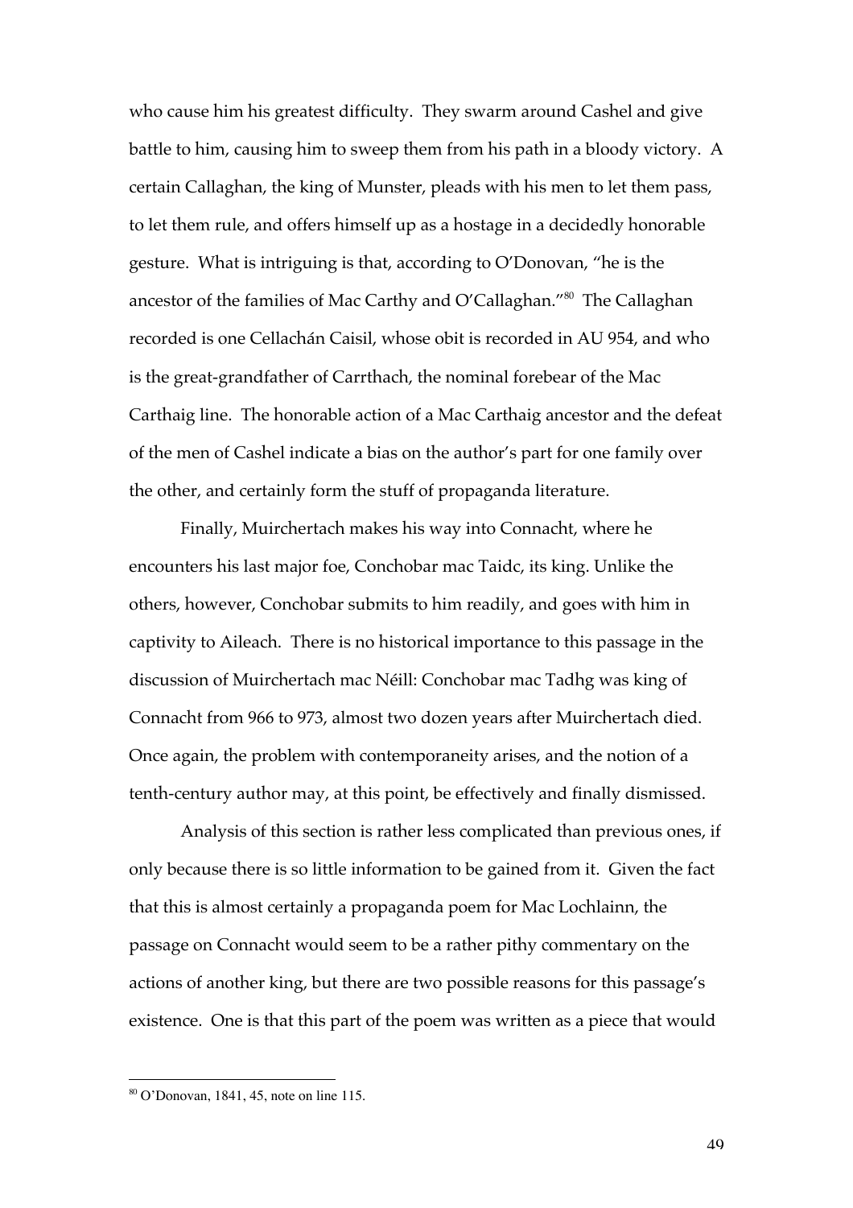who cause him his greatest difficulty. They swarm around Cashel and give battle to him, causing him to sweep them from his path in a bloody victory. A certain Callaghan, the king of Munster, pleads with his men to let them pass, to let them rule, and offers himself up as a hostage in a decidedly honorable gesture. What is intriguing is that, according to O'Donovan, "he is the ancestor of the families of Mac Carthy and O'Callaghan."[80] The Callaghan recorded is one Cellachán Caisil, whose obit is recorded in AU 954, and who is the great-grandfather of Carrthach, the nominal forebear of the Mac Carthaig line. The honorable action of a Mac Carthaig ancestor and the defeat of the men of Cashel indicate a bias on the author's part for one family over the other, and certainly form the stuff of propaganda literature.

Finally, Muirchertach makes his way into Connacht, where he encounters his last major foe, Conchobar mac Taidc, its king. Unlike the others, however, Conchobar submits to him readily, and goes with him in captivity to Aileach. There is no historical importance to this passage in the discussion of Muirchertach mac Néill: Conchobar mac Tadhg was king of Connacht from 966 to 973, almost two dozen years after Muirchertach died. Once again, the problem with contemporaneity arises, and the notion of a tenth-century author may, at this point, be effectively and finally dismissed.

Analysis of this section is rather less complicated than previous ones, if only because there is so little information to be gained from it. Given the fact that this is almost certainly a propaganda poem for Mac Lochlainn, the passage on Connacht would seem to be a rather pithy commentary on the actions of another king, but there are two possible reasons for this passage's existence. One is that this part of the poem was written as a piece that would

---

[80] O'Donovan, 1841, 45, note on line 115.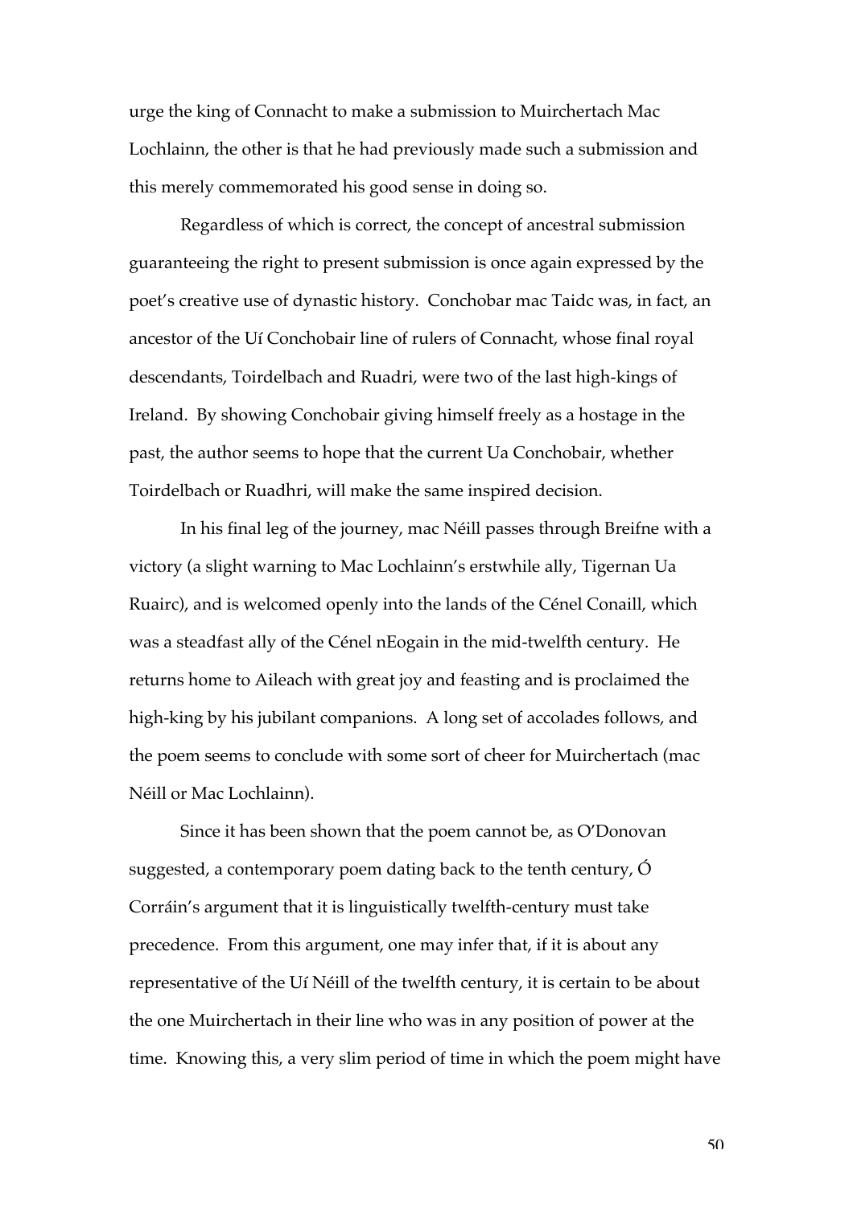urge the king of Connacht to make a submission to Muirchertach Mac Lochlainn, the other is that he had previously made such a submission and this merely commemorated his good sense in doing so.

Regardless of which is correct, the concept of ancestral submission guaranteeing the right to present submission is once again expressed by the poet's creative use of dynastic history. Conchobar mac Taidc was, in fact, an ancestor of the Uí Conchobair line of rulers of Connacht, whose final royal descendants, Toirdelbach and Ruadri, were two of the last high-kings of Ireland. By showing Conchobair giving himself freely as a hostage in the past, the author seems to hope that the current Ua Conchobair, whether Toirdelbach or Ruadhri, will make the same inspired decision.

In his final leg of the journey, mac Néill passes through Breifne with a victory (a slight warning to Mac Lochlainn's erstwhile ally, Tigernan Ua Ruairc), and is welcomed openly into the lands of the Cénel Conaill, which was a steadfast ally of the Cénel nEogain in the mid-twelfth century. He returns home to Aileach with great joy and feasting and is proclaimed the high-king by his jubilant companions. A long set of accolades follows, and the poem seems to conclude with some sort of cheer for Muirchertach (mac Néill or Mac Lochlainn).

Since it has been shown that the poem cannot be, as O'Donovan suggested, a contemporary poem dating back to the tenth century, Ó Corráin's argument that it is linguistically twelfth-century must take precedence. From this argument, one may infer that, if it is about any representative of the Uí Néill of the twelfth century, it is certain to be about the one Muirchertach in their line who was in any position of power at the time. Knowing this, a very slim period of time in which the poem might have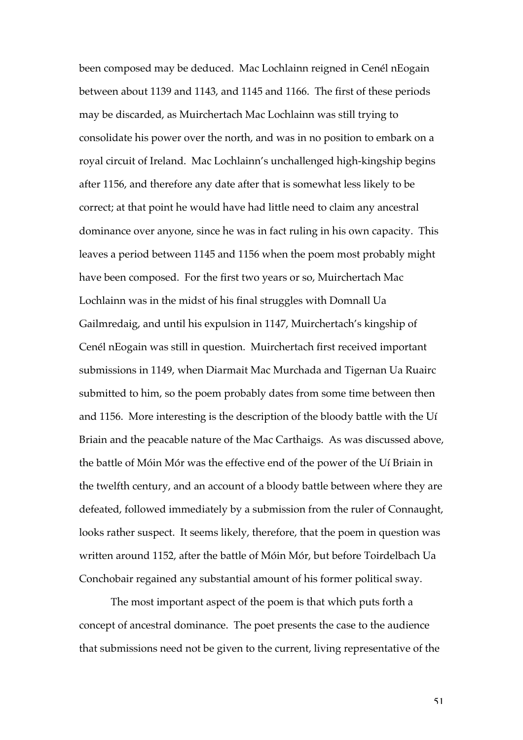been composed may be deduced. Mac Lochlainn reigned in Cenél nEogain between about 1139 and 1143, and 1145 and 1166. The first of these periods may be discarded, as Muirchertach Mac Lochlainn was still trying to consolidate his power over the north, and was in no position to embark on a royal circuit of Ireland. Mac Lochlainn's unchallenged high-kingship begins after 1156, and therefore any date after that is somewhat less likely to be correct; at that point he would have had little need to claim any ancestral dominance over anyone, since he was in fact ruling in his own capacity. This leaves a period between 1145 and 1156 when the poem most probably might have been composed. For the first two years or so, Muirchertach Mac Lochlainn was in the midst of his final struggles with Domnall Ua Gailmredaig, and until his expulsion in 1147, Muirchertach's kingship of Cenél nEogain was still in question. Muirchertach first received important submissions in 1149, when Diarmait Mac Murchada and Tigernan Ua Ruairc submitted to him, so the poem probably dates from some time between then and 1156. More interesting is the description of the bloody battle with the Uí Briain and the peacable nature of the Mac Carthaigs. As was discussed above, the battle of Móin Mór was the effective end of the power of the Uí Briain in the twelfth century, and an account of a bloody battle between where they are defeated, followed immediately by a submission from the ruler of Connaught, looks rather suspect. It seems likely, therefore, that the poem in question was written around 1152, after the battle of Móin Mór, but before Toirdelbach Ua Conchobair regained any substantial amount of his former political sway.

The most important aspect of the poem is that which puts forth a concept of ancestral dominance. The poet presents the case to the audience that submissions need not be given to the current, living representative of the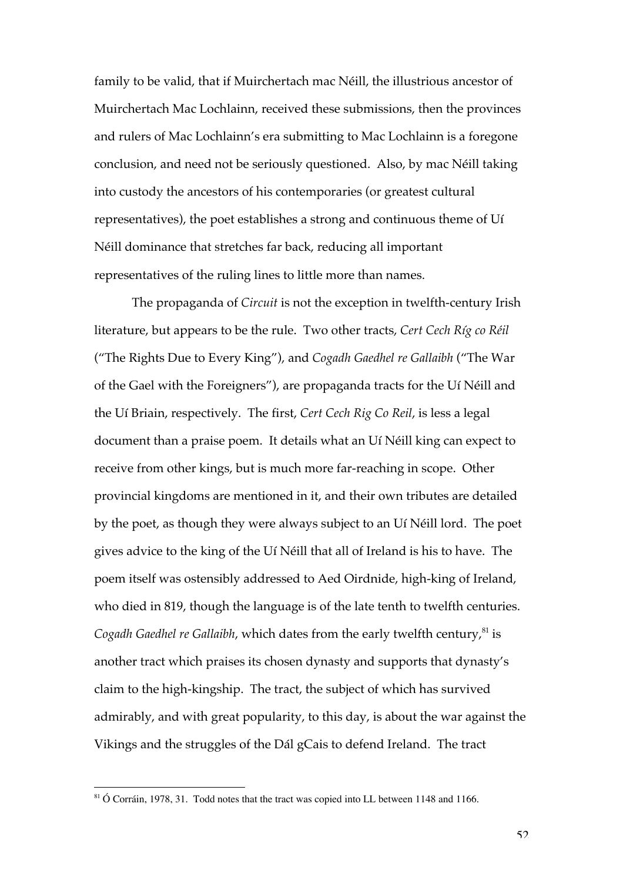family to be valid, that if Muirchertach mac Néill, the illustrious ancestor of Muirchertach Mac Lochlainn, received these submissions, then the provinces and rulers of Mac Lochlainn's era submitting to Mac Lochlainn is a foregone conclusion, and need not be seriously questioned. Also, by mac Néill taking into custody the ancestors of his contemporaries (or greatest cultural representatives), the poet establishes a strong and continuous theme of Uí Néill dominance that stretches far back, reducing all important representatives of the ruling lines to little more than names.

The propaganda of *Circuit* is not the exception in twelfth-century Irish literature, but appears to be the rule. Two other tracts, *Cert Cech Ríg co Réil* ("The Rights Due to Every King"), and *Cogadh Gaedhel re Gallaibh* ("The War of the Gael with the Foreigners"), are propaganda tracts for the Uí Néill and the Uí Briain, respectively. The first, *Cert Cech Rig Co Reil*, is less a legal document than a praise poem. It details what an Uí Néill king can expect to receive from other kings, but is much more far-reaching in scope. Other provincial kingdoms are mentioned in it, and their own tributes are detailed by the poet, as though they were always subject to an Uí Néill lord. The poet gives advice to the king of the Uí Néill that all of Ireland is his to have. The poem itself was ostensibly addressed to Aed Oirdnide, high-king of Ireland, who died in 819, though the language is of the late tenth to twelfth centuries. *Cogadh Gaedhel re Gallaibh*, which dates from the early twelfth century,[81] is another tract which praises its chosen dynasty and supports that dynasty's claim to the high-kingship. The tract, the subject of which has survived admirably, and with great popularity, to this day, is about the war against the Vikings and the struggles of the Dál gCais to defend Ireland. The tract

---

[81] Ó Corráin, 1978, 31. Todd notes that the tract was copied into LL between 1148 and 1166.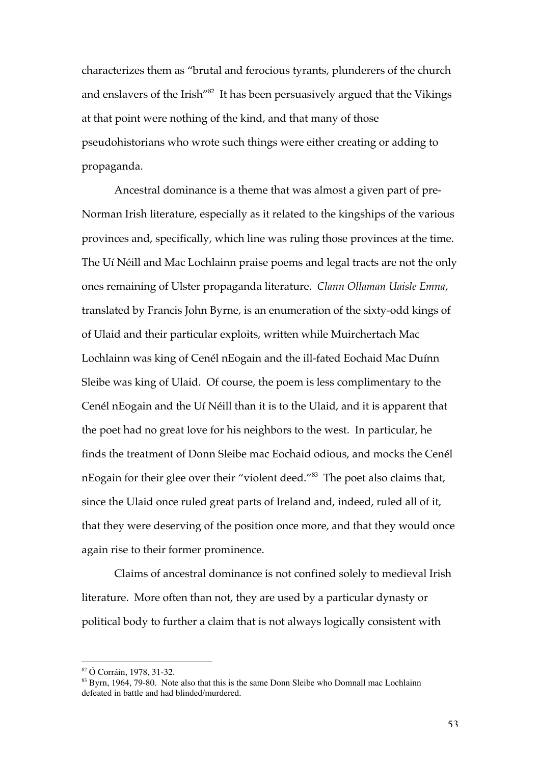characterizes them as "brutal and ferocious tyrants, plunderers of the church and enslavers of the Irish"[82] It has been persuasively argued that the Vikings at that point were nothing of the kind, and that many of those pseudohistorians who wrote such things were either creating or adding to propaganda.

Ancestral dominance is a theme that was almost a given part of pre-Norman Irish literature, especially as it related to the kingships of the various provinces and, specifically, which line was ruling those provinces at the time. The Uí Néill and Mac Lochlainn praise poems and legal tracts are not the only ones remaining of Ulster propaganda literature. *Clann Ollaman Uaisle Emna*, translated by Francis John Byrne, is an enumeration of the sixty-odd kings of of Ulaid and their particular exploits, written while Muirchertach Mac Lochlainn was king of Cenél nEogain and the ill-fated Eochaid Mac Duínn Sleibe was king of Ulaid. Of course, the poem is less complimentary to the Cenél nEogain and the Uí Néill than it is to the Ulaid, and it is apparent that the poet had no great love for his neighbors to the west. In particular, he finds the treatment of Donn Sleibe mac Eochaid odious, and mocks the Cenél nEogain for their glee over their "violent deed."[83] The poet also claims that, since the Ulaid once ruled great parts of Ireland and, indeed, ruled all of it, that they were deserving of the position once more, and that they would once again rise to their former prominence.

Claims of ancestral dominance is not confined solely to medieval Irish literature. More often than not, they are used by a particular dynasty or political body to further a claim that is not always logically consistent with

[82] Ó Corráin, 1978, 31-32.

[83] Byrn, 1964, 79-80. Note also that this is the same Donn Sleibe who Domnall mac Lochlainn defeated in battle and had blinded/murdered.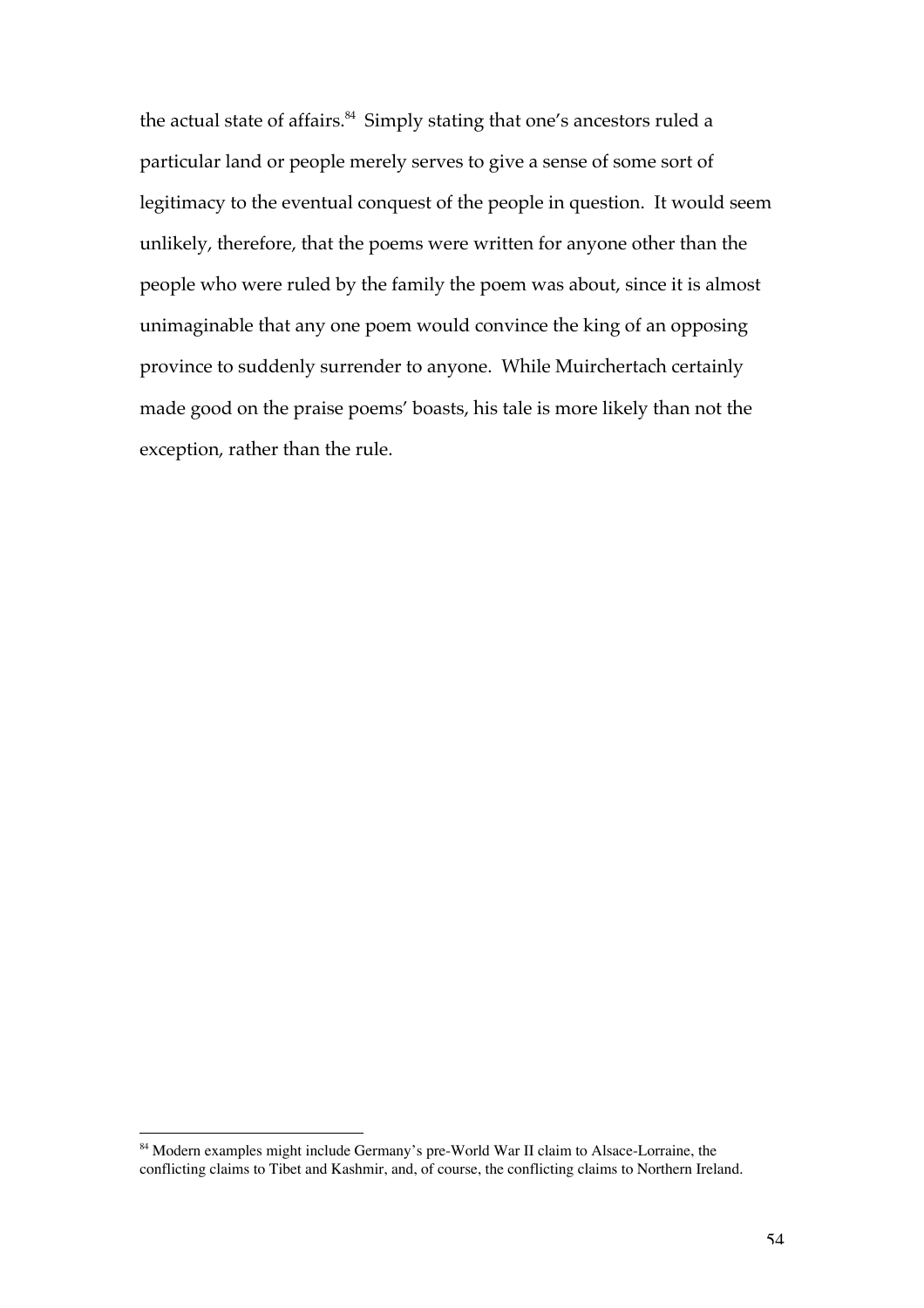the actual state of affairs.[84] Simply stating that one's ancestors ruled a particular land or people merely serves to give a sense of some sort of legitimacy to the eventual conquest of the people in question. It would seem unlikely, therefore, that the poems were written for anyone other than the people who were ruled by the family the poem was about, since it is almost unimaginable that any one poem would convince the king of an opposing province to suddenly surrender to anyone. While Muirchertach certainly made good on the praise poems' boasts, his tale is more likely than not the exception, rather than the rule.

[84] Modern examples might include Germany's pre-World War II claim to Alsace-Lorraine, the conflicting claims to Tibet and Kashmir, and, of course, the conflicting claims to Northern Ireland.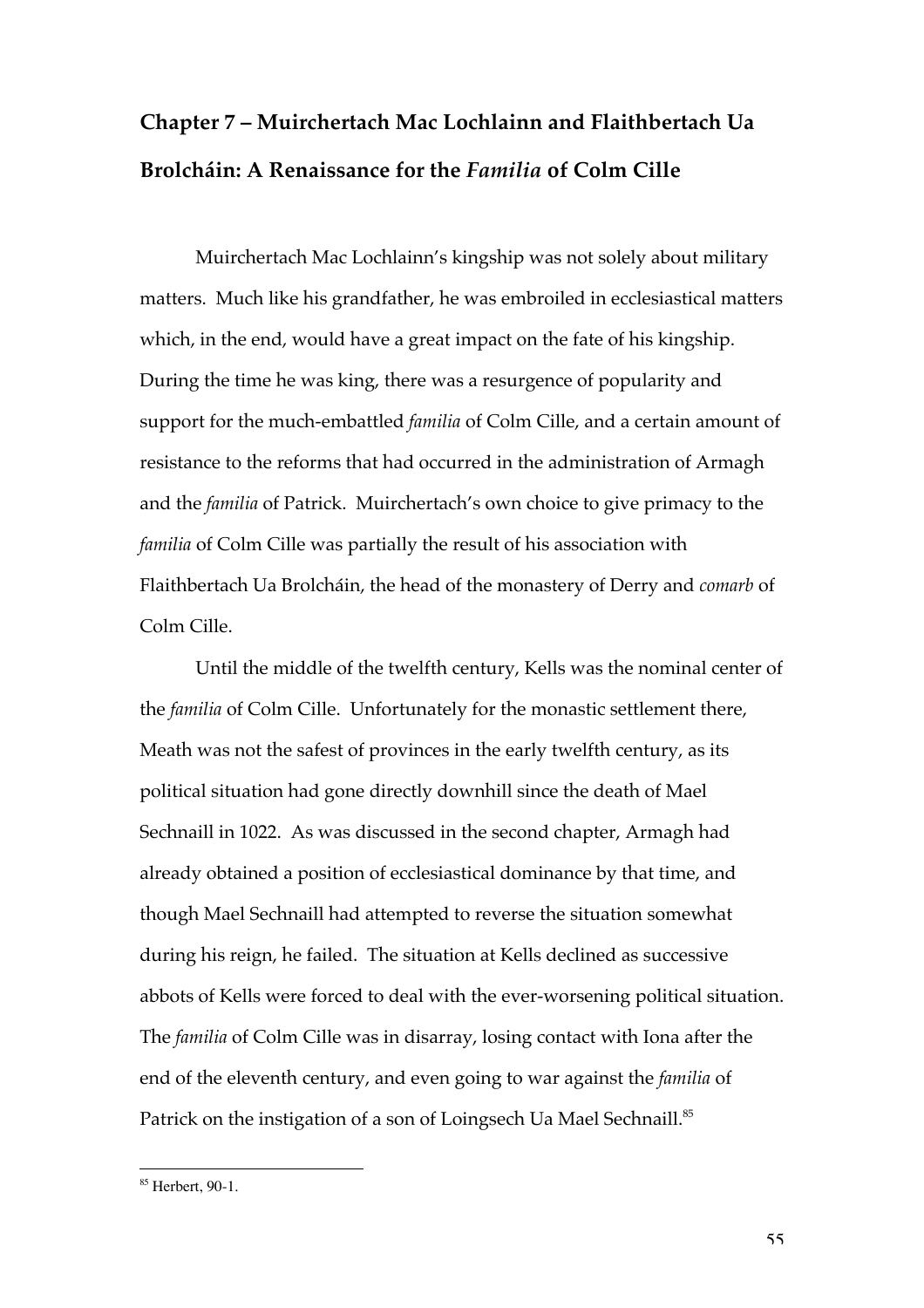# Chapter 7 – Muirchertach Mac Lochlainn and Flaithbertach Ua Brolcháin: A Renaissance for the *Familia* of Colm Cille

Muirchertach Mac Lochlainn's kingship was not solely about military matters. Much like his grandfather, he was embroiled in ecclesiastical matters which, in the end, would have a great impact on the fate of his kingship. During the time he was king, there was a resurgence of popularity and support for the much-embattled *familia* of Colm Cille, and a certain amount of resistance to the reforms that had occurred in the administration of Armagh and the *familia* of Patrick. Muirchertach's own choice to give primacy to the *familia* of Colm Cille was partially the result of his association with Flaithbertach Ua Brolcháin, the head of the monastery of Derry and *comarb* of Colm Cille.

Until the middle of the twelfth century, Kells was the nominal center of the *familia* of Colm Cille. Unfortunately for the monastic settlement there, Meath was not the safest of provinces in the early twelfth century, as its political situation had gone directly downhill since the death of Mael Sechnaill in 1022. As was discussed in the second chapter, Armagh had already obtained a position of ecclesiastical dominance by that time, and though Mael Sechnaill had attempted to reverse the situation somewhat during his reign, he failed. The situation at Kells declined as successive abbots of Kells were forced to deal with the ever-worsening political situation. The *familia* of Colm Cille was in disarray, losing contact with Iona after the end of the eleventh century, and even going to war against the *familia* of Patrick on the instigation of a son of Loingsech Ua Mael Sechnaill.[85]

[85] Herbert, 90-1.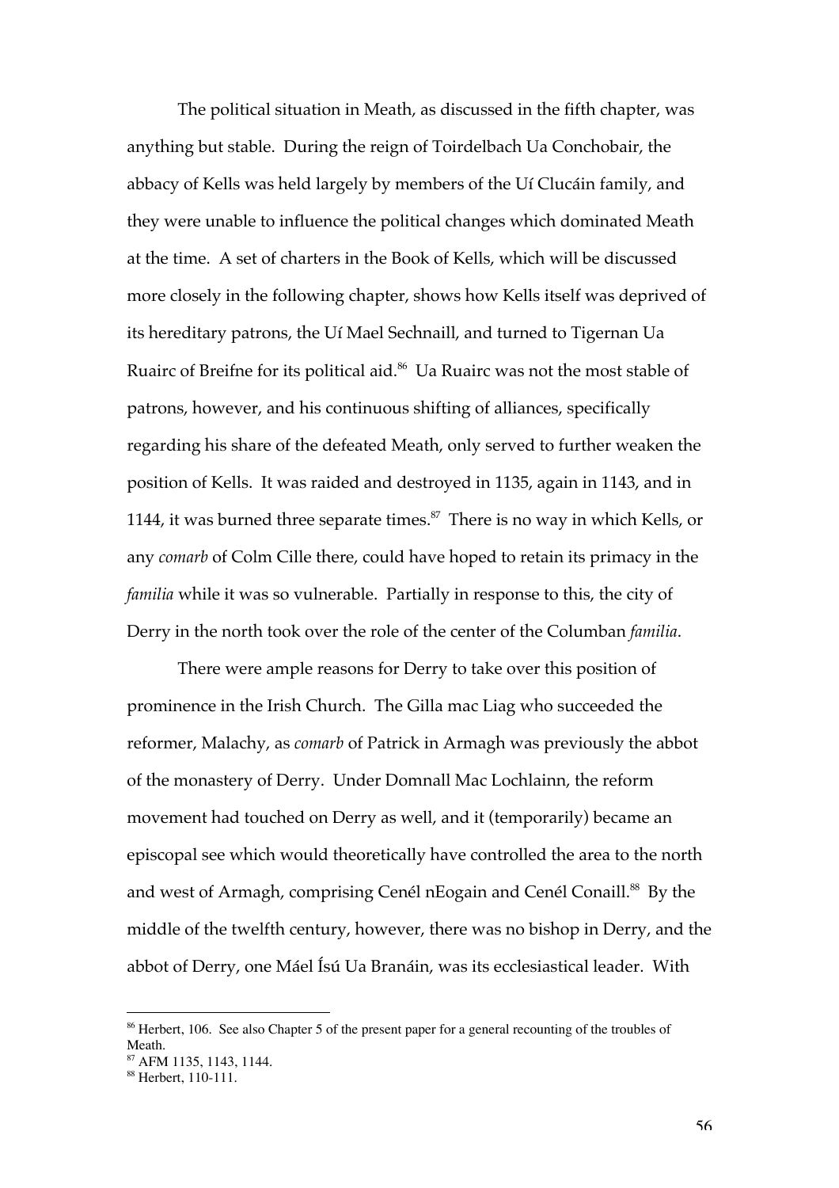The political situation in Meath, as discussed in the fifth chapter, was anything but stable. During the reign of Toirdelbach Ua Conchobair, the abbacy of Kells was held largely by members of the Uí Clucáin family, and they were unable to influence the political changes which dominated Meath at the time. A set of charters in the Book of Kells, which will be discussed more closely in the following chapter, shows how Kells itself was deprived of its hereditary patrons, the Uí Mael Sechnaill, and turned to Tigernan Ua Ruairc of Breifne for its political aid.[86] Ua Ruairc was not the most stable of patrons, however, and his continuous shifting of alliances, specifically regarding his share of the defeated Meath, only served to further weaken the position of Kells. It was raided and destroyed in 1135, again in 1143, and in 1144, it was burned three separate times.[87] There is no way in which Kells, or any *comarb* of Colm Cille there, could have hoped to retain its primacy in the *familia* while it was so vulnerable. Partially in response to this, the city of Derry in the north took over the role of the center of the Columban *familia*.

There were ample reasons for Derry to take over this position of prominence in the Irish Church. The Gilla mac Liag who succeeded the reformer, Malachy, as *comarb* of Patrick in Armagh was previously the abbot of the monastery of Derry. Under Domnall Mac Lochlainn, the reform movement had touched on Derry as well, and it (temporarily) became an episcopal see which would theoretically have controlled the area to the north and west of Armagh, comprising Cenél nEogain and Cenél Conaill.[88] By the middle of the twelfth century, however, there was no bishop in Derry, and the abbot of Derry, one Máel Ísú Ua Branáin, was its ecclesiastical leader. With

---

[86] Herbert, 106. See also Chapter 5 of the present paper for a general recounting of the troubles of Meath.

[87] AFM 1135, 1143, 1144.

[88] Herbert, 110-111.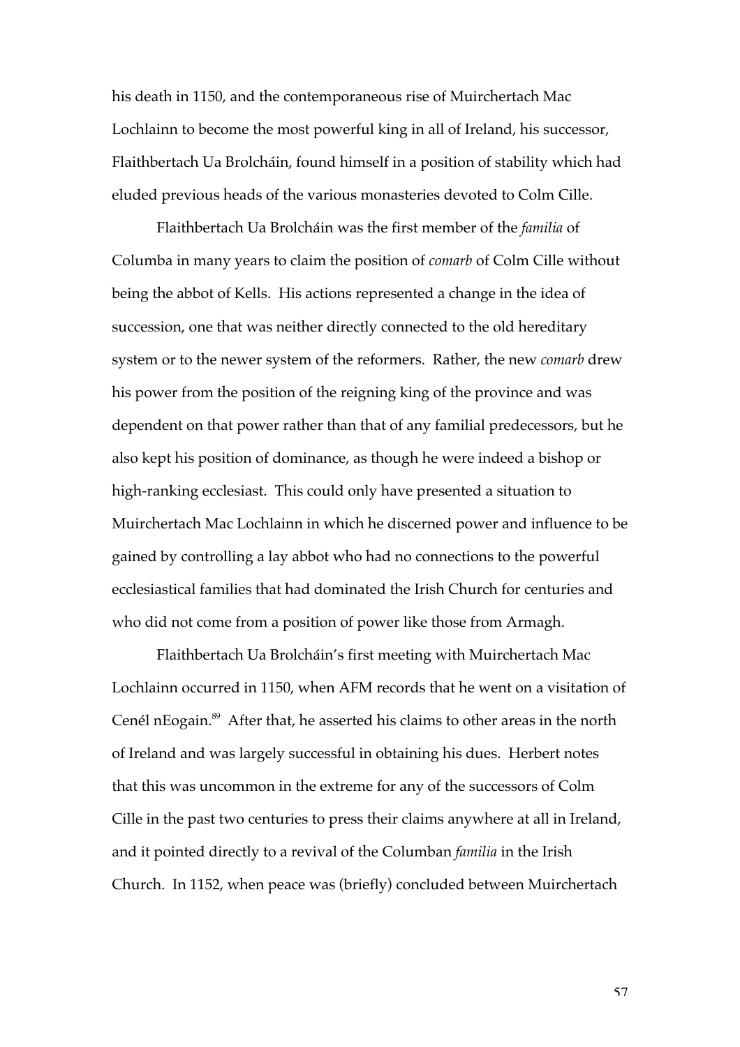his death in 1150, and the contemporaneous rise of Muirchertach Mac Lochlainn to become the most powerful king in all of Ireland, his successor, Flaithbertach Ua Brolcháin, found himself in a position of stability which had eluded previous heads of the various monasteries devoted to Colm Cille.

Flaithbertach Ua Brolcháin was the first member of the *familia* of Columba in many years to claim the position of *comarb* of Colm Cille without being the abbot of Kells. His actions represented a change in the idea of succession, one that was neither directly connected to the old hereditary system or to the newer system of the reformers. Rather, the new *comarb* drew his power from the position of the reigning king of the province and was dependent on that power rather than that of any familial predecessors, but he also kept his position of dominance, as though he were indeed a bishop or high-ranking ecclesiast. This could only have presented a situation to Muirchertach Mac Lochlainn in which he discerned power and influence to be gained by controlling a lay abbot who had no connections to the powerful ecclesiastical families that had dominated the Irish Church for centuries and who did not come from a position of power like those from Armagh.

Flaithbertach Ua Brolcháin's first meeting with Muirchertach Mac Lochlainn occurred in 1150, when AFM records that he went on a visitation of Cenél nEogain.[89] After that, he asserted his claims to other areas in the north of Ireland and was largely successful in obtaining his dues. Herbert notes that this was uncommon in the extreme for any of the successors of Colm Cille in the past two centuries to press their claims anywhere at all in Ireland, and it pointed directly to a revival of the Columban *familia* in the Irish Church. In 1152, when peace was (briefly) concluded between Muirchertach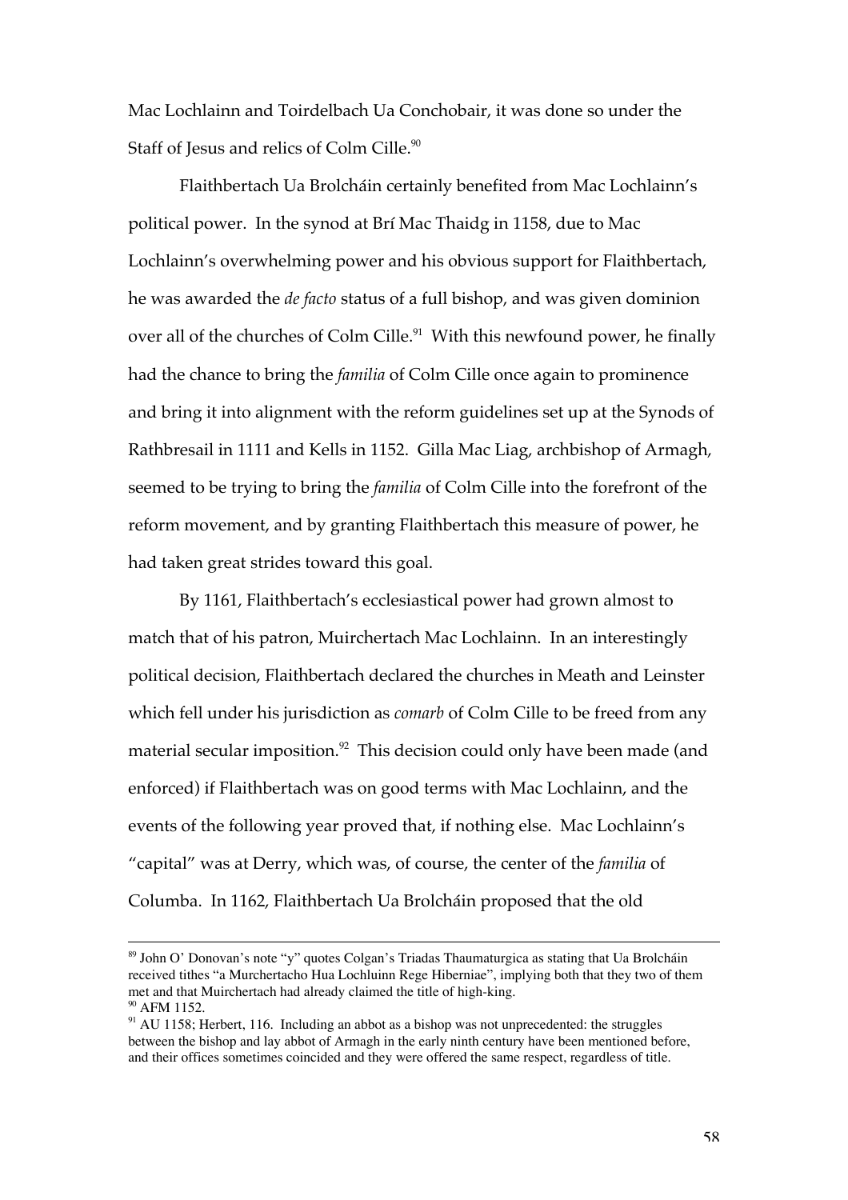Mac Lochlainn and Toirdelbach Ua Conchobair, it was done so under the Staff of Jesus and relics of Colm Cille.[90]

Flaithbertach Ua Brolcháin certainly benefited from Mac Lochlainn's political power. In the synod at Brí Mac Thaidg in 1158, due to Mac Lochlainn's overwhelming power and his obvious support for Flaithbertach, he was awarded the *de facto* status of a full bishop, and was given dominion over all of the churches of Colm Cille.[91] With this newfound power, he finally had the chance to bring the *familia* of Colm Cille once again to prominence and bring it into alignment with the reform guidelines set up at the Synods of Rathbresail in 1111 and Kells in 1152. Gilla Mac Liag, archbishop of Armagh, seemed to be trying to bring the *familia* of Colm Cille into the forefront of the reform movement, and by granting Flaithbertach this measure of power, he had taken great strides toward this goal.

By 1161, Flaithbertach's ecclesiastical power had grown almost to match that of his patron, Muirchertach Mac Lochlainn. In an interestingly political decision, Flaithbertach declared the churches in Meath and Leinster which fell under his jurisdiction as *comarb* of Colm Cille to be freed from any material secular imposition.[92] This decision could only have been made (and enforced) if Flaithbertach was on good terms with Mac Lochlainn, and the events of the following year proved that, if nothing else. Mac Lochlainn's "capital" was at Derry, which was, of course, the center of the *familia* of Columba. In 1162, Flaithbertach Ua Brolcháin proposed that the old

---

[89] John O' Donovan's note "y" quotes Colgan's Triadas Thaumaturgica as stating that Ua Brolcháin received tithes "a Murchertacho Hua Lochluinn Rege Hiberniae", implying both that they two of them met and that Muirchertach had already claimed the title of high-king.

[90] AFM 1152.

[91] AU 1158; Herbert, 116. Including an abbot as a bishop was not unprecedented: the struggles between the bishop and lay abbot of Armagh in the early ninth century have been mentioned before, and their offices sometimes coincided and they were offered the same respect, regardless of title.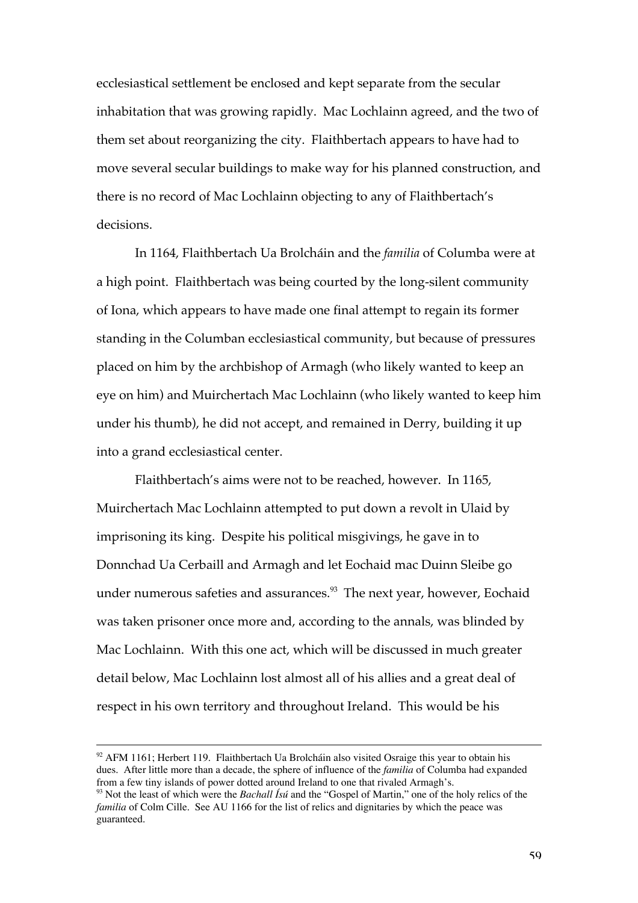ecclesiastical settlement be enclosed and kept separate from the secular inhabitation that was growing rapidly. Mac Lochlainn agreed, and the two of them set about reorganizing the city. Flaithbertach appears to have had to move several secular buildings to make way for his planned construction, and there is no record of Mac Lochlainn objecting to any of Flaithbertach's decisions.

In 1164, Flaithbertach Ua Brolcháin and the *familia* of Columba were at a high point. Flaithbertach was being courted by the long-silent community of Iona, which appears to have made one final attempt to regain its former standing in the Columban ecclesiastical community, but because of pressures placed on him by the archbishop of Armagh (who likely wanted to keep an eye on him) and Muirchertach Mac Lochlainn (who likely wanted to keep him under his thumb), he did not accept, and remained in Derry, building it up into a grand ecclesiastical center.

Flaithbertach's aims were not to be reached, however. In 1165, Muirchertach Mac Lochlainn attempted to put down a revolt in Ulaid by imprisoning its king. Despite his political misgivings, he gave in to Donnchad Ua Cerbaill and Armagh and let Eochaid mac Duinn Sleibe go under numerous safeties and assurances.[93] The next year, however, Eochaid was taken prisoner once more and, according to the annals, was blinded by Mac Lochlainn. With this one act, which will be discussed in much greater detail below, Mac Lochlainn lost almost all of his allies and a great deal of respect in his own territory and throughout Ireland. This would be his

---

[92] AFM 1161; Herbert 119. Flaithbertach Ua Brolcháin also visited Osraige this year to obtain his dues. After little more than a decade, the sphere of influence of the *familia* of Columba had expanded from a few tiny islands of power dotted around Ireland to one that rivaled Armagh's.

[93] Not the least of which were the *Bachall Ísú* and the "Gospel of Martin," one of the holy relics of the *familia* of Colm Cille. See AU 1166 for the list of relics and dignitaries by which the peace was guaranteed.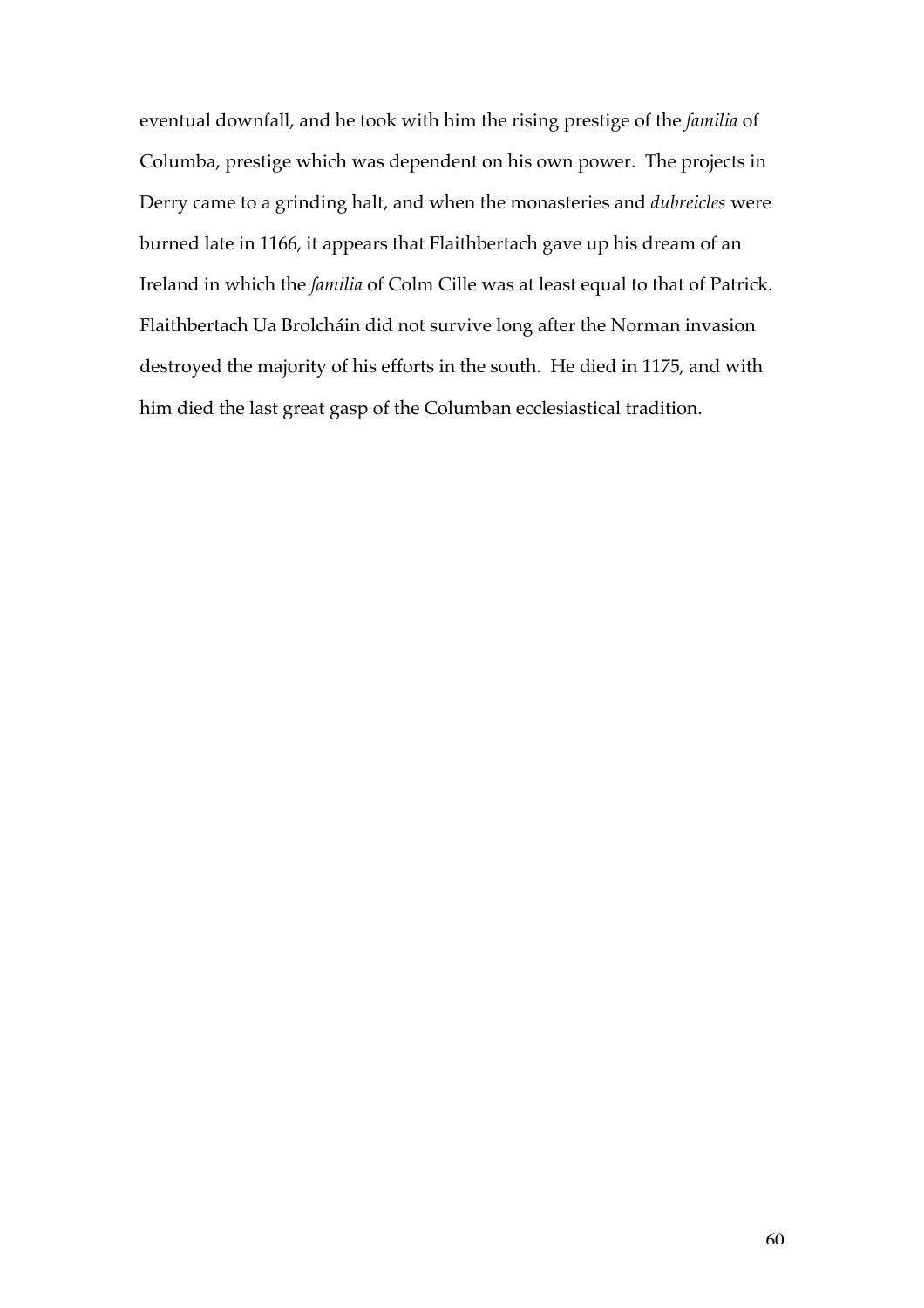eventual downfall, and he took with him the rising prestige of the *familia* of Columba, prestige which was dependent on his own power. The projects in Derry came to a grinding halt, and when the monasteries and *dubreicles* were burned late in 1166, it appears that Flaithbertach gave up his dream of an Ireland in which the *familia* of Colm Cille was at least equal to that of Patrick. Flaithbertach Ua Brolcháin did not survive long after the Norman invasion destroyed the majority of his efforts in the south. He died in 1175, and with him died the last great gasp of the Columban ecclesiastical tradition.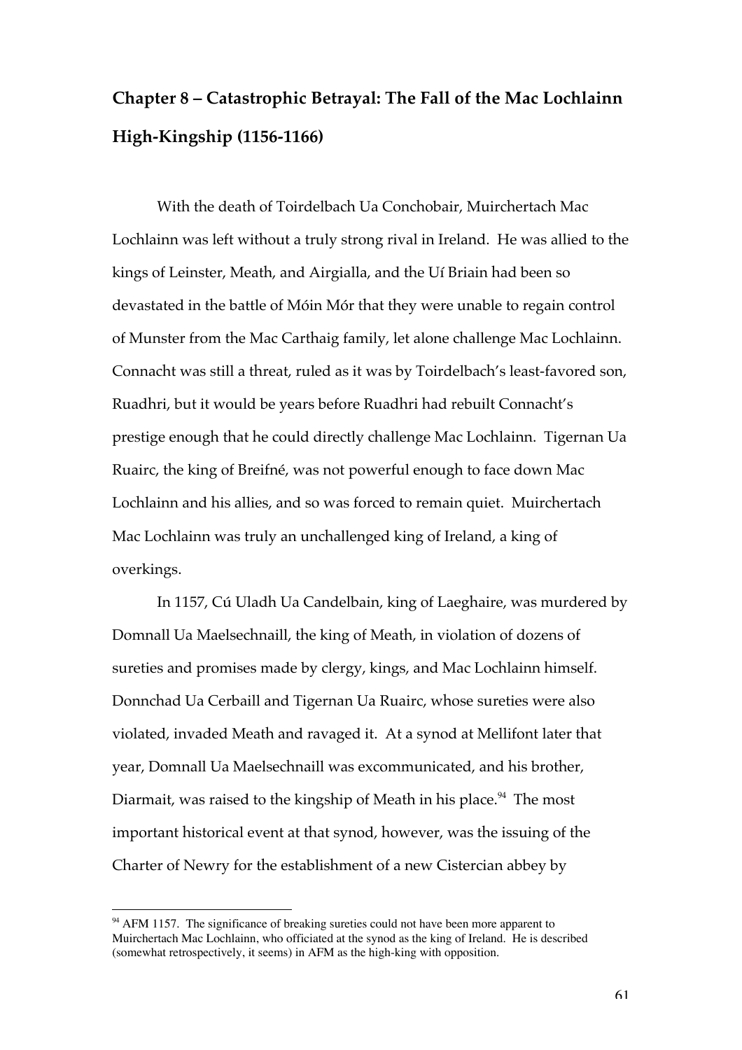# Chapter 8 – Catastrophic Betrayal: The Fall of the Mac Lochlainn High-Kingship (1156-1166)

With the death of Toirdelbach Ua Conchobair, Muirchertach Mac Lochlainn was left without a truly strong rival in Ireland. He was allied to the kings of Leinster, Meath, and Airgialla, and the Uí Briain had been so devastated in the battle of Móin Mór that they were unable to regain control of Munster from the Mac Carthaig family, let alone challenge Mac Lochlainn. Connacht was still a threat, ruled as it was by Toirdelbach's least-favored son, Ruadhri, but it would be years before Ruadhri had rebuilt Connacht's prestige enough that he could directly challenge Mac Lochlainn. Tigernan Ua Ruairc, the king of Breifné, was not powerful enough to face down Mac Lochlainn and his allies, and so was forced to remain quiet. Muirchertach Mac Lochlainn was truly an unchallenged king of Ireland, a king of overkings.

In 1157, Cú Uladh Ua Candelbain, king of Laeghaire, was murdered by Domnall Ua Maelsechnaill, the king of Meath, in violation of dozens of sureties and promises made by clergy, kings, and Mac Lochlainn himself. Donnchad Ua Cerbaill and Tigernan Ua Ruairc, whose sureties were also violated, invaded Meath and ravaged it. At a synod at Mellifont later that year, Domnall Ua Maelsechnaill was excommunicated, and his brother, Diarmait, was raised to the kingship of Meath in his place.[94] The most important historical event at that synod, however, was the issuing of the Charter of Newry for the establishment of a new Cistercian abbey by

---

[94] AFM 1157. The significance of breaking sureties could not have been more apparent to Muirchertach Mac Lochlainn, who officiated at the synod as the king of Ireland. He is described (somewhat retrospectively, it seems) in AFM as the high-king with opposition.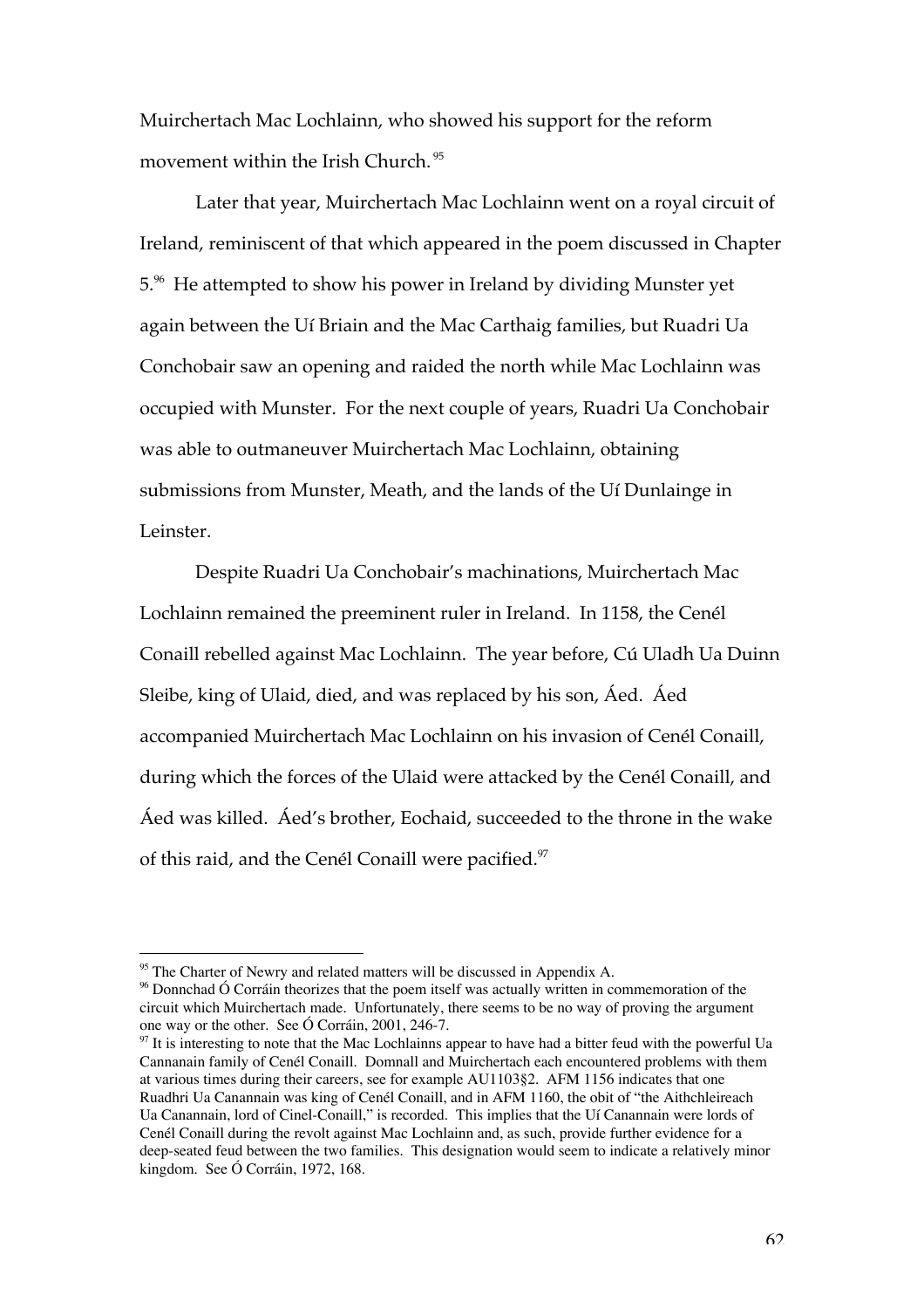Muirchertach Mac Lochlainn, who showed his support for the reform movement within the Irish Church.[95]

Later that year, Muirchertach Mac Lochlainn went on a royal circuit of Ireland, reminiscent of that which appeared in the poem discussed in Chapter 5.[96] He attempted to show his power in Ireland by dividing Munster yet again between the Uí Briain and the Mac Carthaig families, but Ruadri Ua Conchobair saw an opening and raided the north while Mac Lochlainn was occupied with Munster. For the next couple of years, Ruadri Ua Conchobair was able to outmaneuver Muirchertach Mac Lochlainn, obtaining submissions from Munster, Meath, and the lands of the Uí Dunlainge in Leinster.

Despite Ruadri Ua Conchobair's machinations, Muirchertach Mac Lochlainn remained the preeminent ruler in Ireland. In 1158, the Cenél Conaill rebelled against Mac Lochlainn. The year before, Cú Uladh Ua Duinn Sleibe, king of Ulaid, died, and was replaced by his son, Áed. Áed accompanied Muirchertach Mac Lochlainn on his invasion of Cenél Conaill, during which the forces of the Ulaid were attacked by the Cenél Conaill, and Áed was killed. Áed's brother, Eochaid, succeeded to the throne in the wake of this raid, and the Cenél Conaill were pacified.[97]

---

[95] The Charter of Newry and related matters will be discussed in Appendix A.

[96] Donnchad Ó Corráin theorizes that the poem itself was actually written in commemoration of the circuit which Muirchertach made. Unfortunately, there seems to be no way of proving the argument one way or the other. See Ó Corráin, 2001, 246-7.

[97] It is interesting to note that the Mac Lochlainns appear to have had a bitter feud with the powerful Ua Cannanain family of Cenél Conaill. Domnall and Muirchertach each encountered problems with them at various times during their careers, see for example AU1103§2. AFM 1156 indicates that one Ruadhri Ua Canannain was king of Cenél Conaill, and in AFM 1160, the obit of "the Aithchleireach Ua Canannain, lord of Cinel-Conaill," is recorded. This implies that the Uí Canannain were lords of Cenél Conaill during the revolt against Mac Lochlainn and, as such, provide further evidence for a deep-seated feud between the two families. This designation would seem to indicate a relatively minor kingdom. See Ó Corráin, 1972, 168.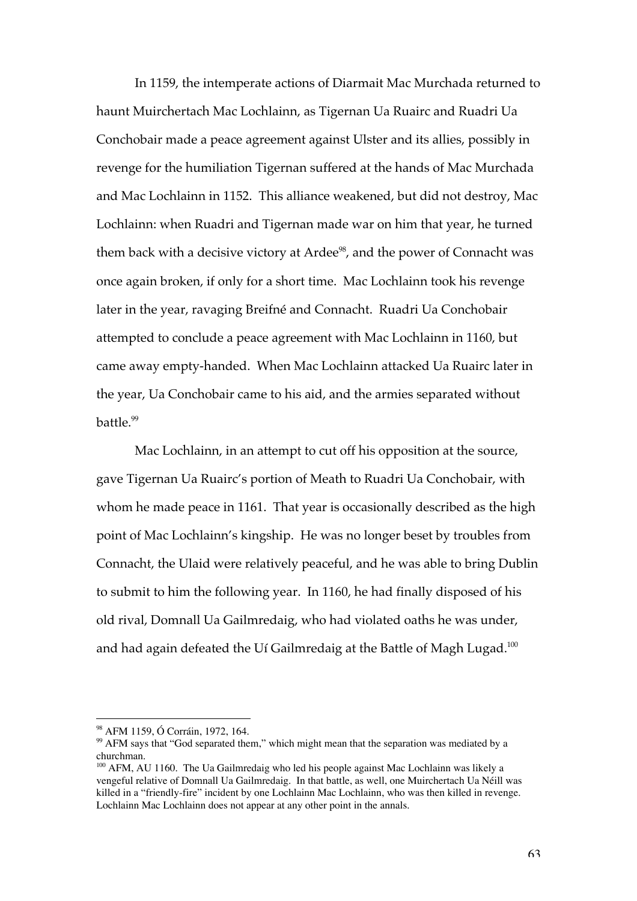In 1159, the intemperate actions of Diarmait Mac Murchada returned to haunt Muirchertach Mac Lochlainn, as Tigernan Ua Ruairc and Ruadri Ua Conchobair made a peace agreement against Ulster and its allies, possibly in revenge for the humiliation Tigernan suffered at the hands of Mac Murchada and Mac Lochlainn in 1152. This alliance weakened, but did not destroy, Mac Lochlainn: when Ruadri and Tigernan made war on him that year, he turned them back with a decisive victory at Ardee[98], and the power of Connacht was once again broken, if only for a short time. Mac Lochlainn took his revenge later in the year, ravaging Breifné and Connacht. Ruadri Ua Conchobair attempted to conclude a peace agreement with Mac Lochlainn in 1160, but came away empty-handed. When Mac Lochlainn attacked Ua Ruairc later in the year, Ua Conchobair came to his aid, and the armies separated without battle.[99]

Mac Lochlainn, in an attempt to cut off his opposition at the source, gave Tigernan Ua Ruairc's portion of Meath to Ruadri Ua Conchobair, with whom he made peace in 1161. That year is occasionally described as the high point of Mac Lochlainn's kingship. He was no longer beset by troubles from Connacht, the Ulaid were relatively peaceful, and he was able to bring Dublin to submit to him the following year. In 1160, he had finally disposed of his old rival, Domnall Ua Gailmredaig, who had violated oaths he was under, and had again defeated the Uí Gailmredaig at the Battle of Magh Lugad.[100]

---

[98] AFM 1159, Ó Corráin, 1972, 164.

[99] AFM says that "God separated them," which might mean that the separation was mediated by a churchman.

[100] AFM, AU 1160. The Ua Gailmredaig who led his people against Mac Lochlainn was likely a vengeful relative of Domnall Ua Gailmredaig. In that battle, as well, one Muirchertach Ua Néill was killed in a "friendly-fire" incident by one Lochlainn Mac Lochlainn, who was then killed in revenge. Lochlainn Mac Lochlainn does not appear at any other point in the annals.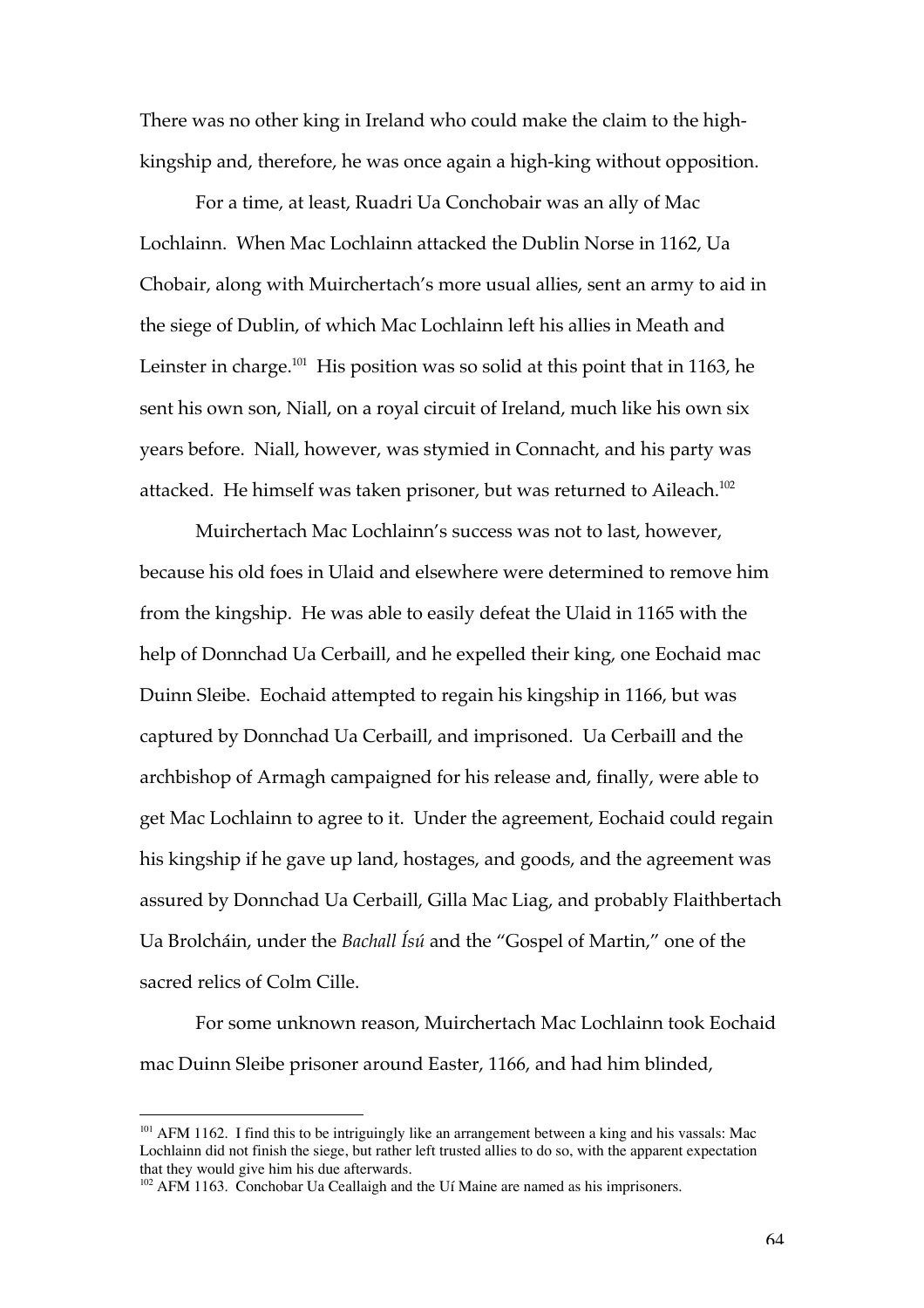There was no other king in Ireland who could make the claim to the high-kingship and, therefore, he was once again a high-king without opposition.

For a time, at least, Ruadri Ua Conchobair was an ally of Mac Lochlainn. When Mac Lochlainn attacked the Dublin Norse in 1162, Ua Chobair, along with Muirchertach's more usual allies, sent an army to aid in the siege of Dublin, of which Mac Lochlainn left his allies in Meath and Leinster in charge.[101] His position was so solid at this point that in 1163, he sent his own son, Niall, on a royal circuit of Ireland, much like his own six years before. Niall, however, was stymied in Connacht, and his party was attacked. He himself was taken prisoner, but was returned to Aileach.[102]

Muirchertach Mac Lochlainn's success was not to last, however, because his old foes in Ulaid and elsewhere were determined to remove him from the kingship. He was able to easily defeat the Ulaid in 1165 with the help of Donnchad Ua Cerbaill, and he expelled their king, one Eochaid mac Duinn Sleibe. Eochaid attempted to regain his kingship in 1166, but was captured by Donnchad Ua Cerbaill, and imprisoned. Ua Cerbaill and the archbishop of Armagh campaigned for his release and, finally, were able to get Mac Lochlainn to agree to it. Under the agreement, Eochaid could regain his kingship if he gave up land, hostages, and goods, and the agreement was assured by Donnchad Ua Cerbaill, Gilla Mac Liag, and probably Flaithbertach Ua Brolcháin, under the *Bachall Ísú* and the "Gospel of Martin," one of the sacred relics of Colm Cille.

For some unknown reason, Muirchertach Mac Lochlainn took Eochaid mac Duinn Sleibe prisoner around Easter, 1166, and had him blinded,

---

[101] AFM 1162. I find this to be intriguingly like an arrangement between a king and his vassals: Mac Lochlainn did not finish the siege, but rather left trusted allies to do so, with the apparent expectation that they would give him his due afterwards.

[102] AFM 1163. Conchobar Ua Ceallaigh and the Uí Maine are named as his imprisoners.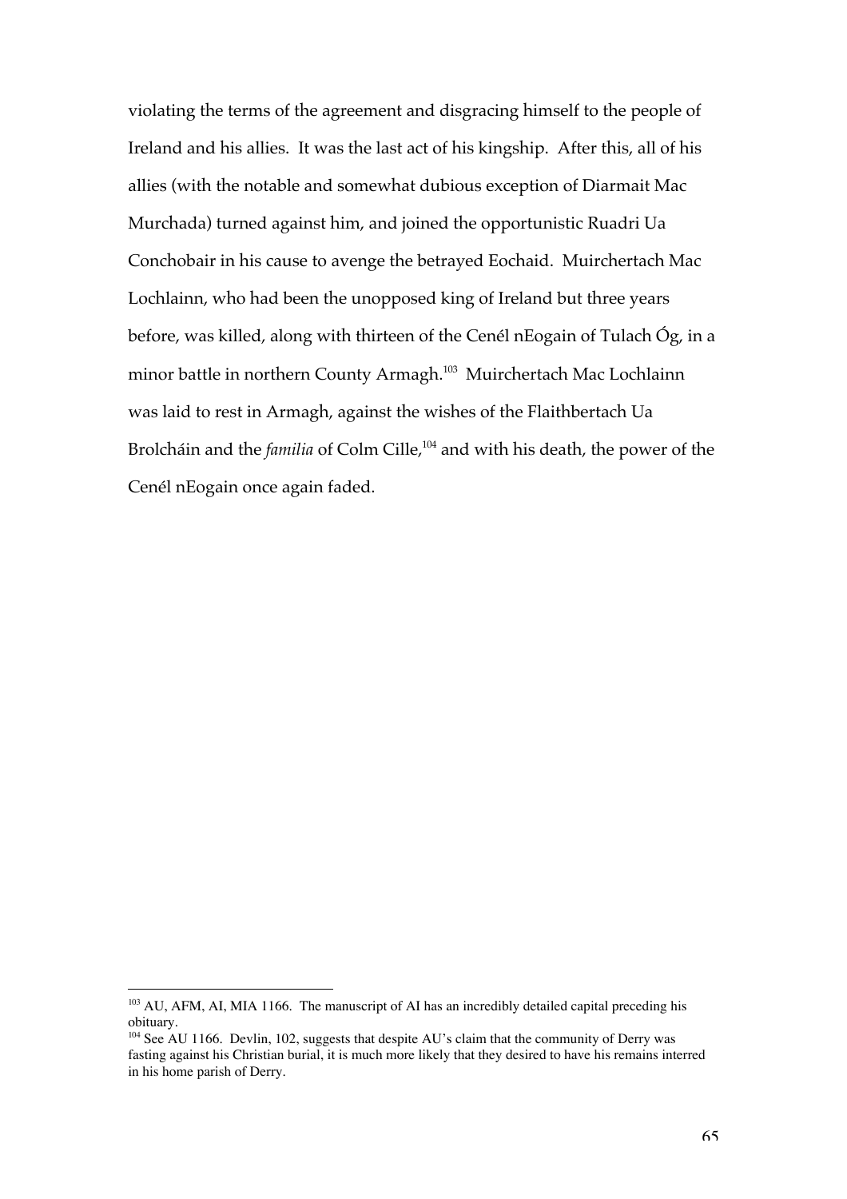violating the terms of the agreement and disgracing himself to the people of Ireland and his allies. It was the last act of his kingship. After this, all of his allies (with the notable and somewhat dubious exception of Diarmait Mac Murchada) turned against him, and joined the opportunistic Ruadri Ua Conchobair in his cause to avenge the betrayed Eochaid. Muirchertach Mac Lochlainn, who had been the unopposed king of Ireland but three years before, was killed, along with thirteen of the Cenél nEogain of Tulach Óg, in a minor battle in northern County Armagh.[103] Muirchertach Mac Lochlainn was laid to rest in Armagh, against the wishes of the Flaithbertach Ua Brolcháin and the *familia* of Colm Cille,[104] and with his death, the power of the Cenél nEogain once again faded.

---

[103] AU, AFM, AI, MIA 1166. The manuscript of AI has an incredibly detailed capital preceding his obituary.

[104] See AU 1166. Devlin, 102, suggests that despite AU's claim that the community of Derry was fasting against his Christian burial, it is much more likely that they desired to have his remains interred in his home parish of Derry.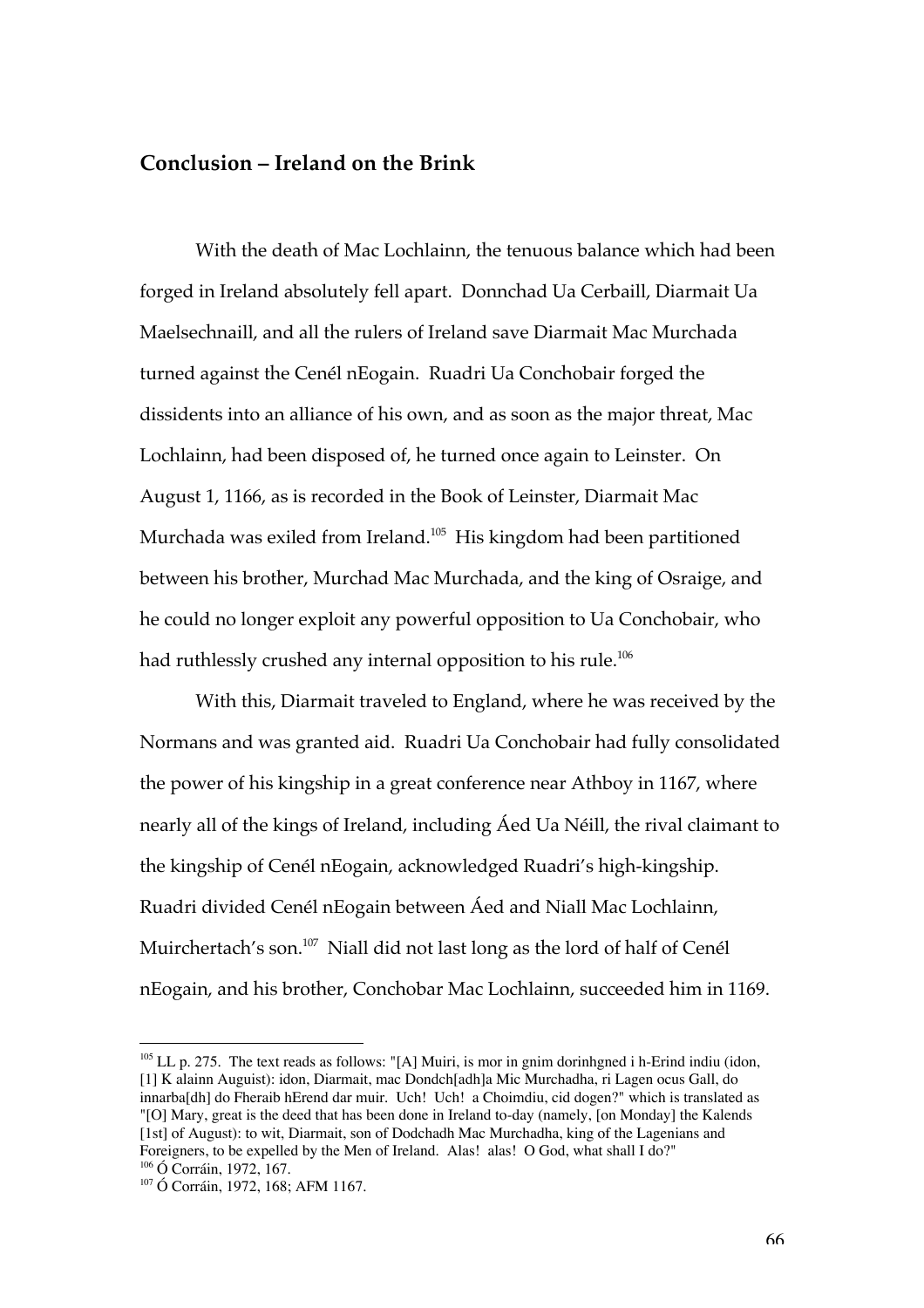## Conclusion – Ireland on the Brink

With the death of Mac Lochlainn, the tenuous balance which had been forged in Ireland absolutely fell apart. Donnchad Ua Cerbaill, Diarmait Ua Maelsechnaill, and all the rulers of Ireland save Diarmait Mac Murchada turned against the Cenél nEogain. Ruadri Ua Conchobair forged the dissidents into an alliance of his own, and as soon as the major threat, Mac Lochlainn, had been disposed of, he turned once again to Leinster. On August 1, 1166, as is recorded in the Book of Leinster, Diarmait Mac Murchada was exiled from Ireland.[105] His kingdom had been partitioned between his brother, Murchad Mac Murchada, and the king of Osraige, and he could no longer exploit any powerful opposition to Ua Conchobair, who had ruthlessly crushed any internal opposition to his rule.[106]

With this, Diarmait traveled to England, where he was received by the Normans and was granted aid. Ruadri Ua Conchobair had fully consolidated the power of his kingship in a great conference near Athboy in 1167, where nearly all of the kings of Ireland, including Áed Ua Néill, the rival claimant to the kingship of Cenél nEogain, acknowledged Ruadri's high-kingship. Ruadri divided Cenél nEogain between Áed and Niall Mac Lochlainn, Muirchertach's son.[107] Niall did not last long as the lord of half of Cenél nEogain, and his brother, Conchobar Mac Lochlainn, succeeded him in 1169.

---

[105] LL p. 275. The text reads as follows: "[A] Muiri, is mor in gnim dorinhgned i h-Erind indiu (idon, [1] K alainn Auguist): idon, Diarmait, mac Dondch[adh]a Mic Murchadha, ri Lagen ocus Gall, do innarba[dh] do Fheraib hErend dar muir. Uch! Uch! a Choimdiu, cid dogen?" which is translated as "[O] Mary, great is the deed that has been done in Ireland to-day (namely, [on Monday] the Kalends [1st] of August): to wit, Diarmait, son of Dodchadh Mac Murchadha, king of the Lagenians and Foreigners, to be expelled by the Men of Ireland. Alas! alas! O God, what shall I do?"

[106] Ó Corráin, 1972, 167.

[107] Ó Corráin, 1972, 168; AFM 1167.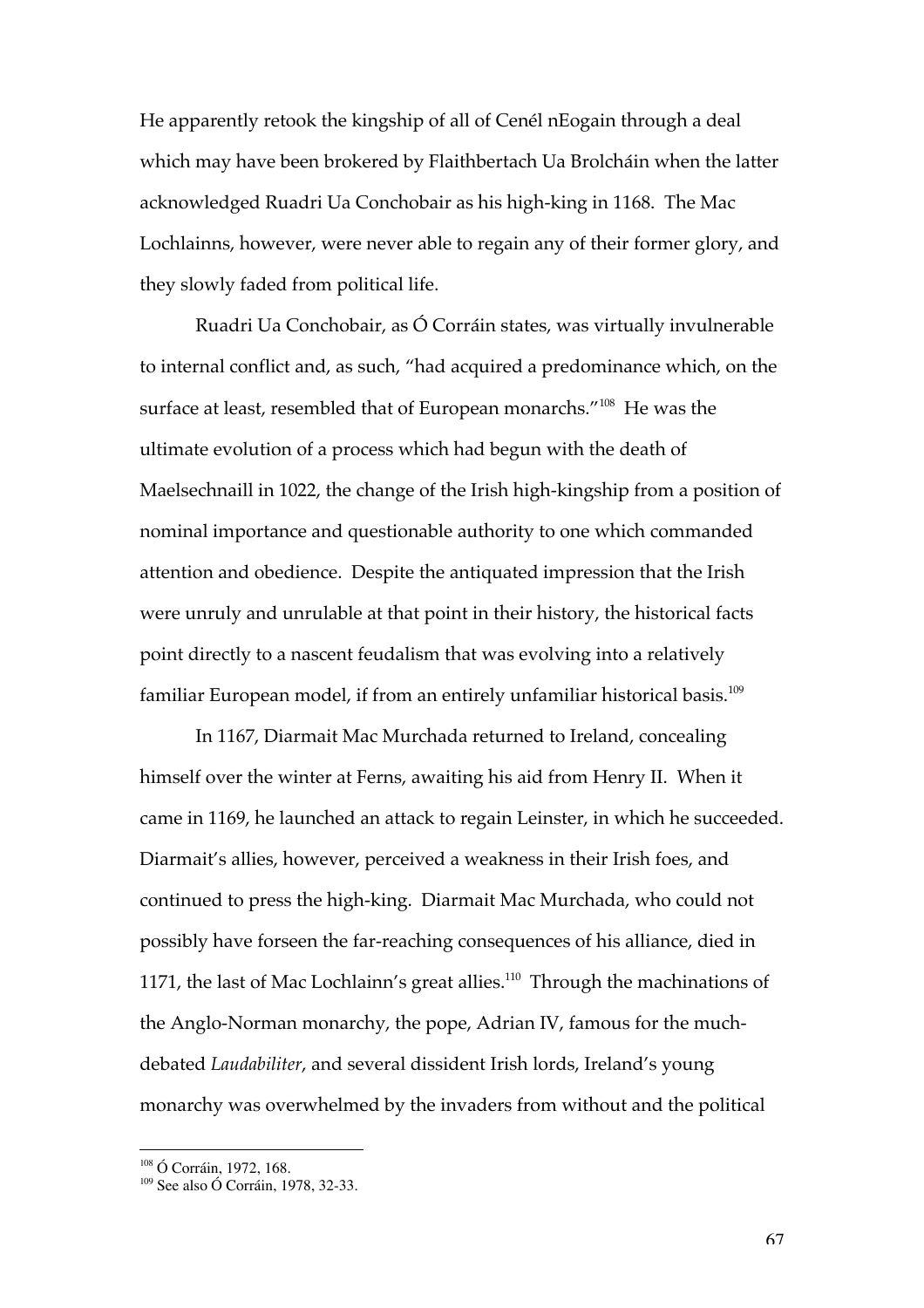He apparently retook the kingship of all of Cenél nEogain through a deal which may have been brokered by Flaithbertach Ua Brolcháin when the latter acknowledged Ruadri Ua Conchobair as his high-king in 1168. The Mac Lochlainns, however, were never able to regain any of their former glory, and they slowly faded from political life.

Ruadri Ua Conchobair, as Ó Corráin states, was virtually invulnerable to internal conflict and, as such, "had acquired a predominance which, on the surface at least, resembled that of European monarchs."[108] He was the ultimate evolution of a process which had begun with the death of Maelsechnaill in 1022, the change of the Irish high-kingship from a position of nominal importance and questionable authority to one which commanded attention and obedience. Despite the antiquated impression that the Irish were unruly and unrulable at that point in their history, the historical facts point directly to a nascent feudalism that was evolving into a relatively familiar European model, if from an entirely unfamiliar historical basis.[109]

In 1167, Diarmait Mac Murchada returned to Ireland, concealing himself over the winter at Ferns, awaiting his aid from Henry II. When it came in 1169, he launched an attack to regain Leinster, in which he succeeded. Diarmait's allies, however, perceived a weakness in their Irish foes, and continued to press the high-king. Diarmait Mac Murchada, who could not possibly have forseen the far-reaching consequences of his alliance, died in 1171, the last of Mac Lochlainn's great allies.[110] Through the machinations of the Anglo-Norman monarchy, the pope, Adrian IV, famous for the much-debated *Laudabiliter*, and several dissident Irish lords, Ireland's young monarchy was overwhelmed by the invaders from without and the political

---

[108] Ó Corráin, 1972, 168.

[109] See also Ó Corráin, 1978, 32-33.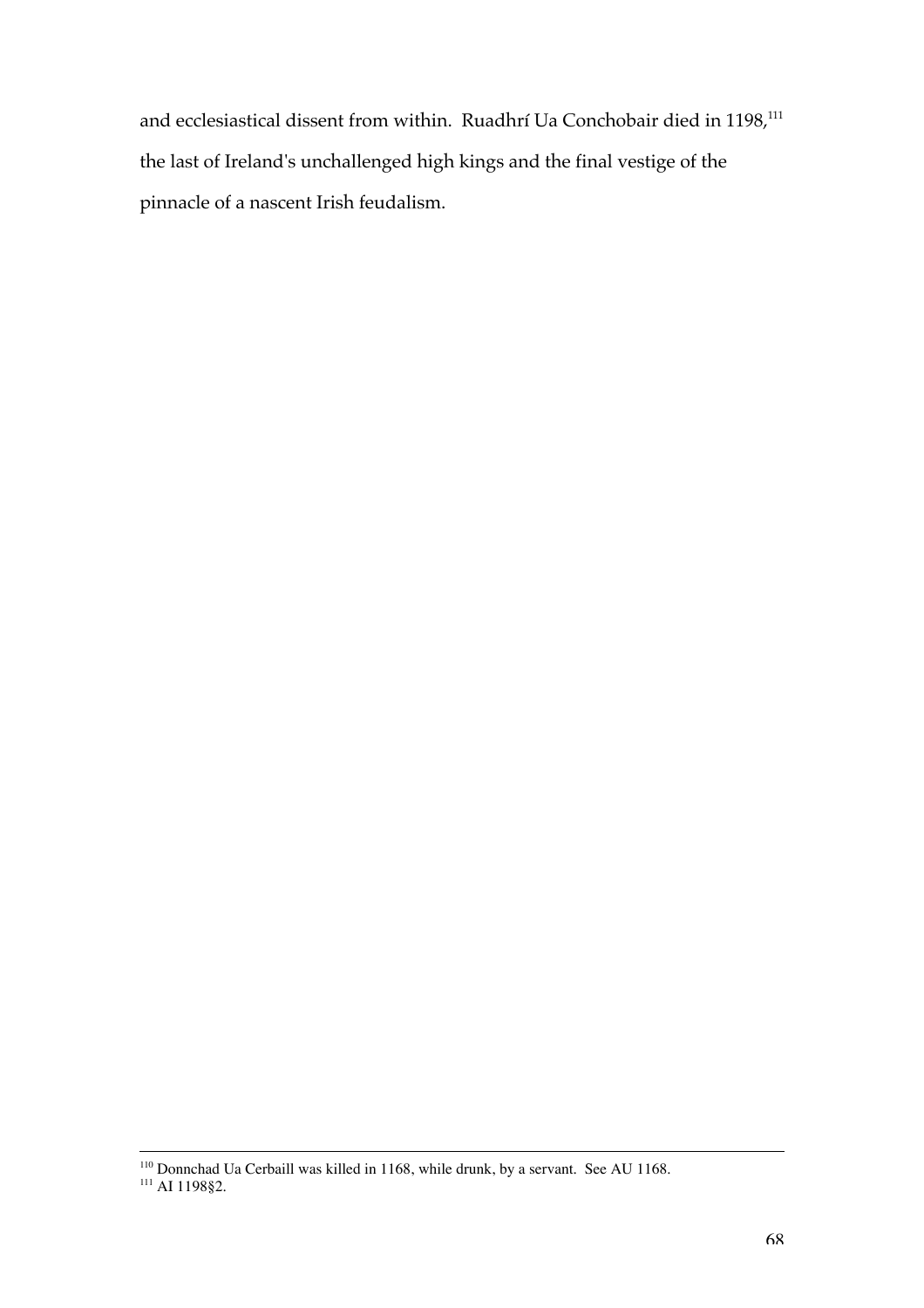and ecclesiastical dissent from within. Ruadhrí Ua Conchobair died in 1198,[111] the last of Ireland's unchallenged high kings and the final vestige of the pinnacle of a nascent Irish feudalism.

---

[110] Donnchad Ua Cerbaill was killed in 1168, while drunk, by a servant. See AU 1168.

[111] AI 1198§2.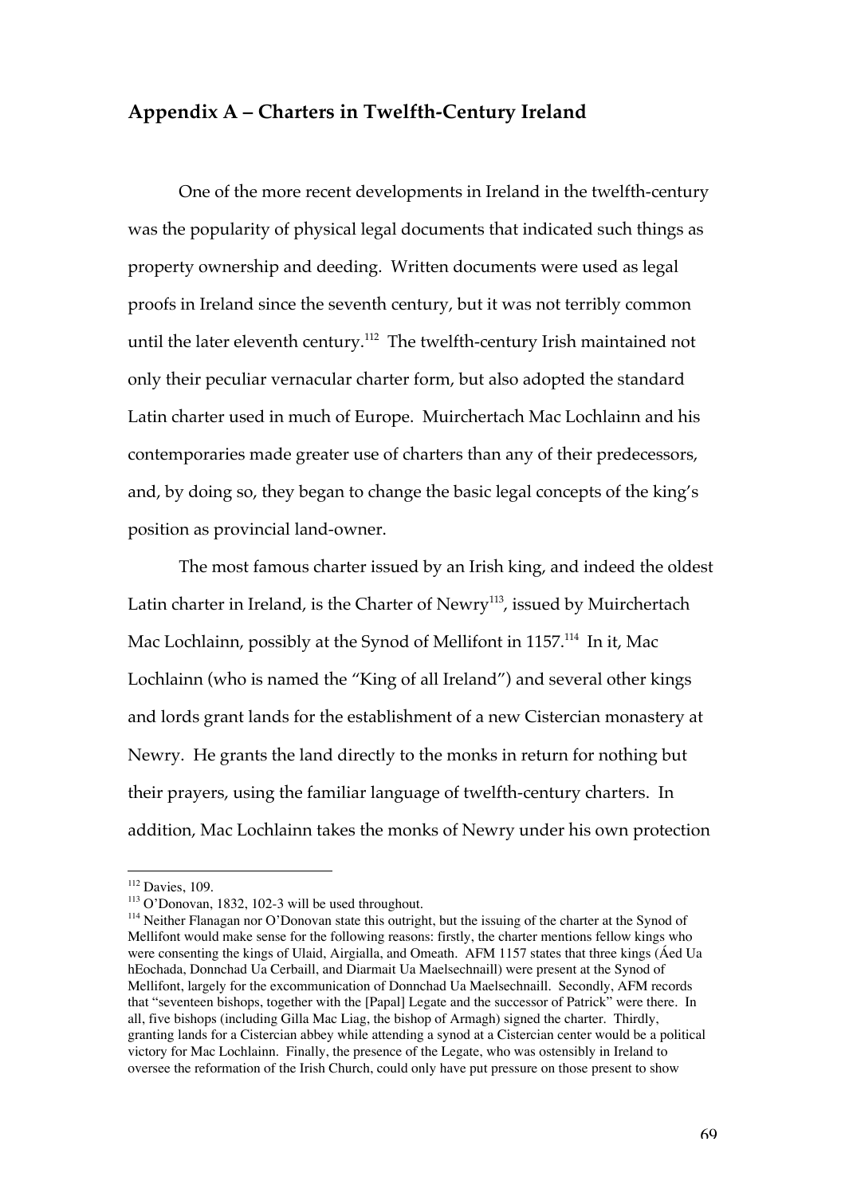## Appendix A – Charters in Twelfth-Century Ireland

One of the more recent developments in Ireland in the twelfth-century was the popularity of physical legal documents that indicated such things as property ownership and deeding. Written documents were used as legal proofs in Ireland since the seventh century, but it was not terribly common until the later eleventh century.[112] The twelfth-century Irish maintained not only their peculiar vernacular charter form, but also adopted the standard Latin charter used in much of Europe. Muirchertach Mac Lochlainn and his contemporaries made greater use of charters than any of their predecessors, and, by doing so, they began to change the basic legal concepts of the king's position as provincial land-owner.

The most famous charter issued by an Irish king, and indeed the oldest Latin charter in Ireland, is the Charter of Newry[113], issued by Muirchertach Mac Lochlainn, possibly at the Synod of Mellifont in 1157.[114] In it, Mac Lochlainn (who is named the "King of all Ireland") and several other kings and lords grant lands for the establishment of a new Cistercian monastery at Newry. He grants the land directly to the monks in return for nothing but their prayers, using the familiar language of twelfth-century charters. In addition, Mac Lochlainn takes the monks of Newry under his own protection

---

[112] Davies, 109.

[113] O'Donovan, 1832, 102-3 will be used throughout.

[114] Neither Flanagan nor O'Donovan state this outright, but the issuing of the charter at the Synod of Mellifont would make sense for the following reasons: firstly, the charter mentions fellow kings who were consenting the kings of Ulaid, Airgialla, and Omeath. AFM 1157 states that three kings (Áed Ua hEochada, Donnchad Ua Cerbaill, and Diarmait Ua Maelsechnaill) were present at the Synod of Mellifont, largely for the excommunication of Donnchad Ua Maelsechnaill. Secondly, AFM records that "seventeen bishops, together with the [Papal] Legate and the successor of Patrick" were there. In all, five bishops (including Gilla Mac Liag, the bishop of Armagh) signed the charter. Thirdly, granting lands for a Cistercian abbey while attending a synod at a Cistercian center would be a political victory for Mac Lochlainn. Finally, the presence of the Legate, who was ostensibly in Ireland to oversee the reformation of the Irish Church, could only have put pressure on those present to show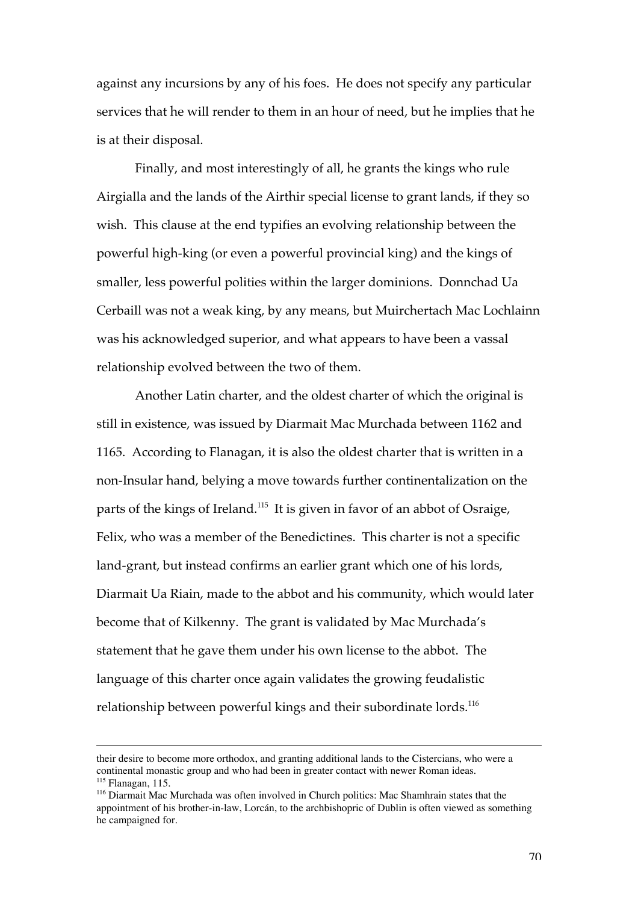against any incursions by any of his foes. He does not specify any particular services that he will render to them in an hour of need, but he implies that he is at their disposal.

Finally, and most interestingly of all, he grants the kings who rule Airgialla and the lands of the Airthir special license to grant lands, if they so wish. This clause at the end typifies an evolving relationship between the powerful high-king (or even a powerful provincial king) and the kings of smaller, less powerful polities within the larger dominions. Donnchad Ua Cerbaill was not a weak king, by any means, but Muirchertach Mac Lochlainn was his acknowledged superior, and what appears to have been a vassal relationship evolved between the two of them.

Another Latin charter, and the oldest charter of which the original is still in existence, was issued by Diarmait Mac Murchada between 1162 and 1165. According to Flanagan, it is also the oldest charter that is written in a non-Insular hand, belying a move towards further continentalization on the parts of the kings of Ireland.[115] It is given in favor of an abbot of Osraige, Felix, who was a member of the Benedictines. This charter is not a specific land-grant, but instead confirms an earlier grant which one of his lords, Diarmait Ua Riain, made to the abbot and his community, which would later become that of Kilkenny. The grant is validated by Mac Murchada's statement that he gave them under his own license to the abbot. The language of this charter once again validates the growing feudalistic relationship between powerful kings and their subordinate lords.[116]

---

their desire to become more orthodox, and granting additional lands to the Cistercians, who were a continental monastic group and who had been in greater contact with newer Roman ideas.

[115] Flanagan, 115.

[116] Diarmait Mac Murchada was often involved in Church politics: Mac Shamhrain states that the appointment of his brother-in-law, Lorcán, to the archbishopric of Dublin is often viewed as something he campaigned for.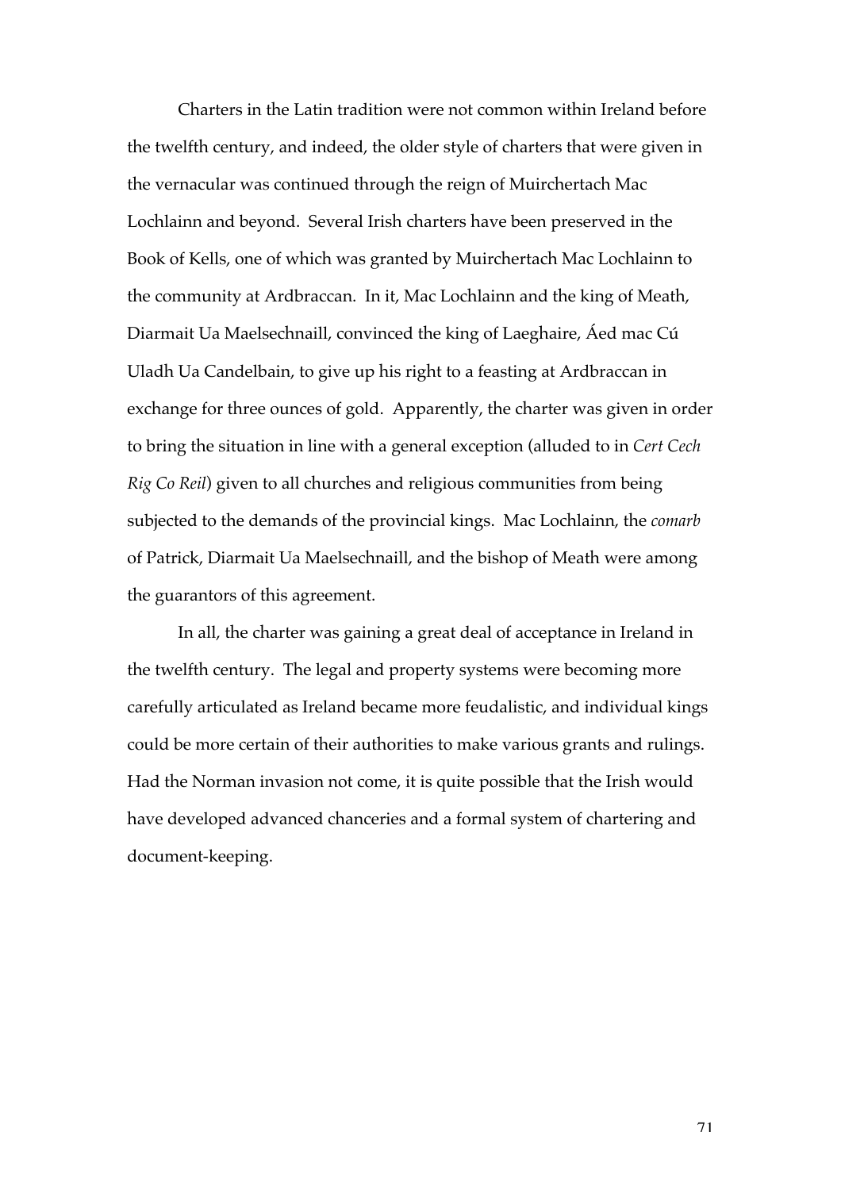Charters in the Latin tradition were not common within Ireland before the twelfth century, and indeed, the older style of charters that were given in the vernacular was continued through the reign of Muirchertach Mac Lochlainn and beyond. Several Irish charters have been preserved in the Book of Kells, one of which was granted by Muirchertach Mac Lochlainn to the community at Ardbraccan. In it, Mac Lochlainn and the king of Meath, Diarmait Ua Maelsechnaill, convinced the king of Laeghaire, Áed mac Cú Uladh Ua Candelbain, to give up his right to a feasting at Ardbraccan in exchange for three ounces of gold. Apparently, the charter was given in order to bring the situation in line with a general exception (alluded to in *Cert Cech Rig Co Reil*) given to all churches and religious communities from being subjected to the demands of the provincial kings. Mac Lochlainn, the *comarb* of Patrick, Diarmait Ua Maelsechnaill, and the bishop of Meath were among the guarantors of this agreement.

In all, the charter was gaining a great deal of acceptance in Ireland in the twelfth century. The legal and property systems were becoming more carefully articulated as Ireland became more feudalistic, and individual kings could be more certain of their authorities to make various grants and rulings. Had the Norman invasion not come, it is quite possible that the Irish would have developed advanced chanceries and a formal system of chartering and document-keeping.